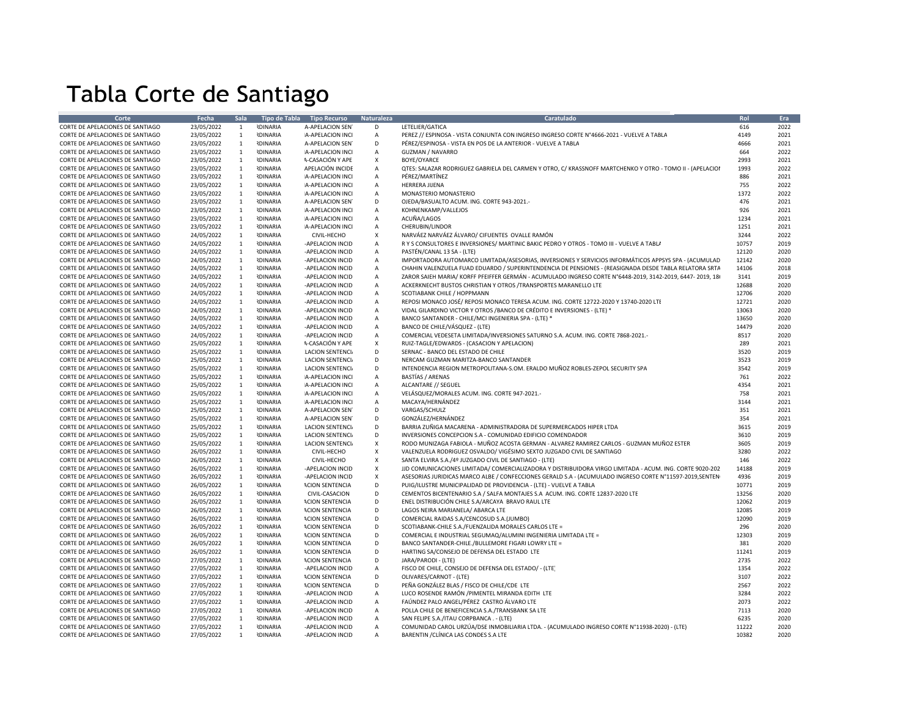# Tabla Corte de Santiago

| Corte | Fecha | Sala | Tipo de Tabla | Tipo Recurso | Naturaleza | Caratulado | Rol | Era |
|---|---|---|---|---|---|---|---|---|
| CORTE DE APELACIONES DE SANTIAGO | 23/05/2022 | 1 | RDINARIA | A-APELACION SEN | D | LETELIER/GATICA | 616 | 2022 |
| CORTE DE APELACIONES DE SANTIAGO | 23/05/2022 | 1 | RDINARIA | A-APELACION INCI | A | PEREZ // ESPINOSA - VISTA CONJUNTA CON INGRESO INGRESO CORTE N°4666-2021 - VUELVE A TABLA | 4149 | 2021 |
| CORTE DE APELACIONES DE SANTIAGO | 23/05/2022 | 1 | RDINARIA | A-APELACION SEN | D | PÉREZ/ESPINOSA - VISTA EN POS DE LA ANTERIOR - VUELVE A TABLA | 4666 | 2021 |
| CORTE DE APELACIONES DE SANTIAGO | 23/05/2022 | 1 | RDINARIA | A-APELACION INCI | A | GUZMAN / NAVARRO | 664 | 2022 |
| CORTE DE APELACIONES DE SANTIAGO | 23/05/2022 | 1 | RDINARIA | A-CASACIÓN Y APE | X | BOYE/OYARCE | 2993 | 2021 |
| CORTE DE APELACIONES DE SANTIAGO | 23/05/2022 | 1 | RDINARIA | APELACIÓN INCIDE | A | QTES: SALAZAR RODRIGUEZ GABRIELA DEL CARMEN Y OTRO, C/ KRASSNOFF MARTCHENKO Y OTRO - TOMO II - (APELACIO | 1993 | 2022 |
| CORTE DE APELACIONES DE SANTIAGO | 23/05/2022 | 1 | RDINARIA | A-APELACION INCI | A | PÉREZ/MARTÍNEZ | 886 | 2021 |
| CORTE DE APELACIONES DE SANTIAGO | 23/05/2022 | 1 | RDINARIA | A-APELACION INCI | A | HERRERA JIJENA | 755 | 2022 |
| CORTE DE APELACIONES DE SANTIAGO | 23/05/2022 | 1 | RDINARIA | A-APELACION INCI | A | MONASTERIO MONASTERIO | 1372 | 2022 |
| CORTE DE APELACIONES DE SANTIAGO | 23/05/2022 | 1 | RDINARIA | A-APELACION SEN | D | OJEDA/BASUALTO ACUM. ING. CORTE 943-2021.- | 476 | 2021 |
| CORTE DE APELACIONES DE SANTIAGO | 23/05/2022 | 1 | RDINARIA | A-APELACION INCI | A | KOHNENKAMP/VALLEJOS | 926 | 2021 |
| CORTE DE APELACIONES DE SANTIAGO | 23/05/2022 | 1 | RDINARIA | A-APELACION INCI | A | ACUÑA/LAGOS | 1234 | 2021 |
| CORTE DE APELACIONES DE SANTIAGO | 23/05/2022 | 1 | RDINARIA | A-APELACION INCI | A | CHERUBIN/LINDOR | 1251 | 2021 |
| CORTE DE APELACIONES DE SANTIAGO | 24/05/2022 | 1 | RDINARIA | CIVIL-HECHO | X | NARVÁEZ NARVÁEZ ÁLVARO/ CIFUENTES OVALLE RAMÓN | 3244 | 2022 |
| CORTE DE APELACIONES DE SANTIAGO | 24/05/2022 | 1 | RDINARIA | -APELACION INCID | A | R Y S CONSULTORES E INVERSIONES/ MARTINIC BAKIC PEDRO Y OTROS - TOMO III - VUELVE A TABLA | 10757 | 2019 |
| CORTE DE APELACIONES DE SANTIAGO | 24/05/2022 | 1 | RDINARIA | -APELACION INCID | A | PASTÉN/CANAL 13 SA - (LTE) | 12120 | 2020 |
| CORTE DE APELACIONES DE SANTIAGO | 24/05/2022 | 1 | RDINARIA | -APELACION INCID | A | IMPORTADORA AUTOMARCO LIMITADA/ASESORIAS, INVERSIONES Y SERVICIOS INFORMÁTICOS APPSYS SPA - (ACUMULAD | 12142 | 2020 |
| CORTE DE APELACIONES DE SANTIAGO | 24/05/2022 | 1 | RDINARIA | -APELACION INCID | A | CHAHIN VALENZUELA FUAD EDUARDO / SUPERINTENDENCIA DE PENSIONES - (REASIGNADA DESDE TABLA RELATORA SRTA | 14106 | 2018 |
| CORTE DE APELACIONES DE SANTIAGO | 24/05/2022 | 1 | RDINARIA | -APELACION INCID | A | ZAROR SAIEH MARIA/ KORFF PFEIFFER GERMÁN - ACUMULADO INGRESO CORTE N°6448-2019, 3142-2019, 6447- 2019, 18 | 3141 | 2019 |
| CORTE DE APELACIONES DE SANTIAGO | 24/05/2022 | 1 | RDINARIA | -APELACION INCID | A | ACKERKNECHT BUSTOS CHRISTIAN Y OTROS /TRANSPORTES MARANELLO LTE | 12688 | 2020 |
| CORTE DE APELACIONES DE SANTIAGO | 24/05/2022 | 1 | RDINARIA | -APELACION INCID | A | SCOTIABANK CHILE / HOPPMANN | 12706 | 2020 |
| CORTE DE APELACIONES DE SANTIAGO | 24/05/2022 | 1 | RDINARIA | -APELACION INCID | A | REPOSI MONACO JOSÉ/ REPOSI MONACO TERESA ACUM. ING. CORTE 12722-2020 Y 13740-2020 LTE | 12721 | 2020 |
| CORTE DE APELACIONES DE SANTIAGO | 24/05/2022 | 1 | RDINARIA | -APELACION INCID | A | VIDAL GILARDINO VICTOR Y OTROS /BANCO DE CRÉDITO E INVERSIONES - (LTE) * | 13063 | 2020 |
| CORTE DE APELACIONES DE SANTIAGO | 24/05/2022 | 1 | RDINARIA | -APELACION INCID | A | BANCO SANTANDER - CHILE/MCI INGENIERIA SPA - (LTE) * | 13650 | 2020 |
| CORTE DE APELACIONES DE SANTIAGO | 24/05/2022 | 1 | RDINARIA | -APELACION INCID | A | BANCO DE CHILE/VÁSQUEZ - (LTE) | 14479 | 2020 |
| CORTE DE APELACIONES DE SANTIAGO | 24/05/2022 | 1 | RDINARIA | -APELACION INCID | A | COMERCIAL VEDESETA LIMITADA/INVERSIONES SATURNO S.A. ACUM. ING. CORTE 7868-2021.- | 8517 | 2020 |
| CORTE DE APELACIONES DE SANTIAGO | 25/05/2022 | 1 | RDINARIA | A-CASACIÓN Y APE | X | RUIZ-TAGLE/EDWARDS - (CASACION Y APELACION) | 289 | 2021 |
| CORTE DE APELACIONES DE SANTIAGO | 25/05/2022 | 1 | RDINARIA | LACION SENTENCI | D | SERNAC - BANCO DEL ESTADO DE CHILE | 3520 | 2019 |
| CORTE DE APELACIONES DE SANTIAGO | 25/05/2022 | 1 | RDINARIA | LACION SENTENCI | D | NERCAM GUZMAN MARITZA-BANCO SANTANDER | 3523 | 2019 |
| CORTE DE APELACIONES DE SANTIAGO | 25/05/2022 | 1 | RDINARIA | LACION SENTENCI | D | INTENDENCIA REGION METROPOLITANA-S.OM. ERALDO MUÑOZ ROBLES-ZEPOL SECURITY SPA | 3542 | 2019 |
| CORTE DE APELACIONES DE SANTIAGO | 25/05/2022 | 1 | RDINARIA | A-APELACION INCI | A | BASTÍAS / ARENAS | 761 | 2022 |
| CORTE DE APELACIONES DE SANTIAGO | 25/05/2022 | 1 | RDINARIA | A-APELACION INCI | A | ALCANTARE // SEGUEL | 4354 | 2021 |
| CORTE DE APELACIONES DE SANTIAGO | 25/05/2022 | 1 | RDINARIA | A-APELACION INCI | A | VELÁSQUEZ/MORALES ACUM. ING. CORTE 947-2021.- | 758 | 2021 |
| CORTE DE APELACIONES DE SANTIAGO | 25/05/2022 | 1 | RDINARIA | A-APELACION INCI | A | MACAYA/HERNÁNDEZ | 3144 | 2021 |
| CORTE DE APELACIONES DE SANTIAGO | 25/05/2022 | 1 | RDINARIA | A-APELACION SEN | D | VARGAS/SCHULZ | 351 | 2021 |
| CORTE DE APELACIONES DE SANTIAGO | 25/05/2022 | 1 | RDINARIA | A-APELACION SEN | D | GONZÁLEZ/HERNÁNDEZ | 354 | 2021 |
| CORTE DE APELACIONES DE SANTIAGO | 25/05/2022 | 1 | RDINARIA | LACION SENTENCI | D | BARRIA ZUÑIGA MACARENA - ADMINISTRADORA DE SUPERMERCADOS HIPER LTDA | 3615 | 2019 |
| CORTE DE APELACIONES DE SANTIAGO | 25/05/2022 | 1 | RDINARIA | LACION SENTENCI | D | INVERSIONES CONCEPCION S.A - COMUNIDAD EDIFICIO COMENDADOR | 3610 | 2019 |
| CORTE DE APELACIONES DE SANTIAGO | 25/05/2022 | 1 | RDINARIA | LACION SENTENCI | X | RODO MUNIZAGA FABIOLA - MUÑOZ ACOSTA GERMAN - ALVAREZ RAMIREZ CARLOS - GUZMAN MUÑOZ ESTER | 3605 | 2019 |
| CORTE DE APELACIONES DE SANTIAGO | 26/05/2022 | 1 | RDINARIA | CIVIL-HECHO | X | VALENZUELA RODRIGUEZ OSVALDO/ VIGÉSIMO SEXTO JUZGADO CIVIL DE SANTIAGO | 3280 | 2022 |
| CORTE DE APELACIONES DE SANTIAGO | 26/05/2022 | 1 | RDINARIA | CIVIL-HECHO | X | SANTA ELVIRA S.A./4º JUZGADO CIVIL DE SANTIAGO - (LTE) | 146 | 2022 |
| CORTE DE APELACIONES DE SANTIAGO | 26/05/2022 | 1 | RDINARIA | -APELACION INCID | X | JJD COMUNICACIONES LIMITADA/ COMERCIALIZADORA Y DISTRIBUIDORA VIRGO LIMITADA - ACUM. ING. CORTE 9020-202 | 14188 | 2019 |
| CORTE DE APELACIONES DE SANTIAGO | 26/05/2022 | 1 | RDINARIA | -APELACION INCID | X | ASESORIAS JURIDICAS MARCO ALBE / CONFECCIONES GERALD S.A - (ACUMULADO INGRESO CORTE N°11597-2019,SENTEN | 4936 | 2019 |
| CORTE DE APELACIONES DE SANTIAGO | 26/05/2022 | 1 | RDINARIA | ACION SENTENCIA | D | PUIG/ILUSTRE MUNICIPALIDAD DE PROVIDENCIA - (LTE) - VUELVE A TABLA | 10771 | 2019 |
| CORTE DE APELACIONES DE SANTIAGO | 26/05/2022 | 1 | RDINARIA | CIVIL-CASACION | D | CEMENTOS BICENTENARIO S.A / SALFA MONTAJES S.A ACUM. ING. CORTE 12837-2020 LTE | 13256 | 2020 |
| CORTE DE APELACIONES DE SANTIAGO | 26/05/2022 | 1 | RDINARIA | ACION SENTENCIA | D | ENEL DISTRIBUCIÓN CHILE S.A/ARCAYA BRAVO RAUL LTE | 12062 | 2019 |
| CORTE DE APELACIONES DE SANTIAGO | 26/05/2022 | 1 | RDINARIA | ACION SENTENCIA | D | LAGOS NEIRA MARIANELA/ ABARCA LTE | 12085 | 2019 |
| CORTE DE APELACIONES DE SANTIAGO | 26/05/2022 | 1 | RDINARIA | ACION SENTENCIA | D | COMERCIAL RAIDAS S.A/CENCOSUD S.A.(JUMBO) | 12090 | 2019 |
| CORTE DE APELACIONES DE SANTIAGO | 26/05/2022 | 1 | RDINARIA | ACION SENTENCIA | D | SCOTIABANK-CHILE S.A./FUENZALIDA MORALES CARLOS LTE = | 296 | 2020 |
| CORTE DE APELACIONES DE SANTIAGO | 26/05/2022 | 1 | RDINARIA | ACION SENTENCIA | D | COMERCIAL E INDUSTRIAL SEGUMAQ/ALUMINI INGENIERIA LIMITADA LTE = | 12303 | 2019 |
| CORTE DE APELACIONES DE SANTIAGO | 26/05/2022 | 1 | RDINARIA | ACION SENTENCIA | D | BANCO SANTANDER-CHILE./BULLEMORE FIGARI LOWRY LTE = | 381 | 2020 |
| CORTE DE APELACIONES DE SANTIAGO | 26/05/2022 | 1 | RDINARIA | ACION SENTENCIA | D | HARTING SA/CONSEJO DE DEFENSA DEL ESTADO LTE | 11241 | 2019 |
| CORTE DE APELACIONES DE SANTIAGO | 27/05/2022 | 1 | RDINARIA | ACION SENTENCIA | D | JARA/PARODI - (LTE) | 2735 | 2022 |
| CORTE DE APELACIONES DE SANTIAGO | 27/05/2022 | 1 | RDINARIA | -APELACION INCID | A | FISCO DE CHILE, CONSEJO DE DEFENSA DEL ESTADO/ - (LTE) | 1354 | 2022 |
| CORTE DE APELACIONES DE SANTIAGO | 27/05/2022 | 1 | RDINARIA | ACION SENTENCIA | D | OLIVARES/CARNOT - (LTE) | 3107 | 2022 |
| CORTE DE APELACIONES DE SANTIAGO | 27/05/2022 | 1 | RDINARIA | ACION SENTENCIA | D | PEÑA GONZÁLEZ BLAS / FISCO DE CHILE/CDE LTE | 2567 | 2022 |
| CORTE DE APELACIONES DE SANTIAGO | 27/05/2022 | 1 | RDINARIA | -APELACION INCID | A | LUCO ROSENDE RAMÓN /PIMENTEL MIRANDA EDITH LTE | 3284 | 2022 |
| CORTE DE APELACIONES DE SANTIAGO | 27/05/2022 | 1 | RDINARIA | -APELACION INCID | A | FAÚNDEZ PALO ANGEL/PÉREZ CASTRO ÁLVARO LTE | 2073 | 2022 |
| CORTE DE APELACIONES DE SANTIAGO | 27/05/2022 | 1 | RDINARIA | -APELACION INCID | A | POLLA CHILE DE BENEFICENCIA S.A./TRANSBANK SA LTE | 7113 | 2020 |
| CORTE DE APELACIONES DE SANTIAGO | 27/05/2022 | 1 | RDINARIA | -APELACION INCID | A | SAN FELIPE S.A./ITAU CORPBANCA . - (LTE) | 6235 | 2020 |
| CORTE DE APELACIONES DE SANTIAGO | 27/05/2022 | 1 | RDINARIA | -APELACION INCID | A | COMUNIDAD CAROL URZÚA/DSE INMOBILIARIA LTDA. - (ACUMULADO INGRESO CORTE N°11938-2020) - (LTE) | 11222 | 2020 |
| CORTE DE APELACIONES DE SANTIAGO | 27/05/2022 | 1 | RDINARIA | -APELACION INCID | A | BARENTIN /CLÍNICA LAS CONDES S.A LTE | 10382 | 2020 |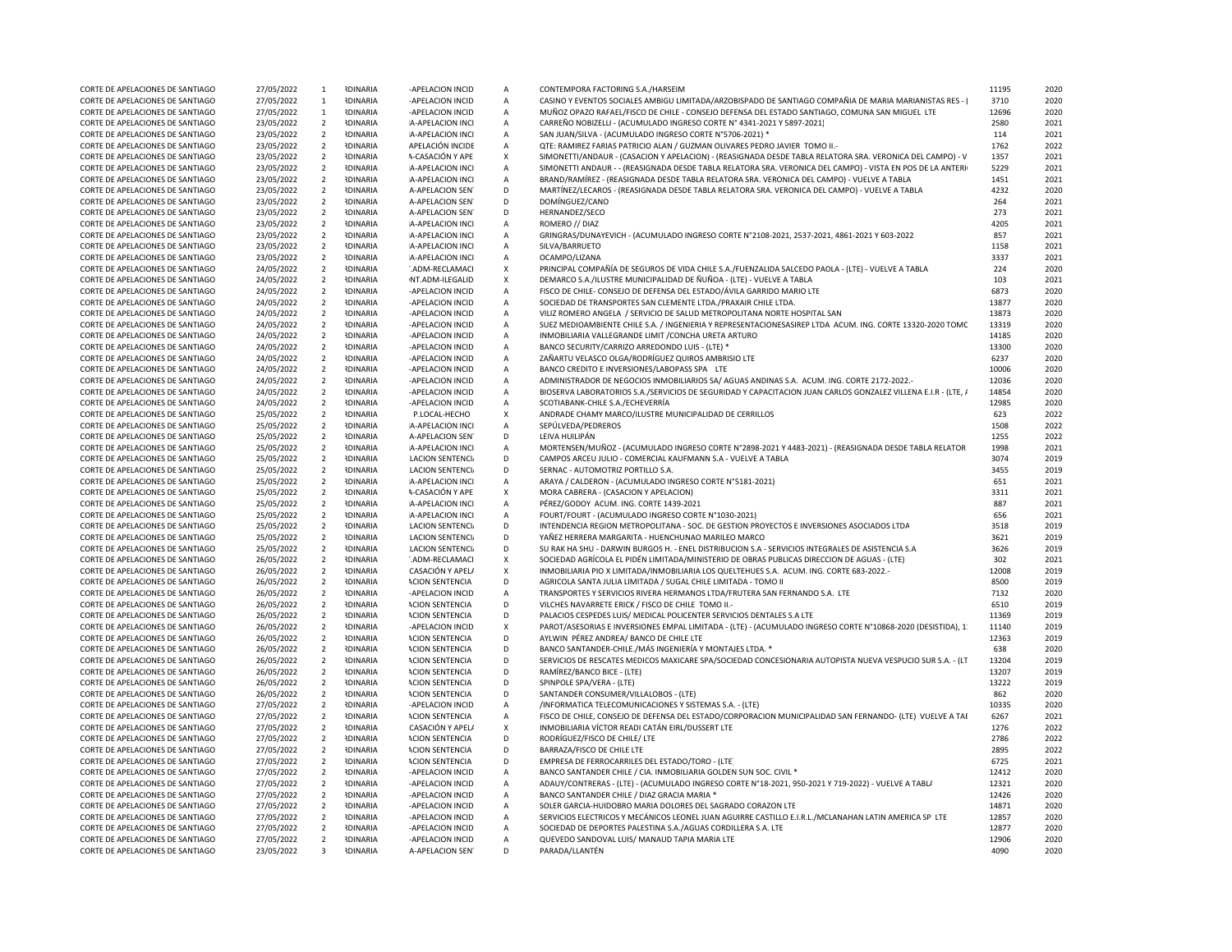| | | | | | | | | |
|---|---|---|---|---|---|---|---|---|
| CORTE DE APELACIONES DE SANTIAGO | 27/05/2022 | 1 | RDINARIA | -APELACION INCID | A | CONTEMPORA FACTORING S.A./HARSEIM | 11195 | 2020 |
| CORTE DE APELACIONES DE SANTIAGO | 27/05/2022 | 1 | RDINARIA | -APELACION INCID | A | CASINO Y EVENTOS SOCIALES AMBIGU LIMITADA/ARZOBISPADO DE SANTIAGO COMPAÑIA DE MARIA MARIANISTAS RES - ( | 3710 | 2020 |
| CORTE DE APELACIONES DE SANTIAGO | 27/05/2022 | 1 | RDINARIA | -APELACION INCID | A | MUÑOZ OPAZO RAFAEL/FISCO DE CHILE - CONSEJO DEFENSA DEL ESTADO SANTIAGO, COMUNA SAN MIGUEL LTE | 12696 | 2020 |
| CORTE DE APELACIONES DE SANTIAGO | 23/05/2022 | 2 | RDINARIA | A-APELACION INCI | A | CARREÑO NOBIZELLI - (ACUMULADO INGRESO CORTE N° 4341-2021 Y 5897-2021) | 2580 | 2021 |
| CORTE DE APELACIONES DE SANTIAGO | 23/05/2022 | 2 | RDINARIA | A-APELACION INCI | A | SAN JUAN/SILVA - (ACUMULADO INGRESO CORTE N°5706-2021) * | 114 | 2021 |
| CORTE DE APELACIONES DE SANTIAGO | 23/05/2022 | 2 | RDINARIA | APELACIÓN INCIDE | A | QTE: RAMIREZ FARIAS PATRICIO ALAN / GUZMAN OLIVARES PEDRO JAVIER TOMO II.- | 1762 | 2022 |
| CORTE DE APELACIONES DE SANTIAGO | 23/05/2022 | 2 | RDINARIA | A-CASACIÓN Y APE | X | SIMONETTI/ANDAUR - (CASACION Y APELACION) - (REASIGNADA DESDE TABLA RELATORA SRA. VERONICA DEL CAMPO) - V | 1357 | 2021 |
| CORTE DE APELACIONES DE SANTIAGO | 23/05/2022 | 2 | RDINARIA | A-APELACION INCI | A | SIMONETTI ANDAUR - - (REASIGNADA DESDE TABLA RELATORA SRA. VERONICA DEL CAMPO) - VISTA EN POS DE LA ANTERI | 5229 | 2021 |
| CORTE DE APELACIONES DE SANTIAGO | 23/05/2022 | 2 | RDINARIA | A-APELACION INCI | A | BRAND/RAMÍREZ - (REASIGNADA DESDE TABLA RELATORA SRA. VERONICA DEL CAMPO) - VUELVE A TABLA | 1451 | 2021 |
| CORTE DE APELACIONES DE SANTIAGO | 23/05/2022 | 2 | RDINARIA | A-APELACION SEN | D | MARTÍNEZ/LECAROS - (REASIGNADA DESDE TABLA RELATORA SRA. VERONICA DEL CAMPO) - VUELVE A TABLA | 4232 | 2020 |
| CORTE DE APELACIONES DE SANTIAGO | 23/05/2022 | 2 | RDINARIA | A-APELACION SEN | D | DOMÍNGUEZ/CANO | 264 | 2021 |
| CORTE DE APELACIONES DE SANTIAGO | 23/05/2022 | 2 | RDINARIA | A-APELACION SEN | D | HERNANDEZ/SECO | 273 | 2021 |
| CORTE DE APELACIONES DE SANTIAGO | 23/05/2022 | 2 | RDINARIA | A-APELACION INCI | A | ROMERO // DIAZ | 4205 | 2021 |
| CORTE DE APELACIONES DE SANTIAGO | 23/05/2022 | 2 | RDINARIA | A-APELACION INCI | A | GRINGRAS/DUNAYEVICH - (ACUMULADO INGRESO CORTE N°2108-2021, 2537-2021, 4861-2021 Y 603-2022 | 857 | 2021 |
| CORTE DE APELACIONES DE SANTIAGO | 23/05/2022 | 2 | RDINARIA | A-APELACION INCI | A | SILVA/BARRUETO | 1158 | 2021 |
| CORTE DE APELACIONES DE SANTIAGO | 23/05/2022 | 2 | RDINARIA | A-APELACION INCI | A | OCAMPO/LIZANA | 3337 | 2021 |
| CORTE DE APELACIONES DE SANTIAGO | 24/05/2022 | 2 | RDINARIA | .ADM-RECLAMACI | X | PRINCIPAL COMPAÑÍA DE SEGUROS DE VIDA CHILE S.A./FUENZALIDA SALCEDO PAOLA - (LTE) - VUELVE A TABLA | 224 | 2020 |
| CORTE DE APELACIONES DE SANTIAGO | 24/05/2022 | 2 | RDINARIA | NT.ADM-ILEGALID | X | DEMARCO S.A./ILUSTRE MUNICIPALIDAD DE ÑUÑOA - (LTE) - VUELVE A TABLA | 103 | 2021 |
| CORTE DE APELACIONES DE SANTIAGO | 24/05/2022 | 2 | RDINARIA | -APELACION INCID | A | FISCO DE CHILE- CONSEJO DE DEFENSA DEL ESTADO/ÁVILA GARRIDO MARIO LTE | 6873 | 2020 |
| CORTE DE APELACIONES DE SANTIAGO | 24/05/2022 | 2 | RDINARIA | -APELACION INCID | A | SOCIEDAD DE TRANSPORTES SAN CLEMENTE LTDA./PRAXAIR CHILE LTDA. | 13877 | 2020 |
| CORTE DE APELACIONES DE SANTIAGO | 24/05/2022 | 2 | RDINARIA | -APELACION INCID | A | VILIZ ROMERO ANGELA / SERVICIO DE SALUD METROPOLITANA NORTE HOSPITAL SAN | 13873 | 2020 |
| CORTE DE APELACIONES DE SANTIAGO | 24/05/2022 | 2 | RDINARIA | -APELACION INCID | A | SUEZ MEDIOAMBIENTE CHILE S.A. / INGENIERIA Y REPRESENTACIONESASIREP LTDA ACUM. ING. CORTE 13320-2020 TOMO | 13319 | 2020 |
| CORTE DE APELACIONES DE SANTIAGO | 24/05/2022 | 2 | RDINARIA | -APELACION INCID | A | INMOBILIARIA VALLEGRANDE LIMIT /CONCHA URETA ARTURO | 14185 | 2020 |
| CORTE DE APELACIONES DE SANTIAGO | 24/05/2022 | 2 | RDINARIA | -APELACION INCID | A | BANCO SECURITY/CARRIZO ARREDONDO LUIS - (LTE) * | 13300 | 2020 |
| CORTE DE APELACIONES DE SANTIAGO | 24/05/2022 | 2 | RDINARIA | -APELACION INCID | A | ZAÑARTU VELASCO OLGA/RODRÍGUEZ QUIROS AMBRISIO LTE | 6237 | 2020 |
| CORTE DE APELACIONES DE SANTIAGO | 24/05/2022 | 2 | RDINARIA | -APELACION INCID | A | BANCO CREDITO E INVERSIONES/LABOPASS SPA LTE | 10006 | 2020 |
| CORTE DE APELACIONES DE SANTIAGO | 24/05/2022 | 2 | RDINARIA | -APELACION INCID | A | ADMINISTRADOR DE NEGOCIOS INMOBILIARIOS SA/ AGUAS ANDINAS S.A. ACUM. ING. CORTE 2172-2022.- | 12036 | 2020 |
| CORTE DE APELACIONES DE SANTIAGO | 24/05/2022 | 2 | RDINARIA | -APELACION INCID | A | BIOSERVA LABORATORIOS S.A./SERVICIOS DE SEGURIDAD Y CAPACITACION JUAN CARLOS GONZALEZ VILLENA E.I.R - (LTE, / | 14854 | 2020 |
| CORTE DE APELACIONES DE SANTIAGO | 24/05/2022 | 2 | RDINARIA | -APELACION INCID | A | SCOTIABANK-CHILE S.A./ECHEVERRÍA | 12985 | 2020 |
| CORTE DE APELACIONES DE SANTIAGO | 25/05/2022 | 2 | RDINARIA | P.LOCAL-HECHO | X | ANDRADE CHAMY MARCO/ILUSTRE MUNICIPALIDAD DE CERRILLOS | 623 | 2022 |
| CORTE DE APELACIONES DE SANTIAGO | 25/05/2022 | 2 | RDINARIA | A-APELACION INCI | A | SEPÚLVEDA/PEDREROS | 1508 | 2022 |
| CORTE DE APELACIONES DE SANTIAGO | 25/05/2022 | 2 | RDINARIA | A-APELACION SEN | D | LEIVA HUILIPÁN | 1255 | 2022 |
| CORTE DE APELACIONES DE SANTIAGO | 25/05/2022 | 2 | RDINARIA | A-APELACION INCI | A | MORTENSEN/MUÑOZ - (ACUMULADO INGRESO CORTE N°2898-2021 Y 4483-2021) - (REASIGNADA DESDE TABLA RELATOR | 1998 | 2021 |
| CORTE DE APELACIONES DE SANTIAGO | 25/05/2022 | 2 | RDINARIA | LACION SENTENCI | D | CAMPOS ARCEU JULIO - COMERCIAL KAUFMANN S.A - VUELVE A TABLA | 3074 | 2019 |
| CORTE DE APELACIONES DE SANTIAGO | 25/05/2022 | 2 | RDINARIA | LACION SENTENCI | D | SERNAC - AUTOMOTRIZ PORTILLO S.A. | 3455 | 2019 |
| CORTE DE APELACIONES DE SANTIAGO | 25/05/2022 | 2 | RDINARIA | A-APELACION INCI | A | ARAYA / CALDERON - (ACUMULADO INGRESO CORTE N°5181-2021) | 651 | 2021 |
| CORTE DE APELACIONES DE SANTIAGO | 25/05/2022 | 2 | RDINARIA | A-CASACIÓN Y APE | X | MORA CABRERA - (CASACION Y APELACION) | 3311 | 2021 |
| CORTE DE APELACIONES DE SANTIAGO | 25/05/2022 | 2 | RDINARIA | A-APELACION INCI | A | PÉREZ/GODOY ACUM. ING. CORTE 1439-2021 | 887 | 2021 |
| CORTE DE APELACIONES DE SANTIAGO | 25/05/2022 | 2 | RDINARIA | A-APELACION INCI | A | FOURT/FOURT - (ACUMULADO INGRESO CORTE N°1030-2021) | 656 | 2021 |
| CORTE DE APELACIONES DE SANTIAGO | 25/05/2022 | 2 | RDINARIA | LACION SENTENCI | D | INTENDENCIA REGION METROPOLITANA - SOC. DE GESTION PROYECTOS E INVERSIONES ASOCIADOS LTDA | 3518 | 2019 |
| CORTE DE APELACIONES DE SANTIAGO | 25/05/2022 | 2 | RDINARIA | LACION SENTENCI | D | YAÑEZ HERRERA MARGARITA - HUENCHUNAO MARILEO MARCO | 3621 | 2019 |
| CORTE DE APELACIONES DE SANTIAGO | 25/05/2022 | 2 | RDINARIA | LACION SENTENCI | D | SU RAK HA SHU - DARWIN BURGOS H. - ENEL DISTRIBUCION S.A - SERVICIOS INTEGRALES DE ASISTENCIA S.A | 3626 | 2019 |
| CORTE DE APELACIONES DE SANTIAGO | 26/05/2022 | 2 | RDINARIA | .ADM-RECLAMACI | X | SOCIEDAD AGRÍCOLA EL PIDÉN LIMITADA/MINISTERIO DE OBRAS PUBLICAS DIRECCION DE AGUAS - (LTE) | 302 | 2021 |
| CORTE DE APELACIONES DE SANTIAGO | 26/05/2022 | 2 | RDINARIA | CASACIÓN Y APEL | X | INMOBILIARIA PIO X LIMITADA/INMOBILIARIA LOS QUELTEHUES S.A. ACUM. ING. CORTE 683-2022.- | 12008 | 2019 |
| CORTE DE APELACIONES DE SANTIAGO | 26/05/2022 | 2 | RDINARIA | ACION SENTENCIA | D | AGRICOLA SANTA JULIA LIMITADA / SUGAL CHILE LIMITADA - TOMO II | 8500 | 2019 |
| CORTE DE APELACIONES DE SANTIAGO | 26/05/2022 | 2 | RDINARIA | -APELACION INCID | A | TRANSPORTES Y SERVICIOS RIVERA HERMANOS LTDA/FRUTERA SAN FERNANDO S.A. LTE | 7132 | 2020 |
| CORTE DE APELACIONES DE SANTIAGO | 26/05/2022 | 2 | RDINARIA | ACION SENTENCIA | D | VILCHES NAVARRETE ERICK / FISCO DE CHILE TOMO II.- | 6510 | 2019 |
| CORTE DE APELACIONES DE SANTIAGO | 26/05/2022 | 2 | RDINARIA | ACION SENTENCIA | D | PALACIOS CESPEDES LUIS/ MEDICAL POLICENTER SERVICIOS DENTALES S.A LTE | 11369 | 2019 |
| CORTE DE APELACIONES DE SANTIAGO | 26/05/2022 | 2 | RDINARIA | -APELACION INCID | X | PAROT/ASESORIAS E INVERSIONES EMPAL LIMITADA - (LTE) - (ACUMULADO INGRESO CORTE N°10868-2020 (DESISTIDA), 1 | 11140 | 2019 |
| CORTE DE APELACIONES DE SANTIAGO | 26/05/2022 | 2 | RDINARIA | ACION SENTENCIA | D | AYLWIN PÉREZ ANDREA/ BANCO DE CHILE LTE | 12363 | 2019 |
| CORTE DE APELACIONES DE SANTIAGO | 26/05/2022 | 2 | RDINARIA | ACION SENTENCIA | D | BANCO SANTANDER-CHILE./MÁS INGENIERÍA Y MONTAJES LTDA. * | 638 | 2020 |
| CORTE DE APELACIONES DE SANTIAGO | 26/05/2022 | 2 | RDINARIA | ACION SENTENCIA | D | SERVICIOS DE RESCATES MEDICOS MAXICARE SPA/SOCIEDAD CONCESIONARIA AUTOPISTA NUEVA VESPUCIO SUR S.A. - (LT | 13204 | 2019 |
| CORTE DE APELACIONES DE SANTIAGO | 26/05/2022 | 2 | RDINARIA | ACION SENTENCIA | D | RAMÍREZ/BANCO BICE - (LTE) | 13207 | 2019 |
| CORTE DE APELACIONES DE SANTIAGO | 26/05/2022 | 2 | RDINARIA | ACION SENTENCIA | D | SPINPOLE SPA/VERA - (LTE) | 13222 | 2019 |
| CORTE DE APELACIONES DE SANTIAGO | 26/05/2022 | 2 | RDINARIA | ACION SENTENCIA | D | SANTANDER CONSUMER/VILLALOBOS - (LTE) | 862 | 2020 |
| CORTE DE APELACIONES DE SANTIAGO | 27/05/2022 | 2 | RDINARIA | -APELACION INCID | A | /INFORMATICA TELECOMUNICACIONES Y SISTEMAS S.A. - (LTE) | 10335 | 2020 |
| CORTE DE APELACIONES DE SANTIAGO | 27/05/2022 | 2 | RDINARIA | ACION SENTENCIA | A | FISCO DE CHILE, CONSEJO DE DEFENSA DEL ESTADO/CORPORACION MUNICIPALIDAD SAN FERNANDO- (LTE) VUELVE A TAI | 6267 | 2021 |
| CORTE DE APELACIONES DE SANTIAGO | 27/05/2022 | 2 | RDINARIA | CASACIÓN Y APEL | X | INMOBILIARIA VÍCTOR READI CATÁN EIRL/DUSSERT LTE | 1276 | 2022 |
| CORTE DE APELACIONES DE SANTIAGO | 27/05/2022 | 2 | RDINARIA | ACION SENTENCIA | D | RODRÍGUEZ/FISCO DE CHILE/ LTE | 2786 | 2022 |
| CORTE DE APELACIONES DE SANTIAGO | 27/05/2022 | 2 | RDINARIA | ACION SENTENCIA | D | BARRAZA/FISCO DE CHILE LTE | 2895 | 2022 |
| CORTE DE APELACIONES DE SANTIAGO | 27/05/2022 | 2 | RDINARIA | ACION SENTENCIA | D | EMPRESA DE FERROCARRILES DEL ESTADO/TORO - (LTE | 6725 | 2021 |
| CORTE DE APELACIONES DE SANTIAGO | 27/05/2022 | 2 | RDINARIA | -APELACION INCID | A | BANCO SANTANDER CHILE / CIA. INMOBILIARIA GOLDEN SUN SOC. CIVIL * | 12412 | 2020 |
| CORTE DE APELACIONES DE SANTIAGO | 27/05/2022 | 2 | RDINARIA | -APELACION INCID | A | ADAUY/CONTRERAS - (LTE) - (ACUMULADO INGRESO CORTE N°18-2021, 950-2021 Y 719-2022) - VUELVE A TABLA | 12321 | 2020 |
| CORTE DE APELACIONES DE SANTIAGO | 27/05/2022 | 2 | RDINARIA | -APELACION INCID | A | BANCO SANTANDER CHILE / DIAZ GRACIA MARIA * | 12426 | 2020 |
| CORTE DE APELACIONES DE SANTIAGO | 27/05/2022 | 2 | RDINARIA | -APELACION INCID | A | SOLER GARCIA-HUIDOBRO MARIA DOLORES DEL SAGRADO CORAZON LTE | 14871 | 2020 |
| CORTE DE APELACIONES DE SANTIAGO | 27/05/2022 | 2 | RDINARIA | -APELACION INCID | A | SERVICIOS ELECTRICOS Y MECÁNICOS LEONEL JUAN AGUIRRE CASTILLO E.I.R.L./MCLANAHAN LATIN AMERICA SP LTE | 12857 | 2020 |
| CORTE DE APELACIONES DE SANTIAGO | 27/05/2022 | 2 | RDINARIA | -APELACION INCID | A | SOCIEDAD DE DEPORTES PALESTINA S.A./AGUAS CORDILLERA S.A. LTE | 12877 | 2020 |
| CORTE DE APELACIONES DE SANTIAGO | 27/05/2022 | 2 | RDINARIA | -APELACION INCID | A | QUEVEDO SANDOVAL LUIS/ MANAUD TAPIA MARIA LTE | 12906 | 2020 |
| CORTE DE APELACIONES DE SANTIAGO | 23/05/2022 | 3 | RDINARIA | A-APELACION SEN | D | PARADA/LLANTÉN | 4090 | 2020 |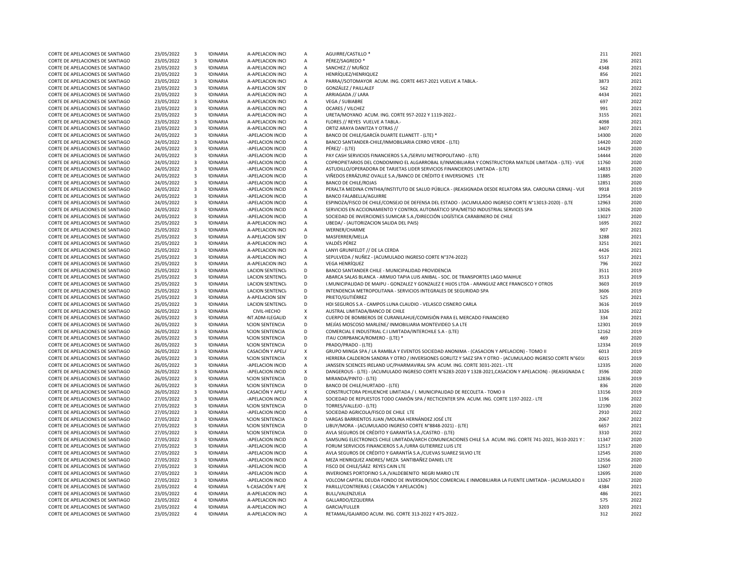| | | | | | | | | |
|---|---|---|---|---|---|---|---|---|
| CORTE DE APELACIONES DE SANTIAGO | 23/05/2022 | 3 | RDINARIA | A-APELACION INCI | A | AGUIRRE/CASTILLO * | 211 | 2021 |
| CORTE DE APELACIONES DE SANTIAGO | 23/05/2022 | 3 | RDINARIA | A-APELACION INCI | A | PÉREZ/SAGREDO * | 236 | 2021 |
| CORTE DE APELACIONES DE SANTIAGO | 23/05/2022 | 3 | RDINARIA | A-APELACION INCI | A | SANCHEZ // MUÑOZ | 4348 | 2021 |
| CORTE DE APELACIONES DE SANTIAGO | 23/05/2022 | 3 | RDINARIA | A-APELACION INCI | A | HENRÍQUEZ/HENRIQUEZ | 856 | 2021 |
| CORTE DE APELACIONES DE SANTIAGO | 23/05/2022 | 3 | RDINARIA | A-APELACION INCI | A | PARRA//SOTOMAYOR ACUM. ING. CORTE 4457-2021 VUELVE A TABLA.- | 3873 | 2021 |
| CORTE DE APELACIONES DE SANTIAGO | 23/05/2022 | 3 | RDINARIA | A-APELACION SEN | D | GONZÁLEZ / PAILLALEF | 562 | 2022 |
| CORTE DE APELACIONES DE SANTIAGO | 23/05/2022 | 3 | RDINARIA | A-APELACION INCI | A | ARRIAGADA // LARA | 4434 | 2021 |
| CORTE DE APELACIONES DE SANTIAGO | 23/05/2022 | 3 | RDINARIA | A-APELACION INCI | A | VEGA / SUBIABRE | 697 | 2022 |
| CORTE DE APELACIONES DE SANTIAGO | 23/05/2022 | 3 | RDINARIA | A-APELACION INCI | A | OCARES / VILCHEZ | 991 | 2021 |
| CORTE DE APELACIONES DE SANTIAGO | 23/05/2022 | 3 | RDINARIA | A-APELACION INCI | A | URETA/MOYANO ACUM. ING. CORTE 957-2022 Y 1119-2022.- | 3155 | 2021 |
| CORTE DE APELACIONES DE SANTIAGO | 23/05/2022 | 3 | RDINARIA | A-APELACION INCI | A | FLORES // REYES VUELVE A TABLA.- | 4098 | 2021 |
| CORTE DE APELACIONES DE SANTIAGO | 23/05/2022 | 3 | RDINARIA | A-APELACION INCI | A | ORTIZ ARAYA DANITZA Y OTRAS // | 3407 | 2021 |
| CORTE DE APELACIONES DE SANTIAGO | 24/05/2022 | 3 | RDINARIA | -APELACION INCID | A | BANCO DE CHILE/GARCÍA DUARTE ELIANETT - (LTE) * | 14300 | 2020 |
| CORTE DE APELACIONES DE SANTIAGO | 24/05/2022 | 3 | RDINARIA | -APELACION INCID | A | BANCO SANTANDER-CHILE/INMOBILIARIA CERRO VERDE - (LTE) | 14420 | 2020 |
| CORTE DE APELACIONES DE SANTIAGO | 24/05/2022 | 3 | RDINARIA | -APELACION INCID | A | PÉREZ/ - (LTE) | 14429 | 2020 |
| CORTE DE APELACIONES DE SANTIAGO | 24/05/2022 | 3 | RDINARIA | -APELACION INCID | A | PAY CASH SERVICIOS FINANCIEROS S.A./SERVIU METROPOLITANO - (LTE) | 14444 | 2020 |
| CORTE DE APELACIONES DE SANTIAGO | 24/05/2022 | 3 | RDINARIA | -APELACION INCID | A | COPROPIETARIOS DEL CONDOMINIO EL ALGARROBAL II/INMOBILIARIA Y CONSTRUCTORA MATILDE LIMITADA - (LTE) - VUE | 11760 | 2020 |
| CORTE DE APELACIONES DE SANTIAGO | 24/05/2022 | 3 | RDINARIA | -APELACION INCID | A | ASTUDILLO/OPERADORA DE TARJETAS LIDER SERVICIOS FINANCIEROS LIMITADA - (LTE) | 14833 | 2020 |
| CORTE DE APELACIONES DE SANTIAGO | 24/05/2022 | 3 | RDINARIA | -APELACION INCID | A | VIÑEDOS ERRÁZURIZ OVALLE S.A./BANCO DE CRÉDITO E INVERSIONES LTE | 11885 | 2020 |
| CORTE DE APELACIONES DE SANTIAGO | 24/05/2022 | 3 | RDINARIA | -APELACION INCID | A | BANCO DE CHILE/ROJAS | 12851 | 2020 |
| CORTE DE APELACIONES DE SANTIAGO | 24/05/2022 | 3 | RDINARIA | -APELACION INCID | A | PERALTA MEDINA CYNTHIA/INSTITUTO DE SALUD PÚBLICA - (REASIGNADA DESDE RELATORA SRA. CAROLINA CERNA) - VUE | 9918 | 2019 |
| CORTE DE APELACIONES DE SANTIAGO | 24/05/2022 | 3 | RDINARIA | -APELACION INCID | A | BANCO FALABELLA/AGUIRRE | 12954 | 2020 |
| CORTE DE APELACIONES DE SANTIAGO | 24/05/2022 | 3 | RDINARIA | -APELACION INCID | A | ESPINOZA/FISCO DE CHILE/CONSEJO DE DEFENSA DEL ESTADO - (ACUMULADO INGRESO CORTE N°13013-2020) - (LTE | 12963 | 2020 |
| CORTE DE APELACIONES DE SANTIAGO | 24/05/2022 | 3 | RDINARIA | -APELACION INCID | A | SERVICIOS EN ACCIONAMIENTO Y CONTROL AUTOMÁTICO SPA/METSO INDUSTRIAL SERVICES SPA | 13026 | 2020 |
| CORTE DE APELACIONES DE SANTIAGO | 24/05/2022 | 3 | RDINARIA | -APELACION INCID | A | SOCIEDAD DE INVERCIONES SUMICAR S.A./DIRECCIÓN LOGÍSTICA CARABINERO DE CHILE | 13027 | 2020 |
| CORTE DE APELACIONES DE SANTIAGO | 25/05/2022 | 3 | RDINARIA | A-APELACION INCI | A | UBEDA/ - (AUTORIZACION SALIDA DEL PAIS) | 1695 | 2022 |
| CORTE DE APELACIONES DE SANTIAGO | 25/05/2022 | 3 | RDINARIA | A-APELACION INCI | A | WERNER/CHARME | 907 | 2021 |
| CORTE DE APELACIONES DE SANTIAGO | 25/05/2022 | 3 | RDINARIA | A-APELACION SEN | D | MASFERRER/MELLA | 3288 | 2021 |
| CORTE DE APELACIONES DE SANTIAGO | 25/05/2022 | 3 | RDINARIA | A-APELACION INCI | A | VALDÉS PÉREZ | 3251 | 2021 |
| CORTE DE APELACIONES DE SANTIAGO | 25/05/2022 | 3 | RDINARIA | A-APELACION INCI | A | LANYI GRUNFELDT // DE LA CERDA | 4426 | 2021 |
| CORTE DE APELACIONES DE SANTIAGO | 25/05/2022 | 3 | RDINARIA | A-APELACION INCI | A | SEPULVEDA / NUÑEZ - (ACUMULADO INGRESO CORTE N°374-2022) | 5517 | 2021 |
| CORTE DE APELACIONES DE SANTIAGO | 25/05/2022 | 3 | RDINARIA | A-APELACION INCI | A | VEGA HENRÍQUEZ | 796 | 2022 |
| CORTE DE APELACIONES DE SANTIAGO | 25/05/2022 | 3 | RDINARIA | LACION SENTENCI | D | BANCO SANTANDER CHILE - MUNICIPALIDAD PROVIDENCIA | 3511 | 2019 |
| CORTE DE APELACIONES DE SANTIAGO | 25/05/2022 | 3 | RDINARIA | LACION SENTENCI | D | ABARCA SALAS BLANCA - ARMIJO TAPIA LUIS ANIBAL - SOC. DE TRANSPORTES LAGO MAIHUE | 3513 | 2019 |
| CORTE DE APELACIONES DE SANTIAGO | 25/05/2022 | 3 | RDINARIA | LACION SENTENCI | D | I.MUNICIPALIDAD DE MAIPU - GONZALEZ Y GONZALEZ E HIJOS LTDA - ARANGUIZ ARCE FRANCISCO Y OTROS | 3603 | 2019 |
| CORTE DE APELACIONES DE SANTIAGO | 25/05/2022 | 3 | RDINARIA | LACION SENTENCI | D | INTENDENCIA METROPOLITANA - SERVICIOS INTEGRALES DE SEGURIDAD SPA | 3606 | 2019 |
| CORTE DE APELACIONES DE SANTIAGO | 25/05/2022 | 3 | RDINARIA | A-APELACION SEN | D | PRIETO/GUTIÉRREZ | 525 | 2021 |
| CORTE DE APELACIONES DE SANTIAGO | 25/05/2022 | 3 | RDINARIA | LACION SENTENCI | D | HDI SEGUROS S.A - CAMPOS LUNA CLAUDIO - VELASCO CISNERO CARLA | 3616 | 2019 |
| CORTE DE APELACIONES DE SANTIAGO | 26/05/2022 | 3 | RDINARIA | CIVIL-HECHO | X | AUSTRAL LIMITADA/BANCO DE CHILE | 3326 | 2022 |
| CORTE DE APELACIONES DE SANTIAGO | 26/05/2022 | 3 | RDINARIA | NT.ADM-ILEGALID | X | CUERPO DE BOMBEROS DE CURANILAHUE/COMISIÓN PARA EL MERCADO FINANCIERO | 334 | 2021 |
| CORTE DE APELACIONES DE SANTIAGO | 26/05/2022 | 3 | RDINARIA | ACION SENTENCIA | D | MEJÍAS MOSCOSO MARLENE/ INMOBILIARIA MONTEVIDEO S.A LTE | 12301 | 2019 |
| CORTE DE APELACIONES DE SANTIAGO | 26/05/2022 | 3 | RDINARIA | ACION SENTENCIA | D | COMERCIAL E INDUSTRIAL C.I LIMITADA/INTERCHILE S.A - (LTE) | 12162 | 2019 |
| CORTE DE APELACIONES DE SANTIAGO | 26/05/2022 | 3 | RDINARIA | ACION SENTENCIA | D | ITAU CORPBANCA/ROMERO - (LTE) * | 469 | 2020 |
| CORTE DE APELACIONES DE SANTIAGO | 26/05/2022 | 3 | RDINARIA | ACION SENTENCIA | D | PRADO/PRADO - (LTE) | 12334 | 2019 |
| CORTE DE APELACIONES DE SANTIAGO | 26/05/2022 | 3 | RDINARIA | CASACIÓN Y APEL | X | GRUPO MINGA SPA / LA RAMBLA Y EVENTOS SOCIEDAD ANONIMA - (CASACION Y APELACION) - TOMO II | 6013 | 2019 |
| CORTE DE APELACIONES DE SANTIAGO | 26/05/2022 | 3 | RDINARIA | ACION SENTENCIA | X | HERRERA CALDERON SANDRA Y OTRO / INVERSIONES GORLITZ Y SAEZ SPA Y OTRO - (ACUMULADO INGRESO CORTE N°601 | 6015 | 2019 |
| CORTE DE APELACIONES DE SANTIAGO | 26/05/2022 | 3 | RDINARIA | -APELACION INCID | A | JANSSEN SCIENCES IRELAND UC/PHARMAVIRAL SPA ACUM. ING. CORTE 3031-2021.- LTE | 12335 | 2020 |
| CORTE DE APELACIONES DE SANTIAGO | 26/05/2022 | 3 | RDINARIA | -APELACION INCID | X | DANGEROUS - (LTE) - (ACUMULADO INGRESO CORTE N°6283-2020 Y 1328-2021,CASACION Y APELACION) - (REASIGNADA D | 3596 | 2020 |
| CORTE DE APELACIONES DE SANTIAGO | 26/05/2022 | 3 | RDINARIA | ACION SENTENCIA | D | MIRANDA/PINTO - (LTE) | 12836 | 2019 |
| CORTE DE APELACIONES DE SANTIAGO | 26/05/2022 | 3 | RDINARIA | ACION SENTENCIA | D | BANCO DE CHILE/HURTADO - (LTE) | 836 | 2020 |
| CORTE DE APELACIONES DE SANTIAGO | 26/05/2022 | 3 | RDINARIA | CASACIÓN Y APEL | X | CONSTRUCTORA PEHUENCHE LIMITADA / I. MUNICIPALIDAD DE RECOLETA - TOMO II | 13156 | 2019 |
| CORTE DE APELACIONES DE SANTIAGO | 27/05/2022 | 3 | RDINARIA | -APELACION INCID | A | SOCIEDAD DE REPUESTOS TODO CAMIÓN SPA / RECTICENTER SPA ACUM. ING. CORTE 1197-2022.- LTE | 1196 | 2022 |
| CORTE DE APELACIONES DE SANTIAGO | 27/05/2022 | 3 | RDINARIA | ACION SENTENCIA | D | TORRES/VALLEJO - (LTE) | 12190 | 2020 |
| CORTE DE APELACIONES DE SANTIAGO | 27/05/2022 | 3 | RDINARIA | -APELACION INCID | A | SOCIEDAD AGRICOLA/FISCO DE CHILE LTE | 2910 | 2022 |
| CORTE DE APELACIONES DE SANTIAGO | 27/05/2022 | 3 | RDINARIA | ACION SENTENCIA | D | VARGAS BARRIENTOS JUAN /MOLINA HERNÁNDEZ JOSÉ LTE | 2067 | 2022 |
| CORTE DE APELACIONES DE SANTIAGO | 27/05/2022 | 3 | RDINARIA | ACION SENTENCIA | D | LIBUY/MORA - (ACUMULADO INGRESO CORTE N°8848-2021) - (LTE) | 6657 | 2021 |
| CORTE DE APELACIONES DE SANTIAGO | 27/05/2022 | 3 | RDINARIA | ACION SENTENCIA | D | AVLA SEGUROS DE CRÉDITO Y GARANTÍA S.A./CASTRO - (LTE) | 3310 | 2022 |
| CORTE DE APELACIONES DE SANTIAGO | 27/05/2022 | 3 | RDINARIA | -APELACION INCID | A | SAMSUNG ELECTRONICS CHILE LIMITADA/ARCH COMUNICACIONES CHILE S.A ACUM. ING. CORTE 741-2021, 3610-2021 Y | 11347 | 2020 |
| CORTE DE APELACIONES DE SANTIAGO | 27/05/2022 | 3 | RDINARIA | -APELACION INCID | A | FORUM SERVICIOS FINANCIEROS S.A./URRA GUTIERREZ LUIS LTE | 12517 | 2020 |
| CORTE DE APELACIONES DE SANTIAGO | 27/05/2022 | 3 | RDINARIA | -APELACION INCID | A | AVLA SEGUROS DE CRÉDITO Y GARANTÍA S.A./CUEVAS SUAREZ SILVIO LTE | 12545 | 2020 |
| CORTE DE APELACIONES DE SANTIAGO | 27/05/2022 | 3 | RDINARIA | -APELACION INCID | A | MEZA HENRIQUEZ ANDRES/ MEZA SANTIBAÑEZ DANIEL LTE | 12556 | 2020 |
| CORTE DE APELACIONES DE SANTIAGO | 27/05/2022 | 3 | RDINARIA | -APELACION INCID | A | FISCO DE CHILE/SÁEZ REYES CAIN LTE | 12607 | 2020 |
| CORTE DE APELACIONES DE SANTIAGO | 27/05/2022 | 3 | RDINARIA | -APELACION INCID | A | INVERIONES PORTOFINO S.A./VALDEBENITO NEGRI MARIO LTE | 12695 | 2020 |
| CORTE DE APELACIONES DE SANTIAGO | 27/05/2022 | 3 | RDINARIA | -APELACION INCID | A | VOLCOM CAPITAL DEUDA FONDO DE INVERSION/SOC COMERCIAL E INMOBILIARIA LA FUENTE LIMITADA - (ACUMULADO I | 13267 | 2020 |
| CORTE DE APELACIONES DE SANTIAGO | 23/05/2022 | 4 | RDINARIA | A-CASACIÓN Y APE | X | PARILLI/CONTRERAS ( CASACIÓN Y APELACIÓN ) | 4384 | 2021 |
| CORTE DE APELACIONES DE SANTIAGO | 23/05/2022 | 4 | RDINARIA | A-APELACION INCI | A | BULL/VALENZUELA | 486 | 2021 |
| CORTE DE APELACIONES DE SANTIAGO | 23/05/2022 | 4 | RDINARIA | A-APELACION INCI | A | GALLARDO/EZQUERRA | 575 | 2022 |
| CORTE DE APELACIONES DE SANTIAGO | 23/05/2022 | 4 | RDINARIA | A-APELACION INCI | A | GARCIA/FULLER | 3203 | 2021 |
| CORTE DE APELACIONES DE SANTIAGO | 23/05/2022 | 4 | RDINARIA | A-APELACION INCI | A | RETAMAL/GAJARDO ACUM. ING. CORTE 313-2022 Y 475-2022.- | 312 | 2022 |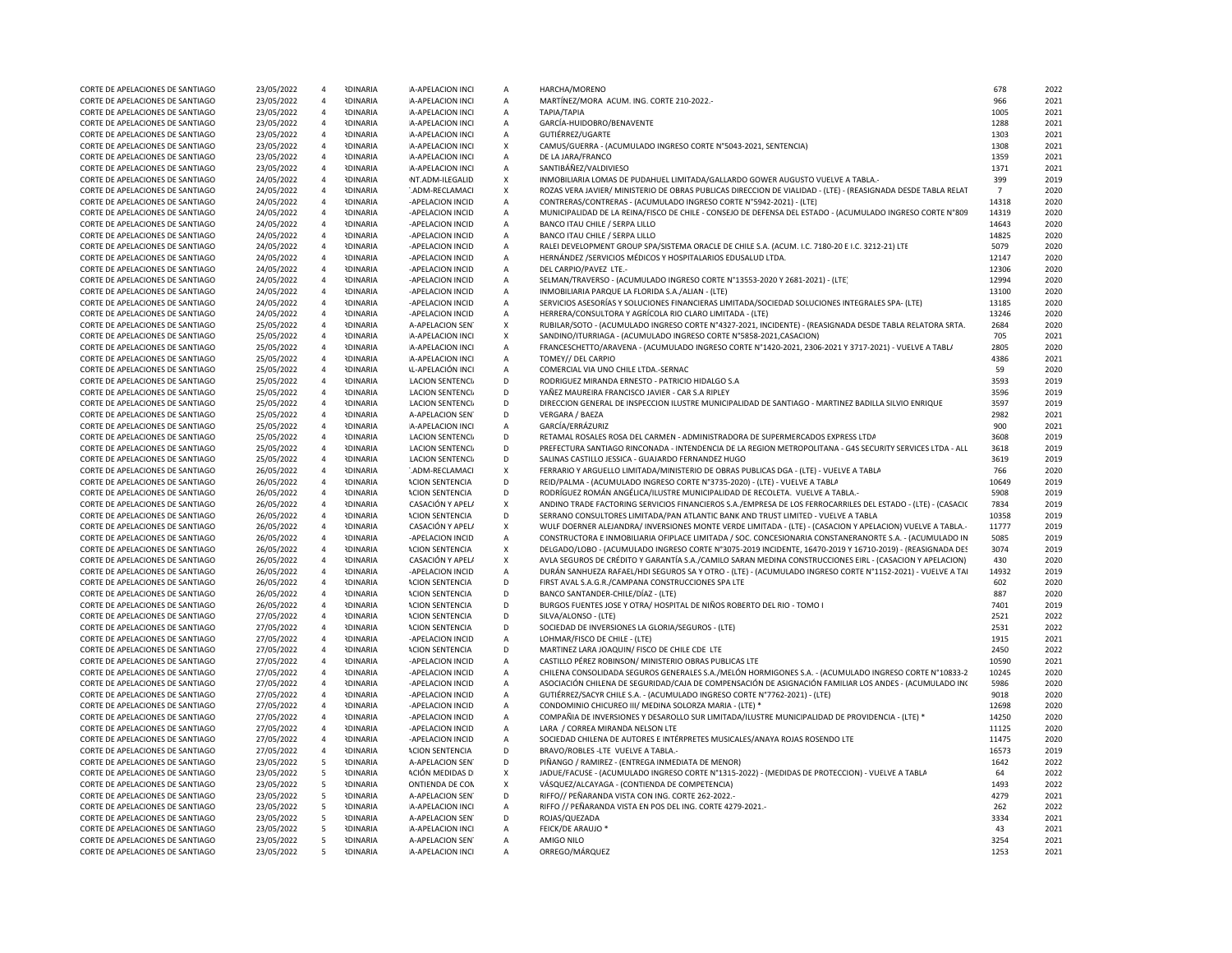| | | | | | | | | |
|---|---|---|---|---|---|---|---|---|
| CORTE DE APELACIONES DE SANTIAGO | 23/05/2022 | 4 | ?DINARIA | A-APELACION INCI | A | HARCHA/MORENO | 678 | 2022 |
| CORTE DE APELACIONES DE SANTIAGO | 23/05/2022 | 4 | ?DINARIA | A-APELACION INCI | A | MARTÍNEZ/MORA ACUM. ING. CORTE 210-2022.- | 966 | 2021 |
| CORTE DE APELACIONES DE SANTIAGO | 23/05/2022 | 4 | ?DINARIA | A-APELACION INCI | A | TAPIA/TAPIA | 1005 | 2021 |
| CORTE DE APELACIONES DE SANTIAGO | 23/05/2022 | 4 | ?DINARIA | A-APELACION INCI | A | GARCÍA-HUIDOBRO/BENAVENTE | 1288 | 2021 |
| CORTE DE APELACIONES DE SANTIAGO | 23/05/2022 | 4 | ?DINARIA | A-APELACION INCI | A | GUTIÉRREZ/UGARTE | 1303 | 2021 |
| CORTE DE APELACIONES DE SANTIAGO | 23/05/2022 | 4 | ?DINARIA | A-APELACION INCI | X | CAMUS/GUERRA - (ACUMULADO INGRESO CORTE N°5043-2021, SENTENCIA) | 1308 | 2021 |
| CORTE DE APELACIONES DE SANTIAGO | 23/05/2022 | 4 | ?DINARIA | A-APELACION INCI | A | DE LA JARA/FRANCO | 1359 | 2021 |
| CORTE DE APELACIONES DE SANTIAGO | 23/05/2022 | 4 | ?DINARIA | A-APELACION INCI | A | SANTIBÁÑEZ/VALDIVIESO | 1371 | 2021 |
| CORTE DE APELACIONES DE SANTIAGO | 24/05/2022 | 4 | ?DINARIA | NT.ADM-ILEGALID | X | INMOBILIARIA LOMAS DE PUDAHUEL LIMITADA/GALLARDO GOWER AUGUSTO VUELVE A TABLA.- | 399 | 2019 |
| CORTE DE APELACIONES DE SANTIAGO | 24/05/2022 | 4 | ?DINARIA | ADM-RECLAMACI | X | ROZAS VERA JAVIER/ MINISTERIO DE OBRAS PUBLICAS DIRECCION DE VIALIDAD - (LTE) - (REASIGNADA DESDE TABLA RELAT | 7 | 2020 |
| CORTE DE APELACIONES DE SANTIAGO | 24/05/2022 | 4 | ?DINARIA | -APELACION INCID | A | CONTRERAS/CONTRERAS - (ACUMULADO INGRESO CORTE N°5942-2021) - (LTE) | 14318 | 2020 |
| CORTE DE APELACIONES DE SANTIAGO | 24/05/2022 | 4 | ?DINARIA | -APELACION INCID | A | MUNICIPALIDAD DE LA REINA/FISCO DE CHILE - CONSEJO DE DEFENSA DEL ESTADO - (ACUMULADO INGRESO CORTE N°809 | 14319 | 2020 |
| CORTE DE APELACIONES DE SANTIAGO | 24/05/2022 | 4 | ?DINARIA | -APELACION INCID | A | BANCO ITAU CHILE / SERPA LILLO | 14643 | 2020 |
| CORTE DE APELACIONES DE SANTIAGO | 24/05/2022 | 4 | ?DINARIA | -APELACION INCID | A | BANCO ITAU CHILE / SERPA LILLO | 14825 | 2020 |
| CORTE DE APELACIONES DE SANTIAGO | 24/05/2022 | 4 | ?DINARIA | -APELACION INCID | A | RALEI DEVELOPMENT GROUP SPA/SISTEMA ORACLE DE CHILE S.A. (ACUM. I.C. 7180-20 E I.C. 3212-21) LTE | 5079 | 2020 |
| CORTE DE APELACIONES DE SANTIAGO | 24/05/2022 | 4 | ?DINARIA | -APELACION INCID | A | HERNÁNDEZ /SERVICIOS MÉDICOS Y HOSPITALARIOS EDUSALUD LTDA. | 12147 | 2020 |
| CORTE DE APELACIONES DE SANTIAGO | 24/05/2022 | 4 | ?DINARIA | -APELACION INCID | A | DEL CARPIO/PAVEZ LTE.- | 12306 | 2020 |
| CORTE DE APELACIONES DE SANTIAGO | 24/05/2022 | 4 | ?DINARIA | -APELACION INCID | A | SELMAN/TRAVERSO - (ACUMULADO INGRESO CORTE N°13553-2020 Y 2681-2021) - (LTE) | 12994 | 2020 |
| CORTE DE APELACIONES DE SANTIAGO | 24/05/2022 | 4 | ?DINARIA | -APELACION INCID | A | INMOBILIARIA PARQUE LA FLORIDA S.A./ALIAN - (LTE) | 13100 | 2020 |
| CORTE DE APELACIONES DE SANTIAGO | 24/05/2022 | 4 | ?DINARIA | -APELACION INCID | A | SERVICIOS ASESORÍAS Y SOLUCIONES FINANCIERAS LIMITADA/SOCIEDAD SOLUCIONES INTEGRALES SPA- (LTE) | 13185 | 2020 |
| CORTE DE APELACIONES DE SANTIAGO | 24/05/2022 | 4 | ?DINARIA | -APELACION INCID | A | HERRERA/CONSULTORA Y AGRÍCOLA RIO CLARO LIMITADA - (LTE) | 13246 | 2020 |
| CORTE DE APELACIONES DE SANTIAGO | 25/05/2022 | 4 | ?DINARIA | A-APELACION SEN | X | RUBILAR/SOTO - (ACUMULADO INGRESO CORTE N°4327-2021, INCIDENTE) - (REASIGNADA DESDE TABLA RELATORA SRTA. | 2684 | 2020 |
| CORTE DE APELACIONES DE SANTIAGO | 25/05/2022 | 4 | ?DINARIA | A-APELACION INCI | X | SANDINO/ITURRIAGA - (ACUMULADO INGRESO CORTE N°5858-2021,CASACION) | 705 | 2021 |
| CORTE DE APELACIONES DE SANTIAGO | 25/05/2022 | 4 | ?DINARIA | A-APELACION INCI | A | FRANCESCHETTO/ARAVENA - (ACUMULADO INGRESO CORTE N°1420-2021, 2306-2021 Y 3717-2021) - VUELVE A TABLA | 2805 | 2020 |
| CORTE DE APELACIONES DE SANTIAGO | 25/05/2022 | 4 | ?DINARIA | A-APELACION INCI | A | TOMEY// DEL CARPIO | 4386 | 2021 |
| CORTE DE APELACIONES DE SANTIAGO | 25/05/2022 | 4 | ?DINARIA | L-APELACIÓN INCI | A | COMERCIAL VIA UNO CHILE LTDA.-SERNAC | 59 | 2020 |
| CORTE DE APELACIONES DE SANTIAGO | 25/05/2022 | 4 | ?DINARIA | LACION SENTENCI | D | RODRIGUEZ MIRANDA ERNESTO - PATRICIO HIDALGO S.A | 3593 | 2019 |
| CORTE DE APELACIONES DE SANTIAGO | 25/05/2022 | 4 | ?DINARIA | LACION SENTENCI | D | YAÑEZ MAUREIRA FRANCISCO JAVIER - CAR S.A RIPLEY | 3596 | 2019 |
| CORTE DE APELACIONES DE SANTIAGO | 25/05/2022 | 4 | ?DINARIA | LACION SENTENCI | D | DIRECCION GENERAL DE INSPECCION ILUSTRE MUNICIPALIDAD DE SANTIAGO - MARTINEZ BADILLA SILVIO ENRIQUE | 3597 | 2019 |
| CORTE DE APELACIONES DE SANTIAGO | 25/05/2022 | 4 | ?DINARIA | A-APELACION SEN | D | VERGARA / BAEZA | 2982 | 2021 |
| CORTE DE APELACIONES DE SANTIAGO | 25/05/2022 | 4 | ?DINARIA | A-APELACION INCI | A | GARCÍA/ERRÁZURIZ | 900 | 2021 |
| CORTE DE APELACIONES DE SANTIAGO | 25/05/2022 | 4 | ?DINARIA | LACION SENTENCI | D | RETAMAL ROSALES ROSA DEL CARMEN - ADMINISTRADORA DE SUPERMERCADOS EXPRESS LTDA | 3608 | 2019 |
| CORTE DE APELACIONES DE SANTIAGO | 25/05/2022 | 4 | ?DINARIA | LACION SENTENCI | D | PREFECTURA SANTIAGO RINCONADA - INTENDENCIA DE LA REGION METROPOLITANA - G4S SECURITY SERVICES LTDA - ALL | 3618 | 2019 |
| CORTE DE APELACIONES DE SANTIAGO | 25/05/2022 | 4 | ?DINARIA | LACION SENTENCI | D | SALINAS CASTILLO JESSICA - GUAJARDO FERNANDEZ HUGO | 3619 | 2019 |
| CORTE DE APELACIONES DE SANTIAGO | 26/05/2022 | 4 | ?DINARIA | ADM-RECLAMACI | X | FERRARIO Y ARGUELLO LIMITADA/MINISTERIO DE OBRAS PUBLICAS DGA - (LTE) - VUELVE A TABLA | 766 | 2020 |
| CORTE DE APELACIONES DE SANTIAGO | 26/05/2022 | 4 | ?DINARIA | ACION SENTENCIA | D | REID/PALMA - (ACUMULADO INGRESO CORTE N°3735-2020) - (LTE) - VUELVE A TABLA | 10649 | 2019 |
| CORTE DE APELACIONES DE SANTIAGO | 26/05/2022 | 4 | ?DINARIA | ACION SENTENCIA | D | RODRÍGUEZ ROMÁN ANGÉLICA/ILUSTRE MUNICIPALIDAD DE RECOLETA. VUELVE A TABLA.- | 5908 | 2019 |
| CORTE DE APELACIONES DE SANTIAGO | 26/05/2022 | 4 | ?DINARIA | CASACIÓN Y APEL | X | ANDINO TRADE FACTORING SERVICIOS FINANCIEROS S.A./EMPRESA DE LOS FERROCARRILES DEL ESTADO - (LTE) - (CASACIC | 7834 | 2019 |
| CORTE DE APELACIONES DE SANTIAGO | 26/05/2022 | 4 | ?DINARIA | ACION SENTENCIA | D | SERRANO CONSULTORES LIMITADA/PAN ATLANTIC BANK AND TRUST LIMITED - VUELVE A TABLA | 10358 | 2019 |
| CORTE DE APELACIONES DE SANTIAGO | 26/05/2022 | 4 | ?DINARIA | CASACIÓN Y APEL | X | WULF DOERNER ALEJANDRA/ INVERSIONES MONTE VERDE LIMITADA - (LTE) - (CASACION Y APELACION) VUELVE A TABLA.- | 11777 | 2019 |
| CORTE DE APELACIONES DE SANTIAGO | 26/05/2022 | 4 | ?DINARIA | -APELACION INCID | A | CONSTRUCTORA E INMOBILIARIA OFIPLACE LIMITADA / SOC. CONCESIONARIA CONSTANERANORTE S.A. - (ACUMULADO IN | 5085 | 2019 |
| CORTE DE APELACIONES DE SANTIAGO | 26/05/2022 | 4 | ?DINARIA | ACION SENTENCIA | X | DELGADO/LOBO - (ACUMULADO INGRESO CORTE N°3075-2019 INCIDENTE, 16470-2019 Y 16710-2019) - (REASIGNADA DES | 3074 | 2019 |
| CORTE DE APELACIONES DE SANTIAGO | 26/05/2022 | 4 | ?DINARIA | CASACIÓN Y APEL | X | AVLA SEGUROS DE CRÉDITO Y GARANTÍA S.A./CAMILO SARAN MEDINA CONSTRUCCIONES EIRL - (CASACION Y APELACION) | 430 | 2020 |
| CORTE DE APELACIONES DE SANTIAGO | 26/05/2022 | 4 | ?DINARIA | -APELACION INCID | A | DURÁN SANHUEZA RAFAEL/HDI SEGUROS SA Y OTRO - (LTE) - (ACUMULADO INGRESO CORTE N°1152-2021) - VUELVE A TAI | 14932 | 2019 |
| CORTE DE APELACIONES DE SANTIAGO | 26/05/2022 | 4 | ?DINARIA | ACION SENTENCIA | D | FIRST AVAL S.A.G.R./CAMPANA CONSTRUCCIONES SPA LTE | 602 | 2020 |
| CORTE DE APELACIONES DE SANTIAGO | 26/05/2022 | 4 | ?DINARIA | ACION SENTENCIA | D | BANCO SANTANDER-CHILE/DÍAZ - (LTE) | 887 | 2020 |
| CORTE DE APELACIONES DE SANTIAGO | 26/05/2022 | 4 | ?DINARIA | ACION SENTENCIA | D | BURGOS FUENTES JOSE Y OTRA/ HOSPITAL DE NIÑOS ROBERTO DEL RIO - TOMO I | 7401 | 2019 |
| CORTE DE APELACIONES DE SANTIAGO | 27/05/2022 | 4 | ?DINARIA | ACION SENTENCIA | D | SILVA/ALONSO - (LTE) | 2521 | 2022 |
| CORTE DE APELACIONES DE SANTIAGO | 27/05/2022 | 4 | ?DINARIA | ACION SENTENCIA | D | SOCIEDAD DE INVERSIONES LA GLORIA/SEGUROS - (LTE) | 2531 | 2022 |
| CORTE DE APELACIONES DE SANTIAGO | 27/05/2022 | 4 | ?DINARIA | -APELACION INCID | A | LOHMAR/FISCO DE CHILE - (LTE) | 1915 | 2021 |
| CORTE DE APELACIONES DE SANTIAGO | 27/05/2022 | 4 | ?DINARIA | ACION SENTENCIA | D | MARTINEZ LARA JOAQUIN/ FISCO DE CHILE CDE LTE | 2450 | 2022 |
| CORTE DE APELACIONES DE SANTIAGO | 27/05/2022 | 4 | ?DINARIA | -APELACION INCID | A | CASTILLO PÉREZ ROBINSON/ MINISTERIO OBRAS PUBLICAS LTE | 10590 | 2021 |
| CORTE DE APELACIONES DE SANTIAGO | 27/05/2022 | 4 | ?DINARIA | -APELACION INCID | A | CHILENA CONSOLIDADA SEGUROS GENERALES S.A./MELÓN HORMIGONES S.A. - (ACUMULADO INGRESO CORTE N°10833-2 | 10245 | 2020 |
| CORTE DE APELACIONES DE SANTIAGO | 27/05/2022 | 4 | ?DINARIA | -APELACION INCID | A | ASOCIACIÓN CHILENA DE SEGURIDAD/CAJA DE COMPENSACIÓN DE ASIGNACIÓN FAMILIAR LOS ANDES - (ACUMULADO INC | 5986 | 2020 |
| CORTE DE APELACIONES DE SANTIAGO | 27/05/2022 | 4 | ?DINARIA | -APELACION INCID | A | GUTIÉRREZ/SACYR CHILE S.A. - (ACUMULADO INGRESO CORTE N°7762-2021) - (LTE) | 9018 | 2020 |
| CORTE DE APELACIONES DE SANTIAGO | 27/05/2022 | 4 | ?DINARIA | -APELACION INCID | A | CONDOMINIO CHICUREO III/ MEDINA SOLORZA MARIA - (LTE) * | 12698 | 2020 |
| CORTE DE APELACIONES DE SANTIAGO | 27/05/2022 | 4 | ?DINARIA | -APELACION INCID | A | COMPAÑIA DE INVERSIONES Y DESAROLLO SUR LIMITADA/ILUSTRE MUNICIPALIDAD DE PROVIDENCIA - (LTE) * | 14250 | 2020 |
| CORTE DE APELACIONES DE SANTIAGO | 27/05/2022 | 4 | ?DINARIA | -APELACION INCID | A | LARA / CORREA MIRANDA NELSON LTE | 11125 | 2020 |
| CORTE DE APELACIONES DE SANTIAGO | 27/05/2022 | 4 | ?DINARIA | -APELACION INCID | A | SOCIEDAD CHILENA DE AUTORES E INTÉRPRETES MUSICALES/ANAYA ROJAS ROSENDO LTE | 11475 | 2020 |
| CORTE DE APELACIONES DE SANTIAGO | 27/05/2022 | 4 | ?DINARIA | ACION SENTENCIA | D | BRAVO/ROBLES -LTE VUELVE A TABLA.- | 16573 | 2019 |
| CORTE DE APELACIONES DE SANTIAGO | 23/05/2022 | 5 | ?DINARIA | A-APELACION SEN | D | PIÑANGO / RAMIREZ - (ENTREGA INMEDIATA DE MENOR) | 1642 | 2022 |
| CORTE DE APELACIONES DE SANTIAGO | 23/05/2022 | 5 | ?DINARIA | ACIÓN MEDIDAS D | X | JADUE/FACUSE - (ACUMULADO INGRESO CORTE N°1315-2022) - (MEDIDAS DE PROTECCION) - VUELVE A TABLA | 64 | 2022 |
| CORTE DE APELACIONES DE SANTIAGO | 23/05/2022 | 5 | ?DINARIA | ONTIENDA DE CON | X | VÁSQUEZ/ALCAYAGA - (CONTIENDA DE COMPETENCIA) | 1493 | 2022 |
| CORTE DE APELACIONES DE SANTIAGO | 23/05/2022 | 5 | ?DINARIA | A-APELACION SEN | D | RIFFO// PEÑARANDA VISTA CON ING. CORTE 262-2022.- | 4279 | 2021 |
| CORTE DE APELACIONES DE SANTIAGO | 23/05/2022 | 5 | ?DINARIA | A-APELACION INCI | A | RIFFO // PEÑARANDA VISTA EN POS DEL ING. CORTE 4279-2021.- | 262 | 2022 |
| CORTE DE APELACIONES DE SANTIAGO | 23/05/2022 | 5 | ?DINARIA | A-APELACION SEN | D | ROJAS/QUEZADA | 3334 | 2021 |
| CORTE DE APELACIONES DE SANTIAGO | 23/05/2022 | 5 | ?DINARIA | A-APELACION INCI | A | FEICK/DE ARAUJO * | 43 | 2021 |
| CORTE DE APELACIONES DE SANTIAGO | 23/05/2022 | 5 | ?DINARIA | A-APELACION SEN | A | AMIGO NILO | 3254 | 2021 |
| CORTE DE APELACIONES DE SANTIAGO | 23/05/2022 | 5 | ?DINARIA | A-APELACION INCI | A | ORREGO/MÁRQUEZ | 1253 | 2021 |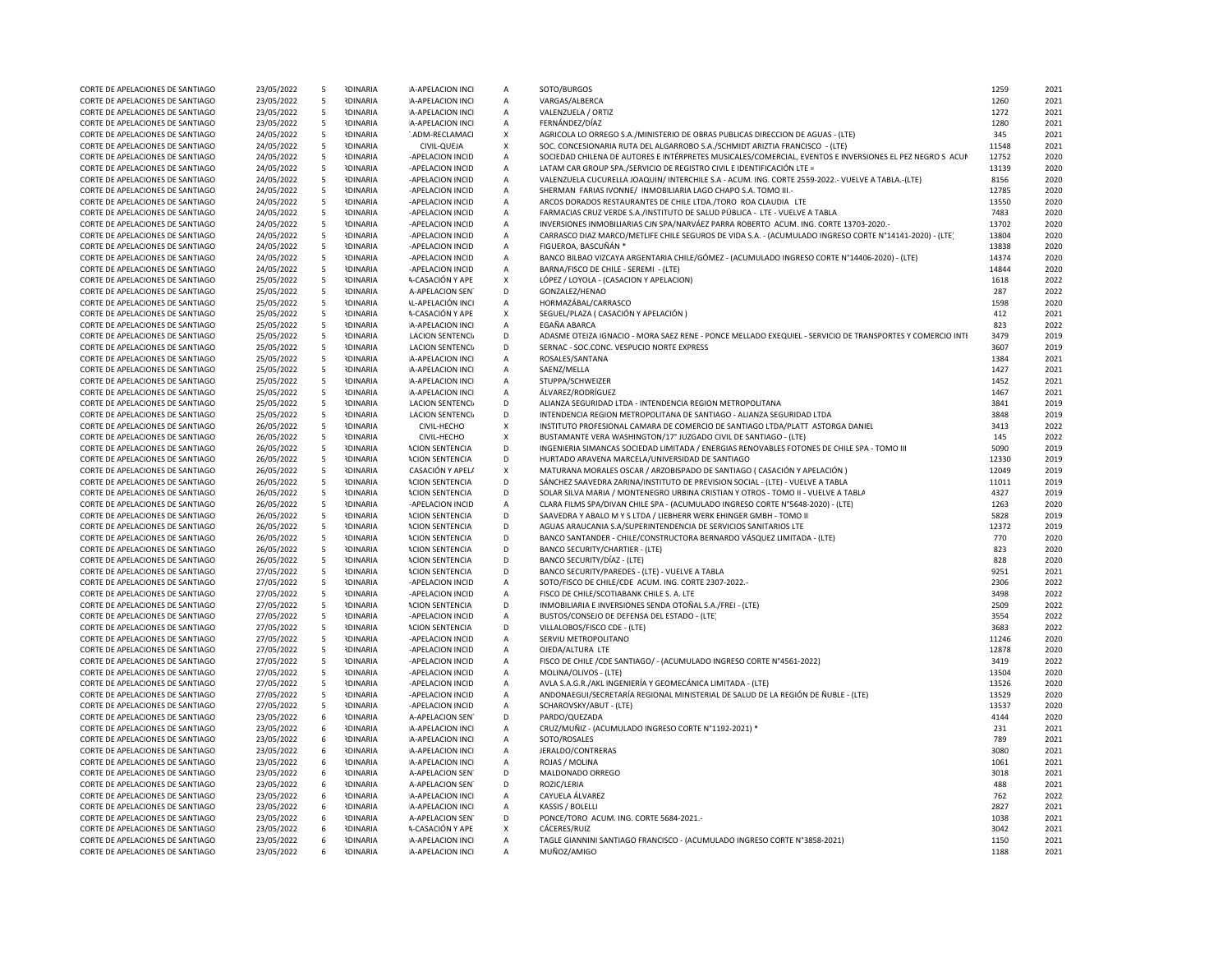| | | | | | | | | |
|---|---|---|---|---|---|---|---|---|
| CORTE DE APELACIONES DE SANTIAGO | 23/05/2022 | 5 | RDINARIA | A-APELACION INCI | A | SOTO/BURGOS | 1259 | 2021 |
| CORTE DE APELACIONES DE SANTIAGO | 23/05/2022 | 5 | RDINARIA | A-APELACION INCI | A | VARGAS/ALBERCA | 1260 | 2021 |
| CORTE DE APELACIONES DE SANTIAGO | 23/05/2022 | 5 | RDINARIA | A-APELACION INCI | A | VALENZUELA / ORTIZ | 1272 | 2021 |
| CORTE DE APELACIONES DE SANTIAGO | 23/05/2022 | 5 | RDINARIA | A-APELACION INCI | A | FERNÁNDEZ/DÍAZ | 1280 | 2021 |
| CORTE DE APELACIONES DE SANTIAGO | 24/05/2022 | 5 | RDINARIA | ADM-RECLAMACI | X | AGRICOLA LO ORREGO S.A./MINISTERIO DE OBRAS PUBLICAS DIRECCION DE AGUAS - (LTE) | 345 | 2021 |
| CORTE DE APELACIONES DE SANTIAGO | 24/05/2022 | 5 | RDINARIA | CIVIL-QUEJA | X | SOC. CONCESIONARIA RUTA DEL ALGARROBO S.A./SCHMIDT ARIZTIA FRANCISCO - (LTE) | 11548 | 2021 |
| CORTE DE APELACIONES DE SANTIAGO | 24/05/2022 | 5 | RDINARIA | -APELACION INCID | A | SOCIEDAD CHILENA DE AUTORES E INTÉRPRETES MUSICALES/COMERCIAL, EVENTOS E INVERSIONES EL PEZ NEGRO S ACUM | 12752 | 2020 |
| CORTE DE APELACIONES DE SANTIAGO | 24/05/2022 | 5 | RDINARIA | -APELACION INCID | A | LATAM CAR GROUP SPA./SERVICIO DE REGISTRO CIVIL E IDENTIFICACIÓN LTE = | 13139 | 2020 |
| CORTE DE APELACIONES DE SANTIAGO | 24/05/2022 | 5 | RDINARIA | -APELACION INCID | A | VALENZUELA CUCURELLA JOAQUIN/ INTERCHILE S.A - ACUM. ING. CORTE 2559-2022.- VUELVE A TABLA.-(LTE) | 8156 | 2020 |
| CORTE DE APELACIONES DE SANTIAGO | 24/05/2022 | 5 | RDINARIA | -APELACION INCID | A | SHERMAN FARIAS IVONNE/ INMOBILIARIA LAGO CHAPO S.A. TOMO III.- | 12785 | 2020 |
| CORTE DE APELACIONES DE SANTIAGO | 24/05/2022 | 5 | RDINARIA | -APELACION INCID | A | ARCOS DORADOS RESTAURANTES DE CHILE LTDA./TORO ROA CLAUDIA LTE | 13550 | 2020 |
| CORTE DE APELACIONES DE SANTIAGO | 24/05/2022 | 5 | RDINARIA | -APELACION INCID | A | FARMACIAS CRUZ VERDE S.A./INSTITUTO DE SALUD PÚBLICA - LTE - VUELVE A TABLA | 7483 | 2020 |
| CORTE DE APELACIONES DE SANTIAGO | 24/05/2022 | 5 | RDINARIA | -APELACION INCID | A | INVERSIONES INMOBILIARIAS CJN SPA/NARVÁEZ PARRA ROBERTO ACUM. ING. CORTE 13703-2020.- | 13702 | 2020 |
| CORTE DE APELACIONES DE SANTIAGO | 24/05/2022 | 5 | RDINARIA | -APELACION INCID | A | CARRASCO DIAZ MARCO/METLIFE CHILE SEGUROS DE VIDA S.A. - (ACUMULADO INGRESO CORTE N°14141-2020) - (LTE) | 13804 | 2020 |
| CORTE DE APELACIONES DE SANTIAGO | 24/05/2022 | 5 | RDINARIA | -APELACION INCID | A | FIGUEROA, BASCUÑÁN * | 13838 | 2020 |
| CORTE DE APELACIONES DE SANTIAGO | 24/05/2022 | 5 | RDINARIA | -APELACION INCID | A | BANCO BILBAO VIZCAYA ARGENTARIA CHILE/GÓMEZ - (ACUMULADO INGRESO CORTE N°14406-2020) - (LTE) | 14374 | 2020 |
| CORTE DE APELACIONES DE SANTIAGO | 24/05/2022 | 5 | RDINARIA | -APELACION INCID | A | BARNA/FISCO DE CHILE - SEREMI - (LTE) | 14844 | 2020 |
| CORTE DE APELACIONES DE SANTIAGO | 25/05/2022 | 5 | RDINARIA | A-CASACIÓN Y APE | X | LÓPEZ / LOYOLA - (CASACION Y APELACION) | 1618 | 2022 |
| CORTE DE APELACIONES DE SANTIAGO | 25/05/2022 | 5 | RDINARIA | A-APELACION SEN | D | GONZALEZ/HENAO | 287 | 2022 |
| CORTE DE APELACIONES DE SANTIAGO | 25/05/2022 | 5 | RDINARIA | L-APELACIÓN INCI | A | HORMAZÁBAL/CARRASCO | 1598 | 2020 |
| CORTE DE APELACIONES DE SANTIAGO | 25/05/2022 | 5 | RDINARIA | A-CASACIÓN Y APE | X | SEGUEL/PLAZA ( CASACIÓN Y APELACIÓN ) | 412 | 2021 |
| CORTE DE APELACIONES DE SANTIAGO | 25/05/2022 | 5 | RDINARIA | A-APELACION INCI | A | EGAÑA ABARCA | 823 | 2022 |
| CORTE DE APELACIONES DE SANTIAGO | 25/05/2022 | 5 | RDINARIA | LACION SENTENCI | D | ADASME OTEIZA IGNACIO - MORA SAEZ RENE - PONCE MELLADO EXEQUIEL - SERVICIO DE TRANSPORTES Y COMERCIO INTE | 3479 | 2019 |
| CORTE DE APELACIONES DE SANTIAGO | 25/05/2022 | 5 | RDINARIA | LACION SENTENCI | D | SERNAC - SOC.CONC. VESPUCIO NORTE EXPRESS | 3607 | 2019 |
| CORTE DE APELACIONES DE SANTIAGO | 25/05/2022 | 5 | RDINARIA | A-APELACION INCI | A | ROSALES/SANTANA | 1384 | 2021 |
| CORTE DE APELACIONES DE SANTIAGO | 25/05/2022 | 5 | RDINARIA | A-APELACION INCI | A | SAENZ/MELLA | 1427 | 2021 |
| CORTE DE APELACIONES DE SANTIAGO | 25/05/2022 | 5 | RDINARIA | A-APELACION INCI | A | STUPPA/SCHWEIZER | 1452 | 2021 |
| CORTE DE APELACIONES DE SANTIAGO | 25/05/2022 | 5 | RDINARIA | A-APELACION INCI | A | ÁLVAREZ/RODRÍGUEZ | 1467 | 2021 |
| CORTE DE APELACIONES DE SANTIAGO | 25/05/2022 | 5 | RDINARIA | LACION SENTENCI | D | ALIANZA SEGURIDAD LTDA - INTENDENCIA REGION METROPOLITANA | 3841 | 2019 |
| CORTE DE APELACIONES DE SANTIAGO | 25/05/2022 | 5 | RDINARIA | LACION SENTENCI | D | INTENDENCIA REGION METROPOLITANA DE SANTIAGO - ALIANZA SEGURIDAD LTDA | 3848 | 2019 |
| CORTE DE APELACIONES DE SANTIAGO | 26/05/2022 | 5 | RDINARIA | CIVIL-HECHO | X | INSTITUTO PROFESIONAL CAMARA DE COMERCIO DE SANTIAGO LTDA/PLATT ASTORGA DANIEL | 3413 | 2022 |
| CORTE DE APELACIONES DE SANTIAGO | 26/05/2022 | 5 | RDINARIA | CIVIL-HECHO | X | BUSTAMANTE VERA WASHINGTON/17° JUZGADO CIVIL DE SANTIAGO - (LTE) | 145 | 2022 |
| CORTE DE APELACIONES DE SANTIAGO | 26/05/2022 | 5 | RDINARIA | ACION SENTENCIA | D | INGENIERIA SIMANCAS SOCIEDAD LIMITADA / ENERGIAS RENOVABLES FOTONES DE CHILE SPA - TOMO III | 5090 | 2019 |
| CORTE DE APELACIONES DE SANTIAGO | 26/05/2022 | 5 | RDINARIA | ACION SENTENCIA | D | HURTADO ARAVENA MARCELA/UNIVERSIDAD DE SANTIAGO | 12330 | 2019 |
| CORTE DE APELACIONES DE SANTIAGO | 26/05/2022 | 5 | RDINARIA | CASACIÓN Y APEL | X | MATURANA MORALES OSCAR / ARZOBISPADO DE SANTIAGO ( CASACIÓN Y APELACIÓN ) | 12049 | 2019 |
| CORTE DE APELACIONES DE SANTIAGO | 26/05/2022 | 5 | RDINARIA | ACION SENTENCIA | D | SÁNCHEZ SAAVEDRA ZARINA/INSTITUTO DE PREVISION SOCIAL - (LTE) - VUELVE A TABLA | 11011 | 2019 |
| CORTE DE APELACIONES DE SANTIAGO | 26/05/2022 | 5 | RDINARIA | ACION SENTENCIA | D | SOLAR SILVA MARIA / MONTENEGRO URBINA CRISTIAN Y OTROS - TOMO II - VUELVE A TABLA | 4327 | 2019 |
| CORTE DE APELACIONES DE SANTIAGO | 26/05/2022 | 5 | RDINARIA | -APELACION INCID | A | CLARA FILMS SPA/DIVAN CHILE SPA - (ACUMULADO INGRESO CORTE N°5648-2020) - (LTE) | 1263 | 2020 |
| CORTE DE APELACIONES DE SANTIAGO | 26/05/2022 | 5 | RDINARIA | ACION SENTENCIA | D | SAAVEDRA Y ABALO M Y S LTDA / LIEBHERR WERK EHINGER GMBH - TOMO II | 5828 | 2019 |
| CORTE DE APELACIONES DE SANTIAGO | 26/05/2022 | 5 | RDINARIA | ACION SENTENCIA | D | AGUAS ARAUCANIA S.A/SUPERINTENDENCIA DE SERVICIOS SANITARIOS LTE | 12372 | 2019 |
| CORTE DE APELACIONES DE SANTIAGO | 26/05/2022 | 5 | RDINARIA | ACION SENTENCIA | D | BANCO SANTANDER - CHILE/CONSTRUCTORA BERNARDO VÁSQUEZ LIMITADA - (LTE) | 770 | 2020 |
| CORTE DE APELACIONES DE SANTIAGO | 26/05/2022 | 5 | RDINARIA | ACION SENTENCIA | D | BANCO SECURITY/CHARTIER - (LTE) | 823 | 2020 |
| CORTE DE APELACIONES DE SANTIAGO | 26/05/2022 | 5 | RDINARIA | ACION SENTENCIA | D | BANCO SECURITY/DÍAZ - (LTE) | 828 | 2020 |
| CORTE DE APELACIONES DE SANTIAGO | 27/05/2022 | 5 | RDINARIA | ACION SENTENCIA | D | BANCO SECURITY/PAREDES - (LTE) - VUELVE A TABLA | 9251 | 2021 |
| CORTE DE APELACIONES DE SANTIAGO | 27/05/2022 | 5 | RDINARIA | -APELACION INCID | A | SOTO/FISCO DE CHILE/CDE ACUM. ING. CORTE 2307-2022.- | 2306 | 2022 |
| CORTE DE APELACIONES DE SANTIAGO | 27/05/2022 | 5 | RDINARIA | -APELACION INCID | A | FISCO DE CHILE/SCOTIABANK CHILE S. A. LTE | 3498 | 2022 |
| CORTE DE APELACIONES DE SANTIAGO | 27/05/2022 | 5 | RDINARIA | ACION SENTENCIA | D | INMOBILIARIA E INVERSIONES SENDA OTOÑAL S.A./FREI - (LTE) | 2509 | 2022 |
| CORTE DE APELACIONES DE SANTIAGO | 27/05/2022 | 5 | RDINARIA | -APELACION INCID | A | BUSTOS/CONSEJO DE DEFENSA DEL ESTADO - (LTE) | 3554 | 2022 |
| CORTE DE APELACIONES DE SANTIAGO | 27/05/2022 | 5 | RDINARIA | ACION SENTENCIA | D | VILLALOBOS/FISCO CDE - (LTE) | 3683 | 2022 |
| CORTE DE APELACIONES DE SANTIAGO | 27/05/2022 | 5 | RDINARIA | -APELACION INCID | A | SERVIU METROPOLITANO | 11246 | 2020 |
| CORTE DE APELACIONES DE SANTIAGO | 27/05/2022 | 5 | RDINARIA | -APELACION INCID | A | OJEDA/ALTURA LTE | 12878 | 2020 |
| CORTE DE APELACIONES DE SANTIAGO | 27/05/2022 | 5 | RDINARIA | -APELACION INCID | A | FISCO DE CHILE /CDE SANTIAGO/ - (ACUMULADO INGRESO CORTE N°4561-2022) | 3419 | 2022 |
| CORTE DE APELACIONES DE SANTIAGO | 27/05/2022 | 5 | RDINARIA | -APELACION INCID | A | MOLINA/OLIVOS - (LTE) | 13504 | 2020 |
| CORTE DE APELACIONES DE SANTIAGO | 27/05/2022 | 5 | RDINARIA | -APELACION INCID | A | AVLA S.A.G.R./AKL INGENIERÍA Y GEOMECÁNICA LIMITADA - (LTE) | 13526 | 2020 |
| CORTE DE APELACIONES DE SANTIAGO | 27/05/2022 | 5 | RDINARIA | -APELACION INCID | A | ANDONAEGUI/SECRETARÍA REGIONAL MINISTERIAL DE SALUD DE LA REGIÓN DE ÑUBLE - (LTE) | 13529 | 2020 |
| CORTE DE APELACIONES DE SANTIAGO | 27/05/2022 | 5 | RDINARIA | -APELACION INCID | A | SCHAROVSKY/ABUT - (LTE) | 13537 | 2020 |
| CORTE DE APELACIONES DE SANTIAGO | 23/05/2022 | 6 | RDINARIA | A-APELACION SEN | D | PARDO/QUEZADA | 4144 | 2020 |
| CORTE DE APELACIONES DE SANTIAGO | 23/05/2022 | 6 | RDINARIA | A-APELACION INCI | A | CRUZ/MUÑIZ - (ACUMULADO INGRESO CORTE N°1192-2021) * | 231 | 2021 |
| CORTE DE APELACIONES DE SANTIAGO | 23/05/2022 | 6 | RDINARIA | A-APELACION INCI | A | SOTO/ROSALES | 789 | 2021 |
| CORTE DE APELACIONES DE SANTIAGO | 23/05/2022 | 6 | RDINARIA | A-APELACION INCI | A | JERALDO/CONTRERAS | 3080 | 2021 |
| CORTE DE APELACIONES DE SANTIAGO | 23/05/2022 | 6 | RDINARIA | A-APELACION INCI | A | ROJAS / MOLINA | 1061 | 2021 |
| CORTE DE APELACIONES DE SANTIAGO | 23/05/2022 | 6 | RDINARIA | A-APELACION SEN | D | MALDONADO ORREGO | 3018 | 2021 |
| CORTE DE APELACIONES DE SANTIAGO | 23/05/2022 | 6 | RDINARIA | A-APELACION SEN | D | ROZIC/LERIA | 488 | 2021 |
| CORTE DE APELACIONES DE SANTIAGO | 23/05/2022 | 6 | RDINARIA | A-APELACION INCI | A | CAYUELA ÁLVAREZ | 762 | 2022 |
| CORTE DE APELACIONES DE SANTIAGO | 23/05/2022 | 6 | RDINARIA | A-APELACION INCI | A | KASSIS / BOLELLI | 2827 | 2021 |
| CORTE DE APELACIONES DE SANTIAGO | 23/05/2022 | 6 | RDINARIA | A-APELACION SEN | D | PONCE/TORO ACUM. ING. CORTE 5684-2021.- | 1038 | 2021 |
| CORTE DE APELACIONES DE SANTIAGO | 23/05/2022 | 6 | RDINARIA | A-CASACIÓN Y APE | X | CÁCERES/RUIZ | 3042 | 2021 |
| CORTE DE APELACIONES DE SANTIAGO | 23/05/2022 | 6 | RDINARIA | A-APELACION INCI | A | TAGLE GIANNINI SANTIAGO FRANCISCO - (ACUMULADO INGRESO CORTE N°3858-2021) | 1150 | 2021 |
| CORTE DE APELACIONES DE SANTIAGO | 23/05/2022 | 6 | RDINARIA | A-APELACION INCI | A | MUÑOZ/AMIGO | 1188 | 2021 |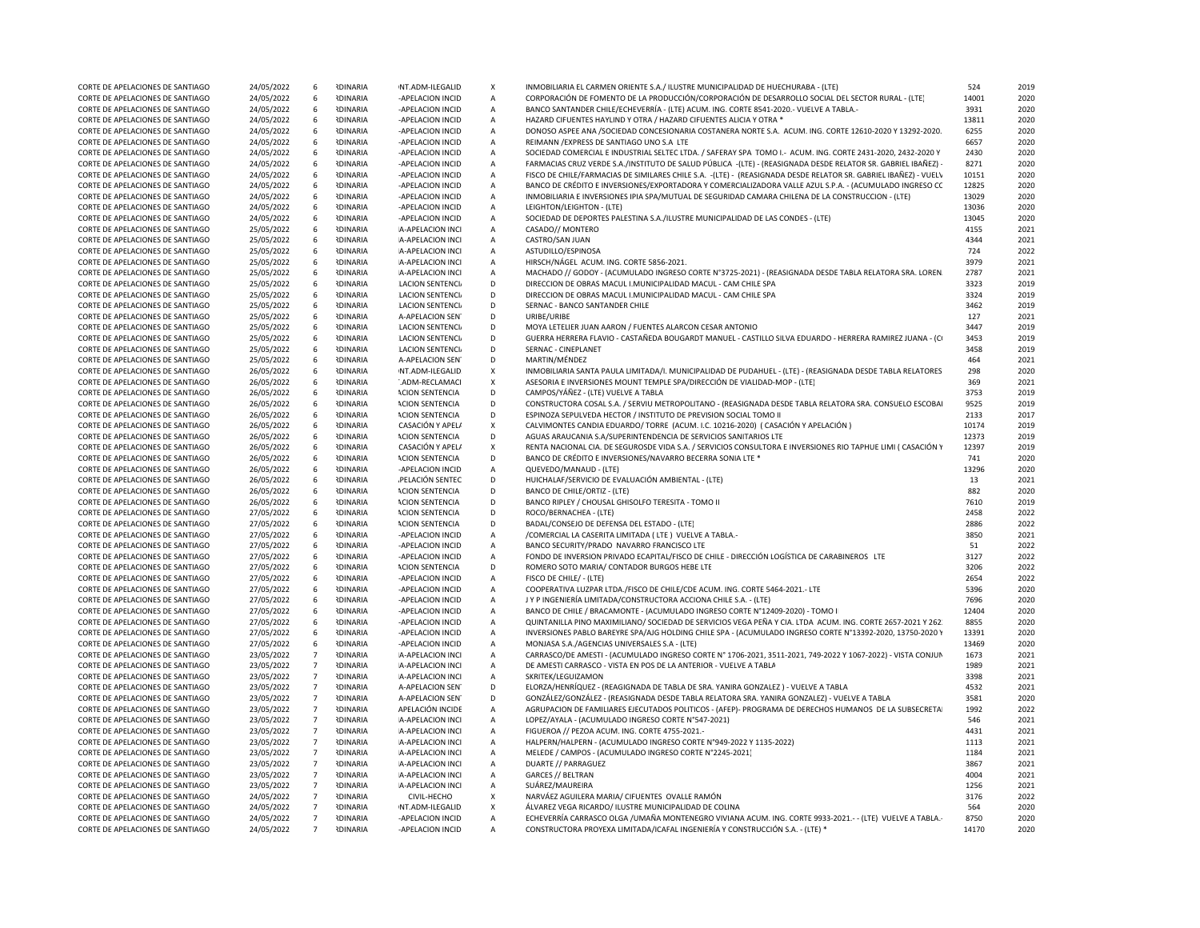| | | | | | | | | |
|---|---|---|---|---|---|---|---|---|
| CORTE DE APELACIONES DE SANTIAGO | 24/05/2022 | 6 | RDINARIA | NT.ADM-ILEGALID | X | INMOBILIARIA EL CARMEN ORIENTE S.A./ ILUSTRE MUNICIPALIDAD DE HUECHURABA - (LTE) | 524 | 2019 |
| CORTE DE APELACIONES DE SANTIAGO | 24/05/2022 | 6 | RDINARIA | -APELACION INCID | A | CORPORACIÓN DE FOMENTO DE LA PRODUCCIÓN/CORPORACIÓN DE DESARROLLO SOCIAL DEL SECTOR RURAL - (LTE) | 14001 | 2020 |
| CORTE DE APELACIONES DE SANTIAGO | 24/05/2022 | 6 | RDINARIA | -APELACION INCID | A | BANCO SANTANDER CHILE/ECHEVERRÍA - (LTE) ACUM. ING. CORTE 8541-2020.- VUELVE A TABLA.- | 3931 | 2020 |
| CORTE DE APELACIONES DE SANTIAGO | 24/05/2022 | 6 | RDINARIA | -APELACION INCID | A | HAZARD CIFUENTES HAYLIND Y OTRA / HAZARD CIFUENTES ALICIA Y OTRA * | 13811 | 2020 |
| CORTE DE APELACIONES DE SANTIAGO | 24/05/2022 | 6 | RDINARIA | -APELACION INCID | A | DONOSO ASPEE ANA /SOCIEDAD CONCESIONARIA COSTANERA NORTE S.A. ACUM. ING. CORTE 12610-2020 Y 13292-2020. | 6255 | 2020 |
| CORTE DE APELACIONES DE SANTIAGO | 24/05/2022 | 6 | RDINARIA | -APELACION INCID | A | REIMANN /EXPRESS DE SANTIAGO UNO S.A LTE | 6657 | 2020 |
| CORTE DE APELACIONES DE SANTIAGO | 24/05/2022 | 6 | RDINARIA | -APELACION INCID | A | SOCIEDAD COMERCIAL E INDUSTRIAL SELTEC LTDA. / SAFERAY SPA TOMO I.- ACUM. ING. CORTE 2431-2020, 2432-2020 Y | 2430 | 2020 |
| CORTE DE APELACIONES DE SANTIAGO | 24/05/2022 | 6 | RDINARIA | -APELACION INCID | A | FARMACIAS CRUZ VERDE S.A./INSTITUTO DE SALUD PÚBLICA -(LTE) - (REASIGNADA DESDE RELATOR SR. GABRIEL IBAÑEZ) - | 8271 | 2020 |
| CORTE DE APELACIONES DE SANTIAGO | 24/05/2022 | 6 | RDINARIA | -APELACION INCID | A | FISCO DE CHILE/FARMACIAS DE SIMILARES CHILE S.A. -(LTE) - (REASIGNADA DESDE RELATOR SR. GABRIEL IBAÑEZ) - VUELV | 10151 | 2020 |
| CORTE DE APELACIONES DE SANTIAGO | 24/05/2022 | 6 | RDINARIA | -APELACION INCID | A | BANCO DE CRÉDITO E INVERSIONES/EXPORTADORA Y COMERCIALIZADORA VALLE AZUL S.P.A. - (ACUMULADO INGRESO CC | 12825 | 2020 |
| CORTE DE APELACIONES DE SANTIAGO | 24/05/2022 | 6 | RDINARIA | -APELACION INCID | A | INMOBILIARIA E INVERSIONES IPIA SPA/MUTUAL DE SEGURIDAD CAMARA CHILENA DE LA CONSTRUCCION - (LTE) | 13029 | 2020 |
| CORTE DE APELACIONES DE SANTIAGO | 24/05/2022 | 6 | RDINARIA | -APELACION INCID | A | LEIGHTON/LEIGHTON - (LTE) | 13036 | 2020 |
| CORTE DE APELACIONES DE SANTIAGO | 24/05/2022 | 6 | RDINARIA | -APELACION INCID | A | SOCIEDAD DE DEPORTES PALESTINA S.A./ILUSTRE MUNICIPALIDAD DE LAS CONDES - (LTE) | 13045 | 2020 |
| CORTE DE APELACIONES DE SANTIAGO | 25/05/2022 | 6 | RDINARIA | A-APELACION INCI | A | CASADO// MONTERO | 4155 | 2021 |
| CORTE DE APELACIONES DE SANTIAGO | 25/05/2022 | 6 | RDINARIA | A-APELACION INCI | A | CASTRO/SAN JUAN | 4344 | 2021 |
| CORTE DE APELACIONES DE SANTIAGO | 25/05/2022 | 6 | RDINARIA | A-APELACION INCI | A | ASTUDILLO/ESPINOSA | 724 | 2022 |
| CORTE DE APELACIONES DE SANTIAGO | 25/05/2022 | 6 | RDINARIA | A-APELACION INCI | A | HIRSCH/NÁGEL ACUM. ING. CORTE 5856-2021. | 3979 | 2021 |
| CORTE DE APELACIONES DE SANTIAGO | 25/05/2022 | 6 | RDINARIA | A-APELACION INCI | A | MACHADO // GODOY - (ACUMULADO INGRESO CORTE N°3725-2021) - (REASIGNADA DESDE TABLA RELATORA SRA. LOREN | 2787 | 2021 |
| CORTE DE APELACIONES DE SANTIAGO | 25/05/2022 | 6 | RDINARIA | LACION SENTENCI | D | DIRECCION DE OBRAS MACUL I.MUNICIPALIDAD MACUL - CAM CHILE SPA | 3323 | 2019 |
| CORTE DE APELACIONES DE SANTIAGO | 25/05/2022 | 6 | RDINARIA | LACION SENTENCI | D | DIRECCION DE OBRAS MACUL I.MUNICIPALIDAD MACUL - CAM CHILE SPA | 3324 | 2019 |
| CORTE DE APELACIONES DE SANTIAGO | 25/05/2022 | 6 | RDINARIA | LACION SENTENCI | D | SERNAC - BANCO SANTANDER CHILE | 3462 | 2019 |
| CORTE DE APELACIONES DE SANTIAGO | 25/05/2022 | 6 | RDINARIA | A-APELACION SEN | D | URIBE/URIBE | 127 | 2021 |
| CORTE DE APELACIONES DE SANTIAGO | 25/05/2022 | 6 | RDINARIA | LACION SENTENCI | D | MOYA LETELIER JUAN AARON / FUENTES ALARCON CESAR ANTONIO | 3447 | 2019 |
| CORTE DE APELACIONES DE SANTIAGO | 25/05/2022 | 6 | RDINARIA | LACION SENTENCI | D | GUERRA HERRERA FLAVIO - CASTAÑEDA BOUGARDT MANUEL - CASTILLO SILVA EDUARDO - HERRERA RAMIREZ JUANA - (C | 3453 | 2019 |
| CORTE DE APELACIONES DE SANTIAGO | 25/05/2022 | 6 | RDINARIA | LACION SENTENCI | D | SERNAC - CINEPLANET | 3458 | 2019 |
| CORTE DE APELACIONES DE SANTIAGO | 25/05/2022 | 6 | RDINARIA | A-APELACION SEN | D | MARTIN/MÉNDEZ | 464 | 2021 |
| CORTE DE APELACIONES DE SANTIAGO | 26/05/2022 | 6 | RDINARIA | NT.ADM-ILEGALID | X | INMOBILIARIA SANTA PAULA LIMITADA/I. MUNICIPALIDAD DE PUDAHUEL - (LTE) - (REASIGNADA DESDE TABLA RELATORES | 298 | 2020 |
| CORTE DE APELACIONES DE SANTIAGO | 26/05/2022 | 6 | RDINARIA | .ADM-RECLAMACI | X | ASESORIA E INVERSIONES MOUNT TEMPLE SPA/DIRECCIÓN DE VIALIDAD-MOP - (LTE) | 369 | 2021 |
| CORTE DE APELACIONES DE SANTIAGO | 26/05/2022 | 6 | RDINARIA | ACION SENTENCIA | D | CAMPOS/YÁÑEZ - (LTE) VUELVE A TABLA | 3753 | 2019 |
| CORTE DE APELACIONES DE SANTIAGO | 26/05/2022 | 6 | RDINARIA | ACION SENTENCIA | D | CONSTRUCTORA COSAL S.A. / SERVIU METROPOLITANO - (REASIGNADA DESDE TABLA RELATORA SRA. CONSUELO ESCOBAI | 9525 | 2019 |
| CORTE DE APELACIONES DE SANTIAGO | 26/05/2022 | 6 | RDINARIA | ACION SENTENCIA | D | ESPINOZA SEPULVEDA HECTOR / INSTITUTO DE PREVISION SOCIAL TOMO II | 2133 | 2017 |
| CORTE DE APELACIONES DE SANTIAGO | 26/05/2022 | 6 | RDINARIA | CASACIÓN Y APEL | X | CALVIMONTES CANDIA EDUARDO/ TORRE (ACUM. I.C. 10216-2020) ( CASACIÓN Y APELACIÓN ) | 10174 | 2019 |
| CORTE DE APELACIONES DE SANTIAGO | 26/05/2022 | 6 | RDINARIA | ACION SENTENCIA | D | AGUAS ARAUCANIA S.A/SUPERINTENDENCIA DE SERVICIOS SANITARIOS LTE | 12373 | 2019 |
| CORTE DE APELACIONES DE SANTIAGO | 26/05/2022 | 6 | RDINARIA | CASACIÓN Y APEL | X | RENTA NACIONAL CIA. DE SEGUROSDE VIDA S.A. / SERVICIOS CONSULTORA E INVERSIONES RIO TAPHUE LIMI ( CASACIÓN Y | 12397 | 2019 |
| CORTE DE APELACIONES DE SANTIAGO | 26/05/2022 | 6 | RDINARIA | ACION SENTENCIA | D | BANCO DE CRÉDITO E INVERSIONES/NAVARRO BECERRA SONIA LTE * | 741 | 2020 |
| CORTE DE APELACIONES DE SANTIAGO | 26/05/2022 | 6 | RDINARIA | -APELACION INCID | A | QUEVEDO/MANAUD - (LTE) | 13296 | 2020 |
| CORTE DE APELACIONES DE SANTIAGO | 26/05/2022 | 6 | RDINARIA | PELACIÓN SENTEC | D | HUICHALAF/SERVICIO DE EVALUACIÓN AMBIENTAL - (LTE) | 13 | 2021 |
| CORTE DE APELACIONES DE SANTIAGO | 26/05/2022 | 6 | RDINARIA | ACION SENTENCIA | D | BANCO DE CHILE/ORTIZ - (LTE) | 882 | 2020 |
| CORTE DE APELACIONES DE SANTIAGO | 26/05/2022 | 6 | RDINARIA | ACION SENTENCIA | D | BANCO RIPLEY / CHOUSAL GHISOLFO TERESITA - TOMO II | 7610 | 2019 |
| CORTE DE APELACIONES DE SANTIAGO | 27/05/2022 | 6 | RDINARIA | ACION SENTENCIA | D | ROCO/BERNACHEA - (LTE) | 2458 | 2022 |
| CORTE DE APELACIONES DE SANTIAGO | 27/05/2022 | 6 | RDINARIA | ACION SENTENCIA | D | BADAL/CONSEJO DE DEFENSA DEL ESTADO - (LTE) | 2886 | 2022 |
| CORTE DE APELACIONES DE SANTIAGO | 27/05/2022 | 6 | RDINARIA | -APELACION INCID | A | /COMERCIAL LA CASERITA LIMITADA ( LTE ) VUELVE A TABLA.- | 3850 | 2021 |
| CORTE DE APELACIONES DE SANTIAGO | 27/05/2022 | 6 | RDINARIA | -APELACION INCID | A | BANCO SECURITY/PRADO NAVARRO FRANCISCO LTE | 51 | 2022 |
| CORTE DE APELACIONES DE SANTIAGO | 27/05/2022 | 6 | RDINARIA | -APELACION INCID | A | FONDO DE INVERSION PRIVADO ECAPITAL/FISCO DE CHILE - DIRECCIÓN LOGÍSTICA DE CARABINEROS LTE | 3127 | 2022 |
| CORTE DE APELACIONES DE SANTIAGO | 27/05/2022 | 6 | RDINARIA | ACION SENTENCIA | D | ROMERO SOTO MARIA/ CONTADOR BURGOS HEBE LTE | 3206 | 2022 |
| CORTE DE APELACIONES DE SANTIAGO | 27/05/2022 | 6 | RDINARIA | -APELACION INCID | A | FISCO DE CHILE/ - (LTE) | 2654 | 2022 |
| CORTE DE APELACIONES DE SANTIAGO | 27/05/2022 | 6 | RDINARIA | -APELACION INCID | A | COOPERATIVA LUZPAR LTDA./FISCO DE CHILE/CDE ACUM. ING. CORTE 5464-2021.- LTE | 5396 | 2020 |
| CORTE DE APELACIONES DE SANTIAGO | 27/05/2022 | 6 | RDINARIA | -APELACION INCID | A | J Y P INGENIERÍA LIMITADA/CONSTRUCTORA ACCIONA CHILE S.A. - (LTE) | 7696 | 2020 |
| CORTE DE APELACIONES DE SANTIAGO | 27/05/2022 | 6 | RDINARIA | -APELACION INCID | A | BANCO DE CHILE / BRACAMONTE - (ACUMULADO INGRESO CORTE N°12409-2020) - TOMO I | 12404 | 2020 |
| CORTE DE APELACIONES DE SANTIAGO | 27/05/2022 | 6 | RDINARIA | -APELACION INCID | A | QUINTANILLA PINO MAXIMILIANO/ SOCIEDAD DE SERVICIOS VEGA PEÑA Y CIA. LTDA ACUM. ING. CORTE 2657-2021 Y 262 | 8855 | 2020 |
| CORTE DE APELACIONES DE SANTIAGO | 27/05/2022 | 6 | RDINARIA | -APELACION INCID | A | INVERSIONES PABLO BAREYRE SPA/AJG HOLDING CHILE SPA - (ACUMULADO INGRESO CORTE N°13392-2020, 13750-2020 Y | 13391 | 2020 |
| CORTE DE APELACIONES DE SANTIAGO | 27/05/2022 | 6 | RDINARIA | -APELACION INCID | A | MONJASA S.A./AGENCIAS UNIVERSALES S.A - (LTE) | 13469 | 2020 |
| CORTE DE APELACIONES DE SANTIAGO | 23/05/2022 | 7 | RDINARIA | A-APELACION INCI | A | CARRASCO/DE AMESTI - (ACUMULADO INGRESO CORTE N° 1706-2021, 3511-2021, 749-2022 Y 1067-2022) - VISTA CONJUN | 1673 | 2021 |
| CORTE DE APELACIONES DE SANTIAGO | 23/05/2022 | 7 | RDINARIA | A-APELACION INCI | A | DE AMESTI CARRASCO - VISTA EN POS DE LA ANTERIOR - VUELVE A TABLA | 1989 | 2021 |
| CORTE DE APELACIONES DE SANTIAGO | 23/05/2022 | 7 | RDINARIA | A-APELACION INCI | A | SKRITEK/LEGUIZAMON | 3398 | 2021 |
| CORTE DE APELACIONES DE SANTIAGO | 23/05/2022 | 7 | RDINARIA | A-APELACION SEN | D | ELORZA/HENRÍQUEZ - (REAGIGNADA DE TABLA DE SRA. YANIRA GONZALEZ ) - VUELVE A TABLA | 4532 | 2021 |
| CORTE DE APELACIONES DE SANTIAGO | 23/05/2022 | 7 | RDINARIA | A-APELACION SEN | D | GONZÁLEZ/GONZÁLEZ - (REASIGNADA DESDE TABLA RELATORA SRA. YANIRA GONZALEZ) - VUELVE A TABLA | 3581 | 2020 |
| CORTE DE APELACIONES DE SANTIAGO | 23/05/2022 | 7 | RDINARIA | APELACIÓN INCIDE | A | AGRUPACION DE FAMILIARES EJECUTADOS POLITICOS - (AFEP)- PROGRAMA DE DERECHOS HUMANOS DE LA SUBSECRETA | 1992 | 2022 |
| CORTE DE APELACIONES DE SANTIAGO | 23/05/2022 | 7 | RDINARIA | A-APELACION INCI | A | LOPEZ/AYALA - (ACUMULADO INGRESO CORTE N°547-2021) | 546 | 2021 |
| CORTE DE APELACIONES DE SANTIAGO | 23/05/2022 | 7 | RDINARIA | A-APELACION INCI | A | FIGUEROA // PEZOA ACUM. ING. CORTE 4755-2021.- | 4431 | 2021 |
| CORTE DE APELACIONES DE SANTIAGO | 23/05/2022 | 7 | RDINARIA | A-APELACION INCI | A | HALPERN/HALPERN - (ACUMULADO INGRESO CORTE N°949-2022 Y 1135-2022) | 1113 | 2021 |
| CORTE DE APELACIONES DE SANTIAGO | 23/05/2022 | 7 | RDINARIA | A-APELACION INCI | A | MELEDE / CAMPOS - (ACUMULADO INGRESO CORTE N°2245-2021) | 1184 | 2021 |
| CORTE DE APELACIONES DE SANTIAGO | 23/05/2022 | 7 | RDINARIA | A-APELACION INCI | A | DUARTE // PARRAGUEZ | 3867 | 2021 |
| CORTE DE APELACIONES DE SANTIAGO | 23/05/2022 | 7 | RDINARIA | A-APELACION INCI | A | GARCES // BELTRAN | 4004 | 2021 |
| CORTE DE APELACIONES DE SANTIAGO | 23/05/2022 | 7 | RDINARIA | A-APELACION INCI | A | SUÁREZ/MAUREIRA | 1256 | 2021 |
| CORTE DE APELACIONES DE SANTIAGO | 24/05/2022 | 7 | RDINARIA | CIVIL-HECHO | X | NARVÁEZ AGUILERA MARIA/ CIFUENTES OVALLE RAMÓN | 3176 | 2022 |
| CORTE DE APELACIONES DE SANTIAGO | 24/05/2022 | 7 | RDINARIA | NT.ADM-ILEGALID | X | ÁLVAREZ VEGA RICARDO/ ILUSTRE MUNICIPALIDAD DE COLINA | 564 | 2020 |
| CORTE DE APELACIONES DE SANTIAGO | 24/05/2022 | 7 | RDINARIA | -APELACION INCID | A | ECHEVERRÍA CARRASCO OLGA /UMAÑA MONTENEGRO VIVIANA ACUM. ING. CORTE 9933-2021.- - (LTE) VUELVE A TABLA.- | 8750 | 2020 |
| CORTE DE APELACIONES DE SANTIAGO | 24/05/2022 | 7 | RDINARIA | -APELACION INCID | A | CONSTRUCTORA PROYEXA LIMITADA/ICAFAL INGENIERÍA Y CONSTRUCCIÓN S.A. - (LTE) * | 14170 | 2020 |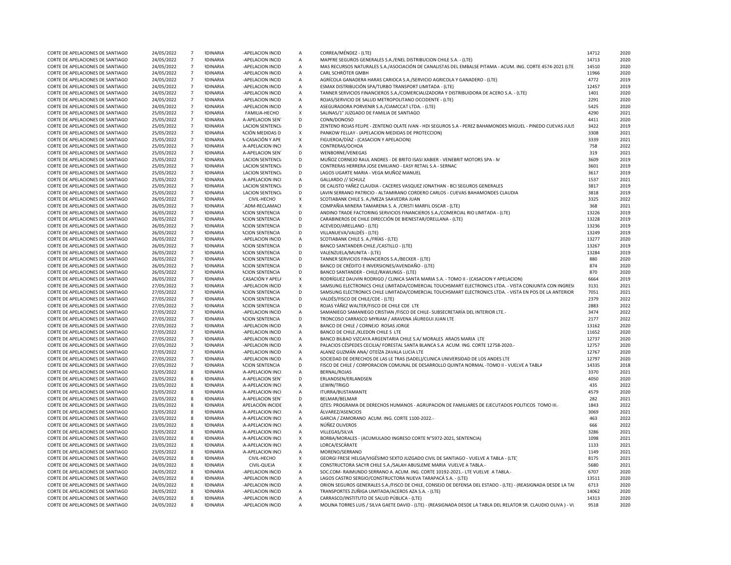| | | | | | | | | |
|---|---|---|---|---|---|---|---|---|
| CORTE DE APELACIONES DE SANTIAGO | 24/05/2022 | 7 | RDINARIA | -APELACION INCID | A | CORREA/MÉNDEZ - (LTE) | 14712 | 2020 |
| CORTE DE APELACIONES DE SANTIAGO | 24/05/2022 | 7 | RDINARIA | -APELACION INCID | A | MAPFRE SEGUROS GENERALES S.A./ENEL DISTRIBUCION CHILE S.A. - (LTE) | 14713 | 2020 |
| CORTE DE APELACIONES DE SANTIAGO | 24/05/2022 | 7 | RDINARIA | -APELACION INCID | A | MAS RECURSOS NATURALES S.A./ASOCIACIÓN DE CANALISTAS DEL EMBALSE PITAMA - ACUM. ING. CORTE 4574-2021 (LTE | 14510 | 2020 |
| CORTE DE APELACIONES DE SANTIAGO | 24/05/2022 | 7 | RDINARIA | -APELACION INCID | A | CARL SCHRÖTER GMBH | 11966 | 2020 |
| CORTE DE APELACIONES DE SANTIAGO | 24/05/2022 | 7 | RDINARIA | -APELACION INCID | A | AGRÍCOLA GANADERA HARAS CARIOCA S.A./SERVICIO AGRICOLA Y GANADERO - (LTE) | 4772 | 2019 |
| CORTE DE APELACIONES DE SANTIAGO | 24/05/2022 | 7 | RDINARIA | -APELACION INCID | A | ESMAX DISTRIBUCIÓN SPA/TURBO TRANSPORT LIMITADA - (LTE) | 12457 | 2019 |
| CORTE DE APELACIONES DE SANTIAGO | 24/05/2022 | 7 | RDINARIA | -APELACION INCID | A | TANNER SERVICIOS FINANCIEROS S.A./COMERCIALIZADORA Y DISTRIBUIDORA DE ACERO S.A. - (LTE) | 1401 | 2020 |
| CORTE DE APELACIONES DE SANTIAGO | 24/05/2022 | 7 | RDINARIA | -APELACION INCID | A | ROJAS/SERVICIO DE SALUD METROPOLITANO OCCIDENTE - (LTE) | 2291 | 2020 |
| CORTE DE APELACIONES DE SANTIAGO | 24/05/2022 | 7 | RDINARIA | -APELACION INCID | A | ASEGURADORA PORVENIR S.A./CIAMCCAT LTDA. - (LTE) | 5425 | 2020 |
| CORTE DE APELACIONES DE SANTIAGO | 25/05/2022 | 7 | RDINARIA | FAMILIA-HECHO | X | SALINAS/1° JUZGADO DE FAMILIA DE SANTIAGO | 4290 | 2021 |
| CORTE DE APELACIONES DE SANTIAGO | 25/05/2022 | 7 | RDINARIA | A-APELACION SEN | D | CONN/DONOSO | 4411 | 2020 |
| CORTE DE APELACIONES DE SANTIAGO | 25/05/2022 | 7 | RDINARIA | LACION SENTENCI | D | ZENTENO ROJAS FELIPE - ZENTENO OLATE IVAN - HDI SEGUROS S.A - PEREZ BAHAMONDES MIGUEL - PINEDO CUEVAS JULIS | 3422 | 2019 |
| CORTE DE APELACIONES DE SANTIAGO | 25/05/2022 | 7 | RDINARIA | ACIÓN MEDIDAS D | X | PANKOW FELLAY - (APELACION MEDIDAS DE PROTECCION) | 3308 | 2021 |
| CORTE DE APELACIONES DE SANTIAGO | 25/05/2022 | 7 | RDINARIA | A-CASACIÓN Y APE | X | FIGUEROA/DÍAZ - (CASACION Y APELACION) | 3339 | 2021 |
| CORTE DE APELACIONES DE SANTIAGO | 25/05/2022 | 7 | RDINARIA | A-APELACION INCI | A | CONTRERAS/OCHOA | 758 | 2022 |
| CORTE DE APELACIONES DE SANTIAGO | 25/05/2022 | 7 | RDINARIA | A-APELACION SEN | D | WENBORNE/VENEGAS | 319 | 2021 |
| CORTE DE APELACIONES DE SANTIAGO | 25/05/2022 | 7 | RDINARIA | LACION SENTENCI | D | MUÑOZ CORNEJO RAUL ANDRES - DE BRITO ISASI XABIER - VENEBRIT MOTORS SPA - M | 3609 | 2019 |
| CORTE DE APELACIONES DE SANTIAGO | 25/05/2022 | 7 | RDINARIA | LACION SENTENCI | D | CONTRERAS HERRERA JOSE EMILIANO - EASY RETAIL S.A - SERNAC | 3601 | 2019 |
| CORTE DE APELACIONES DE SANTIAGO | 25/05/2022 | 7 | RDINARIA | LACION SENTENCI | D | LAGOS UGARTE MARIA - VEGA MUÑOZ MANUEL | 3617 | 2019 |
| CORTE DE APELACIONES DE SANTIAGO | 25/05/2022 | 7 | RDINARIA | A-APELACION INCI | A | GALLARDO // SCHULZ | 1537 | 2021 |
| CORTE DE APELACIONES DE SANTIAGO | 25/05/2022 | 7 | RDINARIA | LACION SENTENCI | D | DE CALISTO YAÑEZ CLAUDIA - CACERES VASQUEZ JONATHAN - BCI SEGUROS GENERALES | 3817 | 2019 |
| CORTE DE APELACIONES DE SANTIAGO | 25/05/2022 | 7 | RDINARIA | LACION SENTENCI | D | LAVIN SERRANO PATRICIO - ALTAMIRANO CORDERO CARLOS - CUEVAS BAHAMONDES CLAUDIA | 3818 | 2019 |
| CORTE DE APELACIONES DE SANTIAGO | 26/05/2022 | 7 | RDINARIA | CIVIL-HECHO | X | SCOTIABANK CHILE S. A./MEZA SAAVEDRA JUAN | 3325 | 2022 |
| CORTE DE APELACIONES DE SANTIAGO | 26/05/2022 | 7 | RDINARIA | ADM-RECLAMACI | X | COMPAÑIA MINERA TAMARENA S. A. /CRISTI MARFIL OSCAR - (LTE) | 368 | 2021 |
| CORTE DE APELACIONES DE SANTIAGO | 26/05/2022 | 7 | RDINARIA | ACION SENTENCIA | D | ANDINO TRADE FACTORING SERVICIOS FINANCIEROS S.A./COMERCIAL RIO LIMITADA - (LTE) | 13226 | 2019 |
| CORTE DE APELACIONES DE SANTIAGO | 26/05/2022 | 7 | RDINARIA | ACION SENTENCIA | D | CARABINEROS DE CHILE DIRECCIÓN DE BIENESTAR/ORELLANA - (LTE) | 13228 | 2019 |
| CORTE DE APELACIONES DE SANTIAGO | 26/05/2022 | 7 | RDINARIA | ACION SENTENCIA | D | ACEVEDO/ARELLANO - (LTE) | 13236 | 2019 |
| CORTE DE APELACIONES DE SANTIAGO | 26/05/2022 | 7 | RDINARIA | ACION SENTENCIA | D | VILLANUEVA/VALDÉS - (LTE) | 13249 | 2019 |
| CORTE DE APELACIONES DE SANTIAGO | 26/05/2022 | 7 | RDINARIA | -APELACION INCID | A | SCOTIABANK CHILE S. A./FRÍAS - (LTE) | 13277 | 2020 |
| CORTE DE APELACIONES DE SANTIAGO | 26/05/2022 | 7 | RDINARIA | ACION SENTENCIA | D | BANCO SANTANDER-CHILE./CASTILLO - (LTE) | 13267 | 2019 |
| CORTE DE APELACIONES DE SANTIAGO | 26/05/2022 | 7 | RDINARIA | ACION SENTENCIA | D | VALENZUELA/MUNITA - (LTE) | 13284 | 2019 |
| CORTE DE APELACIONES DE SANTIAGO | 26/05/2022 | 7 | RDINARIA | ACION SENTENCIA | D | TANNER SERVICIOS FINANCIEROS S.A./BECKER - (LTE) | 880 | 2020 |
| CORTE DE APELACIONES DE SANTIAGO | 26/05/2022 | 7 | RDINARIA | ACION SENTENCIA | D | BANCO DE CRÉDITO E INVERSIONES/AVENDAÑO - (LTE) | 874 | 2020 |
| CORTE DE APELACIONES DE SANTIAGO | 26/05/2022 | 7 | RDINARIA | ACION SENTENCIA | D | BANCO SANTANDER - CHILE/RAWLINGS - (LTE) | 870 | 2020 |
| CORTE DE APELACIONES DE SANTIAGO | 26/05/2022 | 7 | RDINARIA | CASACIÓN Y APEL | X | RODRÍGUEZ DAUVIN RODRIGO / CLINICA SANTA MARIA S.A. - TOMO II - (CASACION Y APELACION) | 6664 | 2019 |
| CORTE DE APELACIONES DE SANTIAGO | 27/05/2022 | 7 | RDINARIA | -APELACION INCID | X | SAMSUNG ELECTRONICS CHILE LIMITADA/COMERCIAL TOUCHSMART ELECTRONICS LTDA. - VISTA CONJUNTA CON INGRES | 3131 | 2021 |
| CORTE DE APELACIONES DE SANTIAGO | 27/05/2022 | 7 | RDINARIA | ACION SENTENCIA | D | SAMSUNG ELECTRONICS CHILE LIMITADA/COMERCIAL TOUCHSMART ELECTRONICS LTDA. - VISTA EN POS DE LA ANTERIOR | 7051 | 2021 |
| CORTE DE APELACIONES DE SANTIAGO | 27/05/2022 | 7 | RDINARIA | ACION SENTENCIA | D | VALDÉS/FISCO DE CHILE/CDE - (LTE) | 2379 | 2022 |
| CORTE DE APELACIONES DE SANTIAGO | 27/05/2022 | 7 | RDINARIA | ACION SENTENCIA | D | ROJAS YÁÑEZ WALTER/FISCO DE CHILE CDE LTE | 2883 | 2022 |
| CORTE DE APELACIONES DE SANTIAGO | 27/05/2022 | 7 | RDINARIA | -APELACION INCID | A | SAMANIEGO SAMANIEGO CRISTIAN /FISCO DE CHILE- SUBSECRETARÍA DEL INTERIOR LTE.- | 3474 | 2022 |
| CORTE DE APELACIONES DE SANTIAGO | 27/05/2022 | 7 | RDINARIA | ACION SENTENCIA | D | TRONCOSO CARRASCO MYRIAM / ARAVENA JÁUREGUI JUAN LTE | 2177 | 2022 |
| CORTE DE APELACIONES DE SANTIAGO | 27/05/2022 | 7 | RDINARIA | -APELACION INCID | A | BANCO DE CHILE / CORNEJO ROSAS JORGE | 13162 | 2020 |
| CORTE DE APELACIONES DE SANTIAGO | 27/05/2022 | 7 | RDINARIA | -APELACION INCID | A | BANCO DE CHILE./KLEDON CHILE S LTE | 11652 | 2020 |
| CORTE DE APELACIONES DE SANTIAGO | 27/05/2022 | 7 | RDINARIA | -APELACION INCID | A | BANCO BILBAO VIZCAYA ARGENTARIA CHILE S.A/ MORALES ARAOS MARIA LTE | 12737 | 2020 |
| CORTE DE APELACIONES DE SANTIAGO | 27/05/2022 | 7 | RDINARIA | -APELACION INCID | A | PALACIOS CÉSPEDES CECILIA/ FORESTAL SANTA BLANCA S.A ACUM. ING. CORTE 12758-2020.- | 12757 | 2020 |
| CORTE DE APELACIONES DE SANTIAGO | 27/05/2022 | 7 | RDINARIA | -APELACION INCID | A | ALANIZ GUZMÁN ANA/ OTEÍZA ZAVALA LUCIA LTE | 12767 | 2020 |
| CORTE DE APELACIONES DE SANTIAGO | 27/05/2022 | 7 | RDINARIA | -APELACION INCID | A | SOCIEDAD DE DERECHOS DE LAS LE TRAS (SADEL)/CLINICA UNIVERSIDAD DE LOS ANDES LTE | 12797 | 2020 |
| CORTE DE APELACIONES DE SANTIAGO | 27/05/2022 | 7 | RDINARIA | ACION SENTENCIA | D | FISCO DE CHILE / CORPORACION COMUNAL DE DESARROLLO QUINTA NORMAL -TOMO II - VUELVE A TABLA | 14335 | 2018 |
| CORTE DE APELACIONES DE SANTIAGO | 23/05/2022 | 8 | RDINARIA | A-APELACION INCI | A | BERNAL/ROJAS | 3370 | 2021 |
| CORTE DE APELACIONES DE SANTIAGO | 23/05/2022 | 8 | RDINARIA | A-APELACION SEN | D | ERLANDSEN/ERLANDSEN | 4050 | 2020 |
| CORTE DE APELACIONES DE SANTIAGO | 23/05/2022 | 8 | RDINARIA | A-APELACION INCI | A | LEWIN/TRIGO | 435 | 2022 |
| CORTE DE APELACIONES DE SANTIAGO | 23/05/2022 | 8 | RDINARIA | A-APELACION INCI | A | ITURRA/BUSTAMANTE | 4579 | 2020 |
| CORTE DE APELACIONES DE SANTIAGO | 23/05/2022 | 8 | RDINARIA | A-APELACION SEN | D | BELMAR/BELMAR | 282 | 2021 |
| CORTE DE APELACIONES DE SANTIAGO | 23/05/2022 | 8 | RDINARIA | APELACIÓN INCIDE | A | QTES: PROGRAMA DE DERECHOS HUMANOS - AGRUPACION DE FAMILIARES DE EJECUTADOS POLITICOS TOMO III.- | 1843 | 2022 |
| CORTE DE APELACIONES DE SANTIAGO | 23/05/2022 | 8 | RDINARIA | A-APELACION INCI | A | ÁLVAREZ/ASENCIOS | 3069 | 2021 |
| CORTE DE APELACIONES DE SANTIAGO | 23/05/2022 | 8 | RDINARIA | A-APELACION INCI | A | GARCIA / ZAMORANO ACUM. ING. CORTE 1100-2022.- | 463 | 2022 |
| CORTE DE APELACIONES DE SANTIAGO | 23/05/2022 | 8 | RDINARIA | A-APELACION INCI | A | NÚÑEZ OLIVEROS | 666 | 2022 |
| CORTE DE APELACIONES DE SANTIAGO | 23/05/2022 | 8 | RDINARIA | A-APELACION INCI | A | VILLEGAS/SILVA | 3286 | 2021 |
| CORTE DE APELACIONES DE SANTIAGO | 23/05/2022 | 8 | RDINARIA | A-APELACION INCI | X | BORBA/MORALES - (ACUMULADO INGRESO CORTE N°5972-2021, SENTENCIA) | 1098 | 2021 |
| CORTE DE APELACIONES DE SANTIAGO | 23/05/2022 | 8 | RDINARIA | A-APELACION INCI | A | LORCA/ESCÁRATE | 1133 | 2021 |
| CORTE DE APELACIONES DE SANTIAGO | 23/05/2022 | 8 | RDINARIA | A-APELACION INCI | A | MORENO/SERRANO | 1149 | 2021 |
| CORTE DE APELACIONES DE SANTIAGO | 24/05/2022 | 8 | RDINARIA | CIVIL-HECHO | X | GEORGI FRESE HELGA/VIGÉSIMO SEXTO JUZGADO CIVIL DE SANTIAGO - VUELVE A TABLA - (LTE | 8175 | 2021 |
| CORTE DE APELACIONES DE SANTIAGO | 24/05/2022 | 8 | RDINARIA | CIVIL-QUEJA | X | CONSTRUCTORA SACYR CHILE S.A./SALAH ABUSLEME MARIA VUELVE A TABLA.- | 5680 | 2021 |
| CORTE DE APELACIONES DE SANTIAGO | 24/05/2022 | 8 | RDINARIA | -APELACION INCID | A | SOC.COM- RAIMUNDO SERRANO A. ACUM. ING. CORTE 10192-2021.- LTE VUELVE A TABLA.- | 6707 | 2020 |
| CORTE DE APELACIONES DE SANTIAGO | 24/05/2022 | 8 | RDINARIA | -APELACION INCID | A | LAGOS CASTRO SERGIO/CONSTRUCTORA NUEVA TARAPACÁ S.A. - (LTE) | 13511 | 2020 |
| CORTE DE APELACIONES DE SANTIAGO | 24/05/2022 | 8 | RDINARIA | -APELACION INCID | A | ORION SEGUROS GENERALES S.A./FISCO DE CHILE, CONSEJO DE DEFENSA DEL ESTADO - (LTE) - (REASIGNADA DESDE LA TAI | 6713 | 2020 |
| CORTE DE APELACIONES DE SANTIAGO | 24/05/2022 | 8 | RDINARIA | -APELACION INCID | A | TRANSPORTES ZUÑIGA LIMITADA/ACEROS AZA S.A. - (LTE) | 14062 | 2020 |
| CORTE DE APELACIONES DE SANTIAGO | 24/05/2022 | 8 | RDINARIA | -APELACION INCID | A | CARRASCO/INSTITUTO DE SALUD PÚBLICA - (LTE) | 14313 | 2020 |
| CORTE DE APELACIONES DE SANTIAGO | 24/05/2022 | 8 | RDINARIA | -APELACION INCID | A | MOLINA TORRES LUIS / SILVA GAETE DAVID - (LTE) - (REASIGNADA DESDE LA TABLA DEL RELATOR SR. CLAUDIO OLIVA ) - VU | 9518 | 2020 |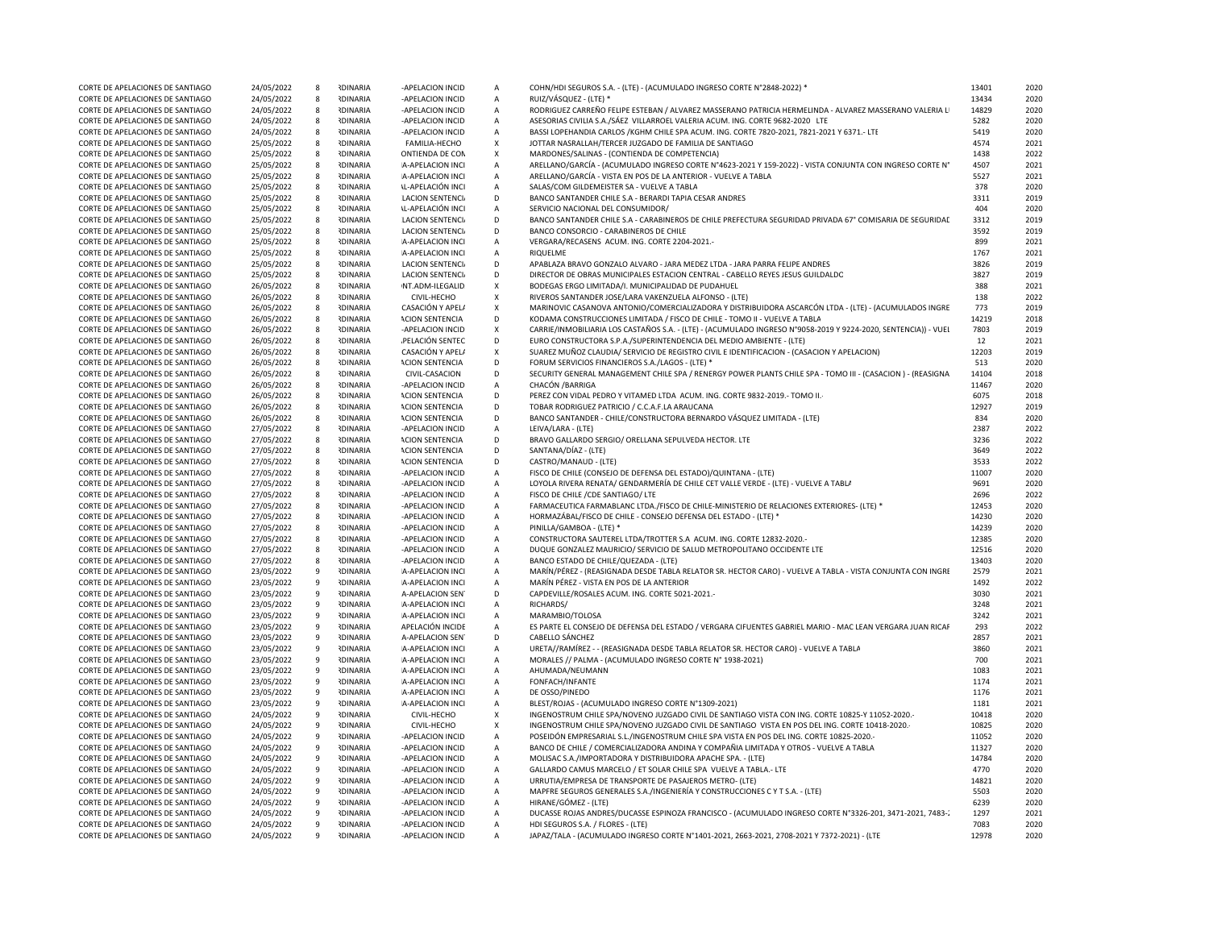| | | | | | | | | |
|---|---|---|---|---|---|---|---|---|
| CORTE DE APELACIONES DE SANTIAGO | 24/05/2022 | 8 | RDINARIA | -APELACION INCID | A | COHN/HDI SEGUROS S.A. - (LTE) - (ACUMULADO INGRESO CORTE N°2848-2022) * | 13401 | 2020 |
| CORTE DE APELACIONES DE SANTIAGO | 24/05/2022 | 8 | RDINARIA | -APELACION INCID | A | RUIZ/VÁSQUEZ - (LTE) * | 13434 | 2020 |
| CORTE DE APELACIONES DE SANTIAGO | 24/05/2022 | 8 | RDINARIA | -APELACION INCID | A | RODRIGUEZ CARREÑO FELIPE ESTEBAN / ALVAREZ MASSERANO PATRICIA HERMELINDA - ALVAREZ MASSERANO VALERIA L | 14829 | 2020 |
| CORTE DE APELACIONES DE SANTIAGO | 24/05/2022 | 8 | RDINARIA | -APELACION INCID | A | ASESORIAS CIVILIA S.A./SÁEZ VILLARROEL VALERIA ACUM. ING. CORTE 9682-2020 LTE | 5282 | 2020 |
| CORTE DE APELACIONES DE SANTIAGO | 24/05/2022 | 8 | RDINARIA | -APELACION INCID | A | BASSI LOPEHANDIA CARLOS /KGHM CHILE SPA ACUM. ING. CORTE 7820-2021, 7821-2021 Y 6371.- LTE | 5419 | 2020 |
| CORTE DE APELACIONES DE SANTIAGO | 25/05/2022 | 8 | RDINARIA | FAMILIA-HECHO | X | JOTTAR NASRALLAH/TERCER JUZGADO DE FAMILIA DE SANTIAGO | 4574 | 2021 |
| CORTE DE APELACIONES DE SANTIAGO | 25/05/2022 | 8 | RDINARIA | ONTIENDA DE CON | X | MARDONES/SALINAS - (CONTIENDA DE COMPETENCIA) | 1438 | 2022 |
| CORTE DE APELACIONES DE SANTIAGO | 25/05/2022 | 8 | RDINARIA | A-APELACION INCI | A | ARELLANO/GARCÍA - (ACUMULADO INGRESO CORTE N°4623-2021 Y 159-2022) - VISTA CONJUNTA CON INGRESO CORTE N° | 4507 | 2021 |
| CORTE DE APELACIONES DE SANTIAGO | 25/05/2022 | 8 | RDINARIA | A-APELACION INCI | A | ARELLANO/GARCÍA - VISTA EN POS DE LA ANTERIOR - VUELVE A TABLA | 5527 | 2021 |
| CORTE DE APELACIONES DE SANTIAGO | 25/05/2022 | 8 | RDINARIA | L-APELACIÓN INCI | A | SALAS/COM GILDEMEISTER SA - VUELVE A TABLA | 378 | 2020 |
| CORTE DE APELACIONES DE SANTIAGO | 25/05/2022 | 8 | RDINARIA | LACION SENTENCI | D | BANCO SANTANDER CHILE S.A - BERARDI TAPIA CESAR ANDRES | 3311 | 2019 |
| CORTE DE APELACIONES DE SANTIAGO | 25/05/2022 | 8 | RDINARIA | L-APELACIÓN INCI | A | SERVICIO NACIONAL DEL CONSUMIDOR/ | 404 | 2020 |
| CORTE DE APELACIONES DE SANTIAGO | 25/05/2022 | 8 | RDINARIA | LACION SENTENCI | D | BANCO SANTANDER CHILE S.A - CARABINEROS DE CHILE PREFECTURA SEGURIDAD PRIVADA 67° COMISARIA DE SEGURIDAD | 3312 | 2019 |
| CORTE DE APELACIONES DE SANTIAGO | 25/05/2022 | 8 | RDINARIA | LACION SENTENCI | D | BANCO CONSORCIO - CARABINEROS DE CHILE | 3592 | 2019 |
| CORTE DE APELACIONES DE SANTIAGO | 25/05/2022 | 8 | RDINARIA | A-APELACION INCI | A | VERGARA/RECASENS ACUM. ING. CORTE 2204-2021.- | 899 | 2021 |
| CORTE DE APELACIONES DE SANTIAGO | 25/05/2022 | 8 | RDINARIA | A-APELACION INCI | A | RIQUELME | 1767 | 2021 |
| CORTE DE APELACIONES DE SANTIAGO | 25/05/2022 | 8 | RDINARIA | LACION SENTENCI | D | APABLAZA BRAVO GONZALO ALVARO - JARA MEDEZ LTDA - JARA PARRA FELIPE ANDRES | 3826 | 2019 |
| CORTE DE APELACIONES DE SANTIAGO | 25/05/2022 | 8 | RDINARIA | LACION SENTENCI | D | DIRECTOR DE OBRAS MUNICIPALES ESTACION CENTRAL - CABELLO REYES JESUS GUILDALDO | 3827 | 2019 |
| CORTE DE APELACIONES DE SANTIAGO | 26/05/2022 | 8 | RDINARIA | NT.ADM-ILEGALID | X | BODEGAS ERGO LIMITADA/I. MUNICIPALIDAD DE PUDAHUEL | 388 | 2021 |
| CORTE DE APELACIONES DE SANTIAGO | 26/05/2022 | 8 | RDINARIA | CIVIL-HECHO | X | RIVEROS SANTANDER JOSE/LARA VAKENZUELA ALFONSO - (LTE) | 138 | 2022 |
| CORTE DE APELACIONES DE SANTIAGO | 26/05/2022 | 8 | RDINARIA | CASACIÓN Y APEL | X | MARINOVIC CASANOVA ANTONIO/COMERCIALIZADORA Y DISTRIBUIDORA ASCARCÓN LTDA - (LTE) - (ACUMULADOS INGRE | 773 | 2019 |
| CORTE DE APELACIONES DE SANTIAGO | 26/05/2022 | 8 | RDINARIA | ACION SENTENCIA | D | KODAMA CONSTRUCCIONES LIMITADA / FISCO DE CHILE - TOMO II - VUELVE A TABLA | 14219 | 2018 |
| CORTE DE APELACIONES DE SANTIAGO | 26/05/2022 | 8 | RDINARIA | -APELACION INCID | X | CARRIE/INMOBILIARIA LOS CASTAÑOS S.A. - (LTE) - (ACUMULADO INGRESO N°9058-2019 Y 9224-2020, SENTENCIA)) - VUEL | 7803 | 2019 |
| CORTE DE APELACIONES DE SANTIAGO | 26/05/2022 | 8 | RDINARIA | PELACIÓN SENTEC | D | EURO CONSTRUCTORA S.P.A./SUPERINTENDENCIA DEL MEDIO AMBIENTE - (LTE) | 12 | 2021 |
| CORTE DE APELACIONES DE SANTIAGO | 26/05/2022 | 8 | RDINARIA | CASACIÓN Y APEL | X | SUAREZ MUÑOZ CLAUDIA/ SERVICIO DE REGISTRO CIVIL E IDENTIFICACION - (CASACION Y APELACION) | 12203 | 2019 |
| CORTE DE APELACIONES DE SANTIAGO | 26/05/2022 | 8 | RDINARIA | ACION SENTENCIA | D | FORUM SERVICIOS FINANCIEROS S.A./LAGOS - (LTE) * | 513 | 2020 |
| CORTE DE APELACIONES DE SANTIAGO | 26/05/2022 | 8 | RDINARIA | CIVIL-CASACION | D | SECURITY GENERAL MANAGEMENT CHILE SPA / RENERGY POWER PLANTS CHILE SPA - TOMO III - (CASACION ) - (REASIGNA | 14104 | 2018 |
| CORTE DE APELACIONES DE SANTIAGO | 26/05/2022 | 8 | RDINARIA | -APELACION INCID | A | CHACÓN /BARRIGA | 11467 | 2020 |
| CORTE DE APELACIONES DE SANTIAGO | 26/05/2022 | 8 | RDINARIA | ACION SENTENCIA | D | PEREZ CON VIDAL PEDRO Y VITAMED LTDA ACUM. ING. CORTE 9832-2019.- TOMO II.- | 6075 | 2018 |
| CORTE DE APELACIONES DE SANTIAGO | 26/05/2022 | 8 | RDINARIA | ACION SENTENCIA | D | TOBAR RODRIGUEZ PATRICIO / C.C.A.F.LA ARAUCANA | 12927 | 2019 |
| CORTE DE APELACIONES DE SANTIAGO | 26/05/2022 | 8 | RDINARIA | ACION SENTENCIA | D | BANCO SANTANDER - CHILE/CONSTRUCTORA BERNARDO VÁSQUEZ LIMITADA - (LTE) | 834 | 2020 |
| CORTE DE APELACIONES DE SANTIAGO | 27/05/2022 | 8 | RDINARIA | -APELACION INCID | A | LEIVA/LARA - (LTE) | 2387 | 2022 |
| CORTE DE APELACIONES DE SANTIAGO | 27/05/2022 | 8 | RDINARIA | ACION SENTENCIA | D | BRAVO GALLARDO SERGIO/ ORELLANA SEPULVEDA HECTOR. LTE | 3236 | 2022 |
| CORTE DE APELACIONES DE SANTIAGO | 27/05/2022 | 8 | RDINARIA | ACION SENTENCIA | D | SANTANA/DÍAZ - (LTE) | 3649 | 2022 |
| CORTE DE APELACIONES DE SANTIAGO | 27/05/2022 | 8 | RDINARIA | ACION SENTENCIA | D | CASTRO/MANAUD - (LTE) | 3533 | 2022 |
| CORTE DE APELACIONES DE SANTIAGO | 27/05/2022 | 8 | RDINARIA | -APELACION INCID | A | FISCO DE CHILE (CONSEJO DE DEFENSA DEL ESTADO)/QUINTANA - (LTE) | 11007 | 2020 |
| CORTE DE APELACIONES DE SANTIAGO | 27/05/2022 | 8 | RDINARIA | -APELACION INCID | A | LOYOLA RIVERA RENATA/ GENDARMERÍA DE CHILE CET VALLE VERDE - (LTE) - VUELVE A TABLA | 9691 | 2020 |
| CORTE DE APELACIONES DE SANTIAGO | 27/05/2022 | 8 | RDINARIA | -APELACION INCID | A | FISCO DE CHILE /CDE SANTIAGO/ LTE | 2696 | 2022 |
| CORTE DE APELACIONES DE SANTIAGO | 27/05/2022 | 8 | RDINARIA | -APELACION INCID | A | FARMACEUTICA FARMABLANC LTDA./FISCO DE CHILE-MINISTERIO DE RELACIONES EXTERIORES- (LTE) * | 12453 | 2020 |
| CORTE DE APELACIONES DE SANTIAGO | 27/05/2022 | 8 | RDINARIA | -APELACION INCID | A | HORMAZÁBAL/FISCO DE CHILE - CONSEJO DEFENSA DEL ESTADO - (LTE) * | 14230 | 2020 |
| CORTE DE APELACIONES DE SANTIAGO | 27/05/2022 | 8 | RDINARIA | -APELACION INCID | A | PINILLA/GAMBOA - (LTE) * | 14239 | 2020 |
| CORTE DE APELACIONES DE SANTIAGO | 27/05/2022 | 8 | RDINARIA | -APELACION INCID | A | CONSTRUCTORA SAUTEREL LTDA/TROTTER S.A ACUM. ING. CORTE 12832-2020.- | 12385 | 2020 |
| CORTE DE APELACIONES DE SANTIAGO | 27/05/2022 | 8 | RDINARIA | -APELACION INCID | A | DUQUE GONZALEZ MAURICIO/ SERVICIO DE SALUD METROPOLITANO OCCIDENTE LTE | 12516 | 2020 |
| CORTE DE APELACIONES DE SANTIAGO | 27/05/2022 | 8 | RDINARIA | -APELACION INCID | A | BANCO ESTADO DE CHILE/QUEZADA - (LTE) | 13403 | 2020 |
| CORTE DE APELACIONES DE SANTIAGO | 23/05/2022 | 9 | RDINARIA | A-APELACION INCI | A | MARÍN/PÉREZ - (REASIGNADA DESDE TABLA RELATOR SR. HECTOR CARO) - VUELVE A TABLA - VISTA CONJUNTA CON INGRE | 2579 | 2021 |
| CORTE DE APELACIONES DE SANTIAGO | 23/05/2022 | 9 | RDINARIA | A-APELACION INCI | A | MARÍN PÉREZ - VISTA EN POS DE LA ANTERIOR | 1492 | 2022 |
| CORTE DE APELACIONES DE SANTIAGO | 23/05/2022 | 9 | RDINARIA | A-APELACION SEN | D | CAPDEVILLE/ROSALES ACUM. ING. CORTE 5021-2021.- | 3030 | 2021 |
| CORTE DE APELACIONES DE SANTIAGO | 23/05/2022 | 9 | RDINARIA | A-APELACION INCI | A | RICHARDS/ | 3248 | 2021 |
| CORTE DE APELACIONES DE SANTIAGO | 23/05/2022 | 9 | RDINARIA | A-APELACION INCI | A | MARAMBIO/TOLOSA | 3242 | 2021 |
| CORTE DE APELACIONES DE SANTIAGO | 23/05/2022 | 9 | RDINARIA | APELACIÓN INCIDE | A | ES PARTE EL CONSEJO DE DEFENSA DEL ESTADO / VERGARA CIFUENTES GABRIEL MARIO - MAC LEAN VERGARA JUAN RICAF | 293 | 2022 |
| CORTE DE APELACIONES DE SANTIAGO | 23/05/2022 | 9 | RDINARIA | A-APELACION SEN | D | CABELLO SÁNCHEZ | 2857 | 2021 |
| CORTE DE APELACIONES DE SANTIAGO | 23/05/2022 | 9 | RDINARIA | A-APELACION INCI | A | URETA//RAMÍREZ - - (REASIGNADA DESDE TABLA RELATOR SR. HECTOR CARO) - VUELVE A TABLA | 3860 | 2021 |
| CORTE DE APELACIONES DE SANTIAGO | 23/05/2022 | 9 | RDINARIA | A-APELACION INCI | A | MORALES // PALMA - (ACUMULADO INGRESO CORTE N° 1938-2021) | 700 | 2021 |
| CORTE DE APELACIONES DE SANTIAGO | 23/05/2022 | 9 | RDINARIA | A-APELACION INCI | A | AHUMADA/NEUMANN | 1083 | 2021 |
| CORTE DE APELACIONES DE SANTIAGO | 23/05/2022 | 9 | RDINARIA | A-APELACION INCI | A | FONFACH/INFANTE | 1174 | 2021 |
| CORTE DE APELACIONES DE SANTIAGO | 23/05/2022 | 9 | RDINARIA | A-APELACION INCI | A | DE OSSO/PINEDO | 1176 | 2021 |
| CORTE DE APELACIONES DE SANTIAGO | 23/05/2022 | 9 | RDINARIA | A-APELACION INCI | A | BLEST/ROJAS - (ACUMULADO INGRESO CORTE N°1309-2021) | 1181 | 2021 |
| CORTE DE APELACIONES DE SANTIAGO | 24/05/2022 | 9 | RDINARIA | CIVIL-HECHO | X | INGENOSTRUM CHILE SPA/NOVENO JUZGADO CIVIL DE SANTIAGO VISTA CON ING. CORTE 10825-Y 11052-2020.- | 10418 | 2020 |
| CORTE DE APELACIONES DE SANTIAGO | 24/05/2022 | 9 | RDINARIA | CIVIL-HECHO | X | INGENOSTRUM CHILE SPA/NOVENO JUZGADO CIVIL DE SANTIAGO VISTA EN POS DEL ING. CORTE 10418-2020.- | 10825 | 2020 |
| CORTE DE APELACIONES DE SANTIAGO | 24/05/2022 | 9 | RDINARIA | -APELACION INCID | A | POSEIDÓN EMPRESARIAL S.L./INGENOSTRUM CHILE SPA VISTA EN POS DEL ING. CORTE 10825-2020.- | 11052 | 2020 |
| CORTE DE APELACIONES DE SANTIAGO | 24/05/2022 | 9 | RDINARIA | -APELACION INCID | A | BANCO DE CHILE / COMERCIALIZADORA ANDINA Y COMPAÑIA LIMITADA Y OTROS - VUELVE A TABLA | 11327 | 2020 |
| CORTE DE APELACIONES DE SANTIAGO | 24/05/2022 | 9 | RDINARIA | -APELACION INCID | A | MOLISAC S.A./IMPORTADORA Y DISTRIBUIDORA APACHE SPA. - (LTE) | 14784 | 2020 |
| CORTE DE APELACIONES DE SANTIAGO | 24/05/2022 | 9 | RDINARIA | -APELACION INCID | A | GALLARDO CAMUS MARCELO / ET SOLAR CHILE SPA VUELVE A TABLA.- LTE | 4770 | 2020 |
| CORTE DE APELACIONES DE SANTIAGO | 24/05/2022 | 9 | RDINARIA | -APELACION INCID | A | URRUTIA/EMPRESA DE TRANSPORTE DE PASAJEROS METRO- (LTE) | 14821 | 2020 |
| CORTE DE APELACIONES DE SANTIAGO | 24/05/2022 | 9 | RDINARIA | -APELACION INCID | A | MAPFRE SEGUROS GENERALES S.A./INGENIERÍA Y CONSTRUCCIONES C Y T S.A. - (LTE) | 5503 | 2020 |
| CORTE DE APELACIONES DE SANTIAGO | 24/05/2022 | 9 | RDINARIA | -APELACION INCID | A | HIRANE/GÓMEZ - (LTE) | 6239 | 2020 |
| CORTE DE APELACIONES DE SANTIAGO | 24/05/2022 | 9 | RDINARIA | -APELACION INCID | A | DUCASSE ROJAS ANDRES/DUCASSE ESPINOZA FRANCISCO - (ACUMULADO INGRESO CORTE N°3326-201, 3471-2021, 7483-2 | 1297 | 2021 |
| CORTE DE APELACIONES DE SANTIAGO | 24/05/2022 | 9 | RDINARIA | -APELACION INCID | A | HDI SEGUROS S.A. / FLORES - (LTE) | 7083 | 2020 |
| CORTE DE APELACIONES DE SANTIAGO | 24/05/2022 | 9 | RDINARIA | -APELACION INCID | A | JAPAZ/TALA - (ACUMULADO INGRESO CORTE N°1401-2021, 2663-2021, 2708-2021 Y 7372-2021) - (LTE | 12978 | 2020 |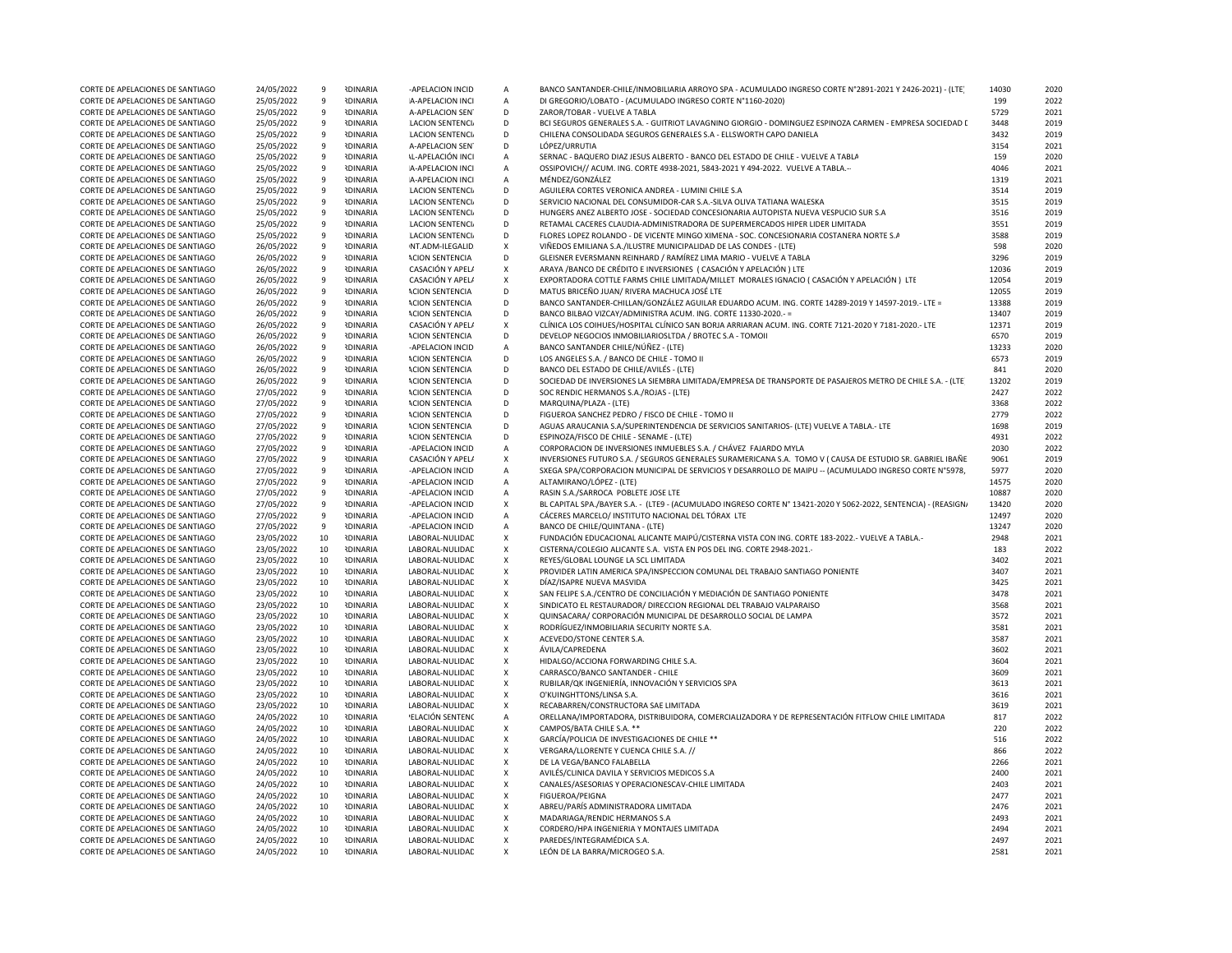| | | | | | | | | |
|---|---|---|---|---|---|---|---|---|
| CORTE DE APELACIONES DE SANTIAGO | 24/05/2022 | 9 | RDINARIA | -APELACION INCID | A | BANCO SANTANDER-CHILE/INMOBILIARIA ARROYO SPA - ACUMULADO INGRESO CORTE N°2891-2021 Y 2426-2021) - (LTE) | 14030 | 2020 |
| CORTE DE APELACIONES DE SANTIAGO | 25/05/2022 | 9 | RDINARIA | A-APELACION INCI | A | DI GREGORIO/LOBATO - (ACUMULADO INGRESO CORTE N°1160-2020) | 199 | 2022 |
| CORTE DE APELACIONES DE SANTIAGO | 25/05/2022 | 9 | RDINARIA | A-APELACION SENT | D | ZAROR/TOBAR - VUELVE A TABLA | 5729 | 2021 |
| CORTE DE APELACIONES DE SANTIAGO | 25/05/2022 | 9 | RDINARIA | LACION SENTENCIA | D | BCI SEGUROS GENERALES S.A. - GUITRIOT LAVAGNINO GIORGIO - DOMINGUEZ ESPINOZA CARMEN - EMPRESA SOCIEDAD D | 3448 | 2019 |
| CORTE DE APELACIONES DE SANTIAGO | 25/05/2022 | 9 | RDINARIA | LACION SENTENCIA | D | CHILENA CONSOLIDADA SEGUROS GENERALES S.A - ELLSWORTH CAPO DANIELA | 3432 | 2019 |
| CORTE DE APELACIONES DE SANTIAGO | 25/05/2022 | 9 | RDINARIA | A-APELACION SENT | D | LÓPEZ/URRUTIA | 3154 | 2021 |
| CORTE DE APELACIONES DE SANTIAGO | 25/05/2022 | 9 | RDINARIA | AL-APELACIÓN INCI | A | SERNAC - BAQUERO DIAZ JESUS ALBERTO - BANCO DEL ESTADO DE CHILE - VUELVE A TABLA | 159 | 2020 |
| CORTE DE APELACIONES DE SANTIAGO | 25/05/2022 | 9 | RDINARIA | A-APELACION INCI | A | OSSIPOVICH// ACUM. ING. CORTE 4938-2021, 5843-2021 Y 494-2022. VUELVE A TABLA.-- | 4046 | 2021 |
| CORTE DE APELACIONES DE SANTIAGO | 25/05/2022 | 9 | RDINARIA | A-APELACION INCI | A | MÉNDEZ/GONZÁLEZ | 1319 | 2021 |
| CORTE DE APELACIONES DE SANTIAGO | 25/05/2022 | 9 | RDINARIA | LACION SENTENCIA | D | AGUILERA CORTES VERONICA ANDREA - LUMINI CHILE S.A | 3514 | 2019 |
| CORTE DE APELACIONES DE SANTIAGO | 25/05/2022 | 9 | RDINARIA | LACION SENTENCIA | D | SERVICIO NACIONAL DEL CONSUMIDOR-CAR S.A.-SILVA OLIVA TATIANA WALESKA | 3515 | 2019 |
| CORTE DE APELACIONES DE SANTIAGO | 25/05/2022 | 9 | RDINARIA | LACION SENTENCIA | D | HUNGERS ANEZ ALBERTO JOSE - SOCIEDAD CONCESIONARIA AUTOPISTA NUEVA VESPUCIO SUR S.A | 3516 | 2019 |
| CORTE DE APELACIONES DE SANTIAGO | 25/05/2022 | 9 | RDINARIA | LACION SENTENCIA | D | RETAMAL CACERES CLAUDIA-ADMINISTRADORA DE SUPERMERCADOS HIPER LIDER LIMITADA | 3551 | 2019 |
| CORTE DE APELACIONES DE SANTIAGO | 25/05/2022 | 9 | RDINARIA | LACION SENTENCIA | D | FLORES LOPEZ ROLANDO - DE VICENTE MINGO XIMENA - SOC. CONCESIONARIA COSTANERA NORTE S.A | 3588 | 2019 |
| CORTE DE APELACIONES DE SANTIAGO | 26/05/2022 | 9 | RDINARIA | NT.ADM-ILEGALID | X | VIÑEDOS EMILIANA S.A./ILUSTRE MUNICIPALIDAD DE LAS CONDES - (LTE) | 598 | 2020 |
| CORTE DE APELACIONES DE SANTIAGO | 26/05/2022 | 9 | RDINARIA | ACION SENTENCIA | D | GLEISNER EVERSMANN REINHARD / RAMÍREZ LIMA MARIO - VUELVE A TABLA | 3296 | 2019 |
| CORTE DE APELACIONES DE SANTIAGO | 26/05/2022 | 9 | RDINARIA | CASACIÓN Y APELA | X | ARAYA /BANCO DE CRÉDITO E INVERSIONES ( CASACIÓN Y APELACIÓN ) LTE | 12036 | 2019 |
| CORTE DE APELACIONES DE SANTIAGO | 26/05/2022 | 9 | RDINARIA | CASACIÓN Y APELA | X | EXPORTADORA COTTLE FARMS CHILE LIMITADA/MILLET MORALES IGNACIO ( CASACIÓN Y APELACIÓN ) LTE | 12054 | 2019 |
| CORTE DE APELACIONES DE SANTIAGO | 26/05/2022 | 9 | RDINARIA | ACION SENTENCIA | D | MATUS BRICEÑO JUAN/ RIVERA MACHUCA JOSÉ LTE | 12055 | 2019 |
| CORTE DE APELACIONES DE SANTIAGO | 26/05/2022 | 9 | RDINARIA | ACION SENTENCIA | D | BANCO SANTANDER-CHILLAN/GONZÁLEZ AGUILAR EDUARDO ACUM. ING. CORTE 14289-2019 Y 14597-2019.- LTE = | 13388 | 2019 |
| CORTE DE APELACIONES DE SANTIAGO | 26/05/2022 | 9 | RDINARIA | ACION SENTENCIA | D | BANCO BILBAO VIZCAY/ADMINISTRA ACUM. ING. CORTE 11330-2020.- = | 13407 | 2019 |
| CORTE DE APELACIONES DE SANTIAGO | 26/05/2022 | 9 | RDINARIA | CASACIÓN Y APELA | X | CLÍNICA LOS COIHUES/HOSPITAL CLÍNICO SAN BORJA ARRIARAN ACUM. ING. CORTE 7121-2020 Y 7181-2020.- LTE | 12371 | 2019 |
| CORTE DE APELACIONES DE SANTIAGO | 26/05/2022 | 9 | RDINARIA | ACION SENTENCIA | D | DEVELOP NEGOCIOS INMOBILIARIOSLTDA / BROTEC S.A - TOMOII | 6570 | 2019 |
| CORTE DE APELACIONES DE SANTIAGO | 26/05/2022 | 9 | RDINARIA | -APELACION INCID | A | BANCO SANTANDER CHILE/NÚÑEZ - (LTE) | 13233 | 2020 |
| CORTE DE APELACIONES DE SANTIAGO | 26/05/2022 | 9 | RDINARIA | ACION SENTENCIA | D | LOS ANGELES S.A. / BANCO DE CHILE - TOMO II | 6573 | 2019 |
| CORTE DE APELACIONES DE SANTIAGO | 26/05/2022 | 9 | RDINARIA | ACION SENTENCIA | D | BANCO DEL ESTADO DE CHILE/AVILÉS - (LTE) | 841 | 2020 |
| CORTE DE APELACIONES DE SANTIAGO | 26/05/2022 | 9 | RDINARIA | ACION SENTENCIA | D | SOCIEDAD DE INVERSIONES LA SIEMBRA LIMITADA/EMPRESA DE TRANSPORTE DE PASAJEROS METRO DE CHILE S.A. - (LTE | 13202 | 2019 |
| CORTE DE APELACIONES DE SANTIAGO | 27/05/2022 | 9 | RDINARIA | ACION SENTENCIA | D | SOC RENDIC HERMANOS S.A./ROJAS - (LTE) | 2427 | 2022 |
| CORTE DE APELACIONES DE SANTIAGO | 27/05/2022 | 9 | RDINARIA | ACION SENTENCIA | D | MARQUINA/PLAZA - (LTE) | 3368 | 2022 |
| CORTE DE APELACIONES DE SANTIAGO | 27/05/2022 | 9 | RDINARIA | ACION SENTENCIA | D | FIGUEROA SANCHEZ PEDRO / FISCO DE CHILE - TOMO II | 2779 | 2022 |
| CORTE DE APELACIONES DE SANTIAGO | 27/05/2022 | 9 | RDINARIA | ACION SENTENCIA | D | AGUAS ARAUCANIA S.A/SUPERINTENDENCIA DE SERVICIOS SANITARIOS- (LTE) VUELVE A TABLA.- LTE | 1698 | 2019 |
| CORTE DE APELACIONES DE SANTIAGO | 27/05/2022 | 9 | RDINARIA | ACION SENTENCIA | D | ESPINOZA/FISCO DE CHILE - SENAME - (LTE) | 4931 | 2022 |
| CORTE DE APELACIONES DE SANTIAGO | 27/05/2022 | 9 | RDINARIA | -APELACION INCID | A | CORPORACION DE INVERSIONES INMUEBLES S.A. / CHÁVEZ FAJARDO MYLA | 2030 | 2022 |
| CORTE DE APELACIONES DE SANTIAGO | 27/05/2022 | 9 | RDINARIA | CASACIÓN Y APELA | X | INVERSIONES FUTURO S.A. / SEGUROS GENERALES SURAMERICANA S.A. TOMO V ( CAUSA DE ESTUDIO SR. GABRIEL IBAÑE | 9061 | 2019 |
| CORTE DE APELACIONES DE SANTIAGO | 27/05/2022 | 9 | RDINARIA | -APELACION INCID | A | SXEGA SPA/CORPORACION MUNICIPAL DE SERVICIOS Y DESARROLLO DE MAIPU -- (ACUMULADO INGRESO CORTE N°5978, | 5977 | 2020 |
| CORTE DE APELACIONES DE SANTIAGO | 27/05/2022 | 9 | RDINARIA | -APELACION INCID | A | ALTAMIRANO/LÓPEZ - (LTE) | 14575 | 2020 |
| CORTE DE APELACIONES DE SANTIAGO | 27/05/2022 | 9 | RDINARIA | -APELACION INCID | A | RASIN S.A./SARROCA POBLETE JOSE LTE | 10887 | 2020 |
| CORTE DE APELACIONES DE SANTIAGO | 27/05/2022 | 9 | RDINARIA | -APELACION INCID | X | BL CAPITAL SPA./BAYER S.A. - (LTE9 - (ACUMULADO INGRESO CORTE N° 13421-2020 Y 5062-2022, SENTENCIA) - (REASIGN/ | 13420 | 2020 |
| CORTE DE APELACIONES DE SANTIAGO | 27/05/2022 | 9 | RDINARIA | -APELACION INCID | A | CÁCERES MARCELO/ INSTITUTO NACIONAL DEL TÓRAX LTE | 12497 | 2020 |
| CORTE DE APELACIONES DE SANTIAGO | 27/05/2022 | 9 | RDINARIA | -APELACION INCID | A | BANCO DE CHILE/QUINTANA - (LTE) | 13247 | 2020 |
| CORTE DE APELACIONES DE SANTIAGO | 23/05/2022 | 10 | RDINARIA | LABORAL-NULIDAD | X | FUNDACIÓN EDUCACIONAL ALICANTE MAIPÚ/CISTERNA VISTA CON ING. CORTE 183-2022.- VUELVE A TABLA.- | 2948 | 2021 |
| CORTE DE APELACIONES DE SANTIAGO | 23/05/2022 | 10 | RDINARIA | LABORAL-NULIDAD | X | CISTERNA/COLEGIO ALICANTE S.A. VISTA EN POS DEL ING. CORTE 2948-2021.- | 183 | 2022 |
| CORTE DE APELACIONES DE SANTIAGO | 23/05/2022 | 10 | RDINARIA | LABORAL-NULIDAD | X | REYES/GLOBAL LOUNGE LA SCL LIMITADA | 3402 | 2021 |
| CORTE DE APELACIONES DE SANTIAGO | 23/05/2022 | 10 | RDINARIA | LABORAL-NULIDAD | X | PROVIDER LATIN AMERICA SPA/INSPECCION COMUNAL DEL TRABAJO SANTIAGO PONIENTE | 3407 | 2021 |
| CORTE DE APELACIONES DE SANTIAGO | 23/05/2022 | 10 | RDINARIA | LABORAL-NULIDAD | X | DÍAZ/ISAPRE NUEVA MASVIDA | 3425 | 2021 |
| CORTE DE APELACIONES DE SANTIAGO | 23/05/2022 | 10 | RDINARIA | LABORAL-NULIDAD | X | SAN FELIPE S.A./CENTRO DE CONCILIACIÓN Y MEDIACIÓN DE SANTIAGO PONIENTE | 3478 | 2021 |
| CORTE DE APELACIONES DE SANTIAGO | 23/05/2022 | 10 | RDINARIA | LABORAL-NULIDAD | X | SINDICATO EL RESTAURADOR/ DIRECCION REGIONAL DEL TRABAJO VALPARAISO | 3568 | 2021 |
| CORTE DE APELACIONES DE SANTIAGO | 23/05/2022 | 10 | RDINARIA | LABORAL-NULIDAD | X | QUINSACARA/ CORPORACIÓN MUNICIPAL DE DESARROLLO SOCIAL DE LAMPA | 3572 | 2021 |
| CORTE DE APELACIONES DE SANTIAGO | 23/05/2022 | 10 | RDINARIA | LABORAL-NULIDAD | X | RODRÍGUEZ/INMOBILIARIA SECURITY NORTE S.A. | 3581 | 2021 |
| CORTE DE APELACIONES DE SANTIAGO | 23/05/2022 | 10 | RDINARIA | LABORAL-NULIDAD | X | ACEVEDO/STONE CENTER S.A. | 3587 | 2021 |
| CORTE DE APELACIONES DE SANTIAGO | 23/05/2022 | 10 | RDINARIA | LABORAL-NULIDAD | X | ÁVILA/CAPREDENA | 3602 | 2021 |
| CORTE DE APELACIONES DE SANTIAGO | 23/05/2022 | 10 | RDINARIA | LABORAL-NULIDAD | X | HIDALGO/ACCIONA FORWARDING CHILE S.A. | 3604 | 2021 |
| CORTE DE APELACIONES DE SANTIAGO | 23/05/2022 | 10 | RDINARIA | LABORAL-NULIDAD | X | CARRASCO/BANCO SANTANDER - CHILE | 3609 | 2021 |
| CORTE DE APELACIONES DE SANTIAGO | 23/05/2022 | 10 | RDINARIA | LABORAL-NULIDAD | X | RUBILAR/QK INGENIERÍA, INNOVACIÓN Y SERVICIOS SPA | 3613 | 2021 |
| CORTE DE APELACIONES DE SANTIAGO | 23/05/2022 | 10 | RDINARIA | LABORAL-NULIDAD | X | O'KUINGHTTONS/LINSA S.A. | 3616 | 2021 |
| CORTE DE APELACIONES DE SANTIAGO | 23/05/2022 | 10 | RDINARIA | LABORAL-NULIDAD | X | RECABARREN/CONSTRUCTORA SAE LIMITADA | 3619 | 2021 |
| CORTE DE APELACIONES DE SANTIAGO | 24/05/2022 | 10 | RDINARIA | 'ELACIÓN SENTENC | A | ORELLANA/IMPORTADORA, DISTRIBUIDORA, COMERCIALIZADORA Y DE REPRESENTACIÓN FITFLOW CHILE LIMITADA | 817 | 2022 |
| CORTE DE APELACIONES DE SANTIAGO | 24/05/2022 | 10 | RDINARIA | LABORAL-NULIDAD | X | CAMPOS/BATA CHILE S.A. ** | 220 | 2022 |
| CORTE DE APELACIONES DE SANTIAGO | 24/05/2022 | 10 | RDINARIA | LABORAL-NULIDAD | X | GARCÍA/POLICIA DE INVESTIGACIONES DE CHILE ** | 516 | 2022 |
| CORTE DE APELACIONES DE SANTIAGO | 24/05/2022 | 10 | RDINARIA | LABORAL-NULIDAD | X | VERGARA/LLORENTE Y CUENCA CHILE S.A. // | 866 | 2022 |
| CORTE DE APELACIONES DE SANTIAGO | 24/05/2022 | 10 | RDINARIA | LABORAL-NULIDAD | X | DE LA VEGA/BANCO FALABELLA | 2266 | 2021 |
| CORTE DE APELACIONES DE SANTIAGO | 24/05/2022 | 10 | RDINARIA | LABORAL-NULIDAD | X | AVILÉS/CLINICA DAVILA Y SERVICIOS MEDICOS S.A | 2400 | 2021 |
| CORTE DE APELACIONES DE SANTIAGO | 24/05/2022 | 10 | RDINARIA | LABORAL-NULIDAD | X | CANALES/ASESORIAS Y OPERACIONESCAV-CHILE LIMITADA | 2403 | 2021 |
| CORTE DE APELACIONES DE SANTIAGO | 24/05/2022 | 10 | RDINARIA | LABORAL-NULIDAD | X | FIGUEROA/PEIGNA | 2477 | 2021 |
| CORTE DE APELACIONES DE SANTIAGO | 24/05/2022 | 10 | RDINARIA | LABORAL-NULIDAD | X | ABREU/PARÍS ADMINISTRADORA LIMITADA | 2476 | 2021 |
| CORTE DE APELACIONES DE SANTIAGO | 24/05/2022 | 10 | RDINARIA | LABORAL-NULIDAD | X | MADARIAGA/RENDIC HERMANOS S.A | 2493 | 2021 |
| CORTE DE APELACIONES DE SANTIAGO | 24/05/2022 | 10 | RDINARIA | LABORAL-NULIDAD | X | CORDERO/HPA INGENIERIA Y MONTAJES LIMITADA | 2494 | 2021 |
| CORTE DE APELACIONES DE SANTIAGO | 24/05/2022 | 10 | RDINARIA | LABORAL-NULIDAD | X | PAREDES/INTEGRAMÉDICA S.A. | 2497 | 2021 |
| CORTE DE APELACIONES DE SANTIAGO | 24/05/2022 | 10 | RDINARIA | LABORAL-NULIDAD | X | LEÓN DE LA BARRA/MICROGEO S.A. | 2581 | 2021 |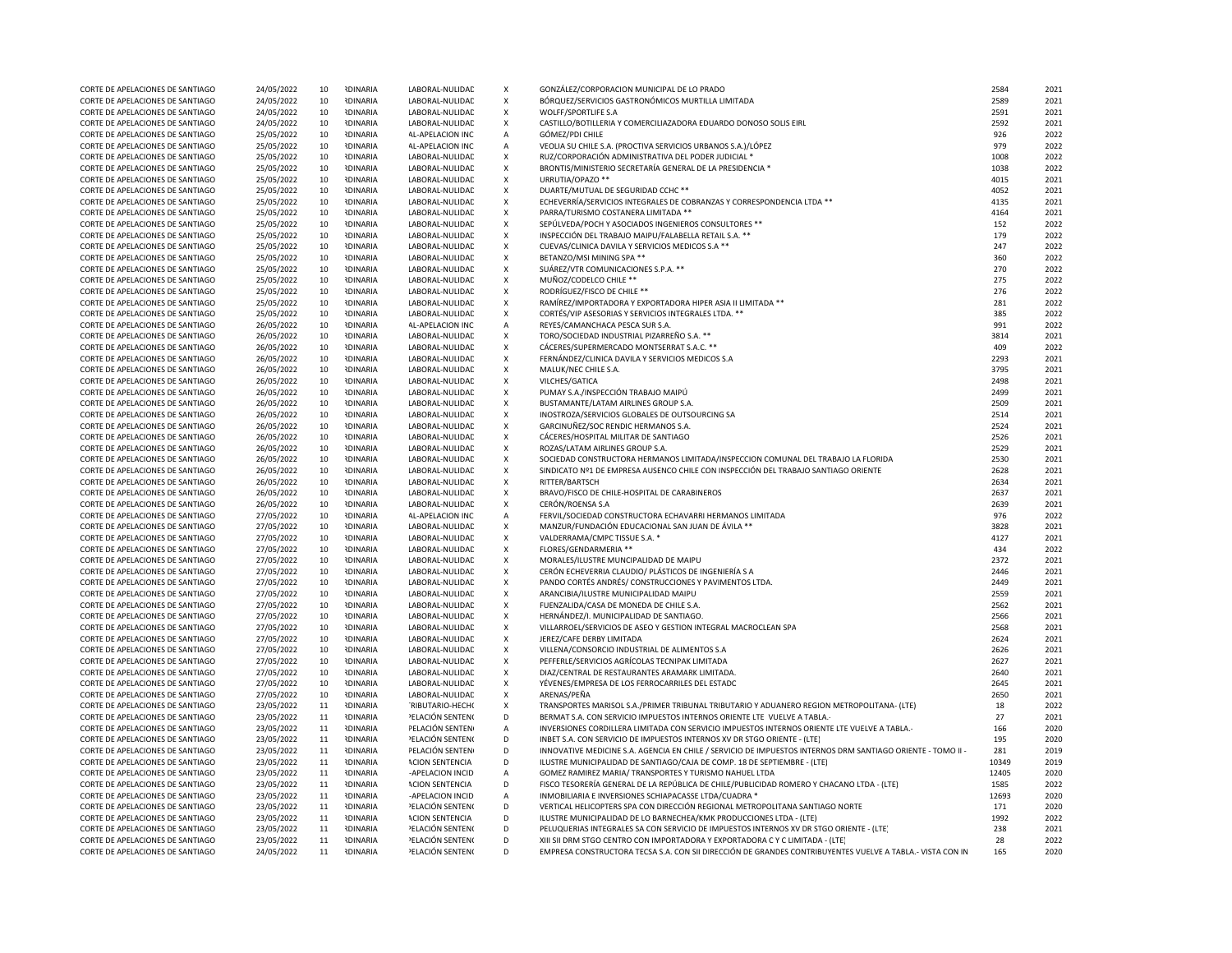| | | | | | | | | |
|---|---|---|---|---|---|---|---|---|
| CORTE DE APELACIONES DE SANTIAGO | 24/05/2022 | 10 | RDINARIA | LABORAL-NULIDAD | X | GONZÁLEZ/CORPORACION MUNICIPAL DE LO PRADO | 2584 | 2021 |
| CORTE DE APELACIONES DE SANTIAGO | 24/05/2022 | 10 | RDINARIA | LABORAL-NULIDAD | X | BÓRQUEZ/SERVICIOS GASTRONÓMICOS MURTILLA LIMITADA | 2589 | 2021 |
| CORTE DE APELACIONES DE SANTIAGO | 24/05/2022 | 10 | RDINARIA | LABORAL-NULIDAD | X | WOLFF/SPORTLIFE S.A | 2591 | 2021 |
| CORTE DE APELACIONES DE SANTIAGO | 24/05/2022 | 10 | RDINARIA | LABORAL-NULIDAD | X | CASTILLO/BOTILLERIA Y COMERCIALIZADORA EDUARDO DONOSO SOLIS EIRL | 2592 | 2021 |
| CORTE DE APELACIONES DE SANTIAGO | 25/05/2022 | 10 | RDINARIA | AL-APELACION INC | A | GÓMEZ/PDI CHILE | 926 | 2022 |
| CORTE DE APELACIONES DE SANTIAGO | 25/05/2022 | 10 | RDINARIA | AL-APELACION INC | A | VEOLIA SU CHILE S.A. (PROCTIVA SERVICIOS URBANOS S.A.)/LÓPEZ | 979 | 2022 |
| CORTE DE APELACIONES DE SANTIAGO | 25/05/2022 | 10 | RDINARIA | LABORAL-NULIDAD | X | RUZ/CORPORACIÓN ADMINISTRATIVA DEL PODER JUDICIAL * | 1008 | 2022 |
| CORTE DE APELACIONES DE SANTIAGO | 25/05/2022 | 10 | RDINARIA | LABORAL-NULIDAD | X | BRONTIS/MINISTERIO SECRETARÍA GENERAL DE LA PRESIDENCIA * | 1038 | 2022 |
| CORTE DE APELACIONES DE SANTIAGO | 25/05/2022 | 10 | RDINARIA | LABORAL-NULIDAD | X | URRUTIA/OPAZO ** | 4015 | 2021 |
| CORTE DE APELACIONES DE SANTIAGO | 25/05/2022 | 10 | RDINARIA | LABORAL-NULIDAD | X | DUARTE/MUTUAL DE SEGURIDAD CCHC ** | 4052 | 2021 |
| CORTE DE APELACIONES DE SANTIAGO | 25/05/2022 | 10 | RDINARIA | LABORAL-NULIDAD | X | ECHEVERRÍA/SERVICIOS INTEGRALES DE COBRANZAS Y CORRESPONDENCIA LTDA ** | 4135 | 2021 |
| CORTE DE APELACIONES DE SANTIAGO | 25/05/2022 | 10 | RDINARIA | LABORAL-NULIDAD | X | PARRA/TURISMO COSTANERA LIMITADA ** | 4164 | 2021 |
| CORTE DE APELACIONES DE SANTIAGO | 25/05/2022 | 10 | RDINARIA | LABORAL-NULIDAD | X | SEPÚLVEDA/POCH Y ASOCIADOS INGENIEROS CONSULTORES ** | 152 | 2022 |
| CORTE DE APELACIONES DE SANTIAGO | 25/05/2022 | 10 | RDINARIA | LABORAL-NULIDAD | X | INSPECCIÓN DEL TRABAJO MAIPU/FALABELLA RETAIL S.A. ** | 179 | 2022 |
| CORTE DE APELACIONES DE SANTIAGO | 25/05/2022 | 10 | RDINARIA | LABORAL-NULIDAD | X | CUEVAS/CLINICA DAVILA Y SERVICIOS MEDICOS S.A ** | 247 | 2022 |
| CORTE DE APELACIONES DE SANTIAGO | 25/05/2022 | 10 | RDINARIA | LABORAL-NULIDAD | X | BETANZO/MSI MINING SPA ** | 360 | 2022 |
| CORTE DE APELACIONES DE SANTIAGO | 25/05/2022 | 10 | RDINARIA | LABORAL-NULIDAD | X | SUÁREZ/VTR COMUNICACIONES S.P.A. ** | 270 | 2022 |
| CORTE DE APELACIONES DE SANTIAGO | 25/05/2022 | 10 | RDINARIA | LABORAL-NULIDAD | X | MUÑOZ/CODELCO CHILE ** | 275 | 2022 |
| CORTE DE APELACIONES DE SANTIAGO | 25/05/2022 | 10 | RDINARIA | LABORAL-NULIDAD | X | RODRÍGUEZ/FISCO DE CHILE ** | 276 | 2022 |
| CORTE DE APELACIONES DE SANTIAGO | 25/05/2022 | 10 | RDINARIA | LABORAL-NULIDAD | X | RAMÍREZ/IMPORTADORA Y EXPORTADORA HIPER ASIA II LIMITADA ** | 281 | 2022 |
| CORTE DE APELACIONES DE SANTIAGO | 25/05/2022 | 10 | RDINARIA | LABORAL-NULIDAD | X | CORTÉS/VIP ASESORIAS Y SERVICIOS INTEGRALES LTDA. ** | 385 | 2022 |
| CORTE DE APELACIONES DE SANTIAGO | 26/05/2022 | 10 | RDINARIA | AL-APELACION INC | A | REYES/CAMANCHACA PESCA SUR S.A. | 991 | 2022 |
| CORTE DE APELACIONES DE SANTIAGO | 26/05/2022 | 10 | RDINARIA | LABORAL-NULIDAD | X | TORO/SOCIEDAD INDUSTRIAL PIZARREÑO S.A. ** | 3814 | 2021 |
| CORTE DE APELACIONES DE SANTIAGO | 26/05/2022 | 10 | RDINARIA | LABORAL-NULIDAD | X | CÁCERES/SUPERMERCADO MONTSERRAT S.A.C. ** | 409 | 2022 |
| CORTE DE APELACIONES DE SANTIAGO | 26/05/2022 | 10 | RDINARIA | LABORAL-NULIDAD | X | FERNÁNDEZ/CLINICA DAVILA Y SERVICIOS MEDICOS S.A | 2293 | 2021 |
| CORTE DE APELACIONES DE SANTIAGO | 26/05/2022 | 10 | RDINARIA | LABORAL-NULIDAD | X | MALUK/NEC CHILE S.A. | 3795 | 2021 |
| CORTE DE APELACIONES DE SANTIAGO | 26/05/2022 | 10 | RDINARIA | LABORAL-NULIDAD | X | VILCHES/GATICA | 2498 | 2021 |
| CORTE DE APELACIONES DE SANTIAGO | 26/05/2022 | 10 | RDINARIA | LABORAL-NULIDAD | X | PUMAY S.A./INSPECCIÓN TRABAJO MAIPÚ | 2499 | 2021 |
| CORTE DE APELACIONES DE SANTIAGO | 26/05/2022 | 10 | RDINARIA | LABORAL-NULIDAD | X | BUSTAMANTE/LATAM AIRLINES GROUP S.A. | 2509 | 2021 |
| CORTE DE APELACIONES DE SANTIAGO | 26/05/2022 | 10 | RDINARIA | LABORAL-NULIDAD | X | INOSTROZA/SERVICIOS GLOBALES DE OUTSOURCING SA | 2514 | 2021 |
| CORTE DE APELACIONES DE SANTIAGO | 26/05/2022 | 10 | RDINARIA | LABORAL-NULIDAD | X | GARCINUÑEZ/SOC RENDIC HERMANOS S.A. | 2524 | 2021 |
| CORTE DE APELACIONES DE SANTIAGO | 26/05/2022 | 10 | RDINARIA | LABORAL-NULIDAD | X | CÁCERES/HOSPITAL MILITAR DE SANTIAGO | 2526 | 2021 |
| CORTE DE APELACIONES DE SANTIAGO | 26/05/2022 | 10 | RDINARIA | LABORAL-NULIDAD | X | ROZAS/LATAM AIRLINES GROUP S.A. | 2529 | 2021 |
| CORTE DE APELACIONES DE SANTIAGO | 26/05/2022 | 10 | RDINARIA | LABORAL-NULIDAD | X | SOCIEDAD CONSTRUCTORA HERMANOS LIMITADA/INSPECCION COMUNAL DEL TRABAJO LA FLORIDA | 2530 | 2021 |
| CORTE DE APELACIONES DE SANTIAGO | 26/05/2022 | 10 | RDINARIA | LABORAL-NULIDAD | X | SINDICATO Nº1 DE EMPRESA AUSENCO CHILE CON INSPECCIÓN DEL TRABAJO SANTIAGO ORIENTE | 2628 | 2021 |
| CORTE DE APELACIONES DE SANTIAGO | 26/05/2022 | 10 | RDINARIA | LABORAL-NULIDAD | X | RITTER/BARTSCH | 2634 | 2021 |
| CORTE DE APELACIONES DE SANTIAGO | 26/05/2022 | 10 | RDINARIA | LABORAL-NULIDAD | X | BRAVO/FISCO DE CHILE-HOSPITAL DE CARABINEROS | 2637 | 2021 |
| CORTE DE APELACIONES DE SANTIAGO | 26/05/2022 | 10 | RDINARIA | LABORAL-NULIDAD | X | CERÓN/ROENSA S.A | 2639 | 2021 |
| CORTE DE APELACIONES DE SANTIAGO | 27/05/2022 | 10 | RDINARIA | AL-APELACION INC | A | FERVIL/SOCIEDAD CONSTRUCTORA ECHAVARRI HERMANOS LIMITADA | 976 | 2022 |
| CORTE DE APELACIONES DE SANTIAGO | 27/05/2022 | 10 | RDINARIA | LABORAL-NULIDAD | X | MANZUR/FUNDACIÓN EDUCACIONAL SAN JUAN DE ÁVILA ** | 3828 | 2021 |
| CORTE DE APELACIONES DE SANTIAGO | 27/05/2022 | 10 | RDINARIA | LABORAL-NULIDAD | X | VALDERRAMA/CMPC TISSUE S.A. * | 4127 | 2021 |
| CORTE DE APELACIONES DE SANTIAGO | 27/05/2022 | 10 | RDINARIA | LABORAL-NULIDAD | X | FLORES/GENDARMERIA ** | 434 | 2022 |
| CORTE DE APELACIONES DE SANTIAGO | 27/05/2022 | 10 | RDINARIA | LABORAL-NULIDAD | X | MORALES/ILUSTRE MUNCIPALIDAD DE MAIPU | 2372 | 2021 |
| CORTE DE APELACIONES DE SANTIAGO | 27/05/2022 | 10 | RDINARIA | LABORAL-NULIDAD | X | CERÓN ECHEVERRIA CLAUDIO/ PLÁSTICOS DE INGENIERÍA S A | 2446 | 2021 |
| CORTE DE APELACIONES DE SANTIAGO | 27/05/2022 | 10 | RDINARIA | LABORAL-NULIDAD | X | PANDO CORTÉS ANDRÉS/ CONSTRUCCIONES Y PAVIMENTOS LTDA. | 2449 | 2021 |
| CORTE DE APELACIONES DE SANTIAGO | 27/05/2022 | 10 | RDINARIA | LABORAL-NULIDAD | X | ARANCIBIA/ILUSTRE MUNICIPALIDAD MAIPU | 2559 | 2021 |
| CORTE DE APELACIONES DE SANTIAGO | 27/05/2022 | 10 | RDINARIA | LABORAL-NULIDAD | X | FUENZALIDA/CASA DE MONEDA DE CHILE S.A. | 2562 | 2021 |
| CORTE DE APELACIONES DE SANTIAGO | 27/05/2022 | 10 | RDINARIA | LABORAL-NULIDAD | X | HERNÁNDEZ/I. MUNICIPALIDAD DE SANTIAGO. | 2566 | 2021 |
| CORTE DE APELACIONES DE SANTIAGO | 27/05/2022 | 10 | RDINARIA | LABORAL-NULIDAD | X | VILLARROEL/SERVICIOS DE ASEO Y GESTION INTEGRAL MACROCLEAN SPA | 2568 | 2021 |
| CORTE DE APELACIONES DE SANTIAGO | 27/05/2022 | 10 | RDINARIA | LABORAL-NULIDAD | X | JEREZ/CAFE DERBY LIMITADA | 2624 | 2021 |
| CORTE DE APELACIONES DE SANTIAGO | 27/05/2022 | 10 | RDINARIA | LABORAL-NULIDAD | X | VILLENA/CONSORCIO INDUSTRIAL DE ALIMENTOS S.A | 2626 | 2021 |
| CORTE DE APELACIONES DE SANTIAGO | 27/05/2022 | 10 | RDINARIA | LABORAL-NULIDAD | X | PEFFERLE/SERVICIOS AGRÍCOLAS TECNIPAK LIMITADA | 2627 | 2021 |
| CORTE DE APELACIONES DE SANTIAGO | 27/05/2022 | 10 | RDINARIA | LABORAL-NULIDAD | X | DIAZ/CENTRAL DE RESTAURANTES ARAMARK LIMITADA. | 2640 | 2021 |
| CORTE DE APELACIONES DE SANTIAGO | 27/05/2022 | 10 | RDINARIA | LABORAL-NULIDAD | X | YÉVENES/EMPRESA DE LOS FERROCARRILES DEL ESTADO | 2645 | 2021 |
| CORTE DE APELACIONES DE SANTIAGO | 27/05/2022 | 10 | RDINARIA | LABORAL-NULIDAD | X | ARENAS/PEÑA | 2650 | 2021 |
| CORTE DE APELACIONES DE SANTIAGO | 23/05/2022 | 11 | RDINARIA | TRIBUTARIO-HECHO | X | TRANSPORTES MARISOL S.A./PRIMER TRIBUNAL TRIBUTARIO Y ADUANERO REGION METROPOLITANA- (LTE) | 18 | 2022 |
| CORTE DE APELACIONES DE SANTIAGO | 23/05/2022 | 11 | RDINARIA | PELACIÓN SENTEN( | D | BERMAT S.A. CON SERVICIO IMPUESTOS INTERNOS ORIENTE LTE VUELVE A TABLA.- | 27 | 2021 |
| CORTE DE APELACIONES DE SANTIAGO | 23/05/2022 | 11 | RDINARIA | PELACIÓN SENTEN | A | INVERSIONES CORDILLERA LIMITADA CON SERVICIO IMPUESTOS INTERNOS ORIENTE LTE VUELVE A TABLA.- | 166 | 2020 |
| CORTE DE APELACIONES DE SANTIAGO | 23/05/2022 | 11 | RDINARIA | PELACIÓN SENTEN( | D | INBET S.A. CON SERVICIO DE IMPUESTOS INTERNOS XV DR STGO ORIENTE - (LTE) | 195 | 2020 |
| CORTE DE APELACIONES DE SANTIAGO | 23/05/2022 | 11 | RDINARIA | PELACIÓN SENTEN | D | INNOVATIVE MEDICINE S.A. AGENCIA EN CHILE / SERVICIO DE IMPUESTOS INTERNOS DRM SANTIAGO ORIENTE - TOMO II - | 281 | 2019 |
| CORTE DE APELACIONES DE SANTIAGO | 23/05/2022 | 11 | RDINARIA | ACION SENTENCIA | D | ILUSTRE MUNICIPALIDAD DE SANTIAGO/CAJA DE COMP. 18 DE SEPTIEMBRE - (LTE) | 10349 | 2019 |
| CORTE DE APELACIONES DE SANTIAGO | 23/05/2022 | 11 | RDINARIA | -APELACION INCID | A | GOMEZ RAMIREZ MARIA/ TRANSPORTES Y TURISMO NAHUEL LTDA | 12405 | 2020 |
| CORTE DE APELACIONES DE SANTIAGO | 23/05/2022 | 11 | RDINARIA | ACION SENTENCIA | D | FISCO TESORERÍA GENERAL DE LA REPÚBLICA DE CHILE/PUBLICIDAD ROMERO Y CHACANO LTDA - (LTE) | 1585 | 2022 |
| CORTE DE APELACIONES DE SANTIAGO | 23/05/2022 | 11 | RDINARIA | -APELACION INCID | A | INMOBILIARIA E INVERSIONES SCHIAPACASSE LTDA/CUADRA * | 12693 | 2020 |
| CORTE DE APELACIONES DE SANTIAGO | 23/05/2022 | 11 | RDINARIA | PELACIÓN SENTEN( | D | VERTICAL HELICOPTERS SPA CON DIRECCIÓN REGIONAL METROPOLITANA SANTIAGO NORTE | 171 | 2020 |
| CORTE DE APELACIONES DE SANTIAGO | 23/05/2022 | 11 | RDINARIA | ACION SENTENCIA | D | ILUSTRE MUNICIPALIDAD DE LO BARNECHEA/KMK PRODUCCIONES LTDA - (LTE) | 1992 | 2022 |
| CORTE DE APELACIONES DE SANTIAGO | 23/05/2022 | 11 | RDINARIA | PELACIÓN SENTEN( | D | PELUQUERIAS INTEGRALES SA CON SERVICIO DE IMPUESTOS INTERNOS XV DR STGO ORIENTE - (LTE) | 238 | 2021 |
| CORTE DE APELACIONES DE SANTIAGO | 23/05/2022 | 11 | RDINARIA | PELACIÓN SENTEN( | D | XIII SII DRM STGO CENTRO CON IMPORTADORA Y EXPORTADORA C Y C LIMITADA - (LTE) | 28 | 2022 |
| CORTE DE APELACIONES DE SANTIAGO | 24/05/2022 | 11 | RDINARIA | PELACIÓN SENTEN( | D | EMPRESA CONSTRUCTORA TECSA S.A. CON SII DIRECCIÓN DE GRANDES CONTRIBUYENTES VUELVE A TABLA.- VISTA CON IN | 165 | 2020 |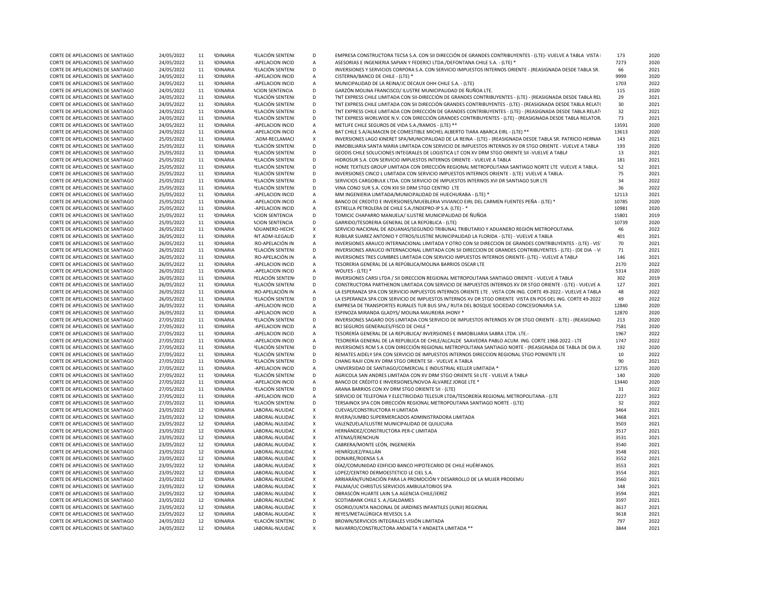| | | | | | | | | |
|---|---|---|---|---|---|---|---|---|
| CORTE DE APELACIONES DE SANTIAGO | 24/05/2022 | 11 | ɌDINARIA | ᴾELACIÓN SENTEN( | D | EMPRESA CONSTRUCTORA TECSA S.A. CON SII DIRECCIÓN DE GRANDES CONTRIBUYENTES - (LTE)- VUELVE A TABLA VISTA I | 173 | 2020 |
| CORTE DE APELACIONES DE SANTIAGO | 24/05/2022 | 11 | ɌDINARIA | -APELACION INCID | A | ASESORIAS E INGENIERIA SAPIAN Y FEDERICI LTDA./DEFONTANA CHILE S.A. - (LTE) * | 7273 | 2020 |
| CORTE DE APELACIONES DE SANTIAGO | 24/05/2022 | 11 | ɌDINARIA | ᴾELACIÓN SENTEN( | D | INVERSIONES Y SERVICIOS CORPORA S.A. CON SERVICIO IMPUESTOS INTERNOS ORIENTE - (REASIGNADA DESDE TABLA SR. | 66 | 2021 |
| CORTE DE APELACIONES DE SANTIAGO | 24/05/2022 | 11 | ɌDINARIA | -APELACION INCID | A | CISTERNA/BANCO DE CHILE - (LTE) * | 9999 | 2020 |
| CORTE DE APELACIONES DE SANTIAGO | 24/05/2022 | 11 | ɌDINARIA | -APELACION INCID | A | MUNICIPALIDAD DE LA REINA/JC DECAUX OHH CHILE S.A. - (LTE) | 1703 | 2022 |
| CORTE DE APELACIONES DE SANTIAGO | 24/05/2022 | 11 | ɌDINARIA | ACION SENTENCIA | D | GARZÓN MOLINA FRANCISCO/ ILUSTRE MUNICIPALIDAD DE ÑUÑOA LTE. | 115 | 2020 |
| CORTE DE APELACIONES DE SANTIAGO | 24/05/2022 | 11 | ɌDINARIA | ᴾELACIÓN SENTEN( | D | TNT EXPRESS CHILE LIMITADA CON SII-DIRECCIÓN DE GRANDES CONTRIBUYENTES - (LTE) - (REASIGNADA DESDE TABLA REL | 29 | 2021 |
| CORTE DE APELACIONES DE SANTIAGO | 24/05/2022 | 11 | ɌDINARIA | ᴾELACIÓN SENTEN( | D | TNT EXPRESS CHILE LIMITADA CON SII DIRECCIÓN GRANDES CONTRIBUYENTES - (LTE) - (REASIGNADA DESDE TABLA RELAT( | 30 | 2021 |
| CORTE DE APELACIONES DE SANTIAGO | 24/05/2022 | 11 | ɌDINARIA | ᴾELACIÓN SENTEN( | D | TNT EXPRESS CHILE LIMITADA CON DIRECCIÓN DE GRANDES CONTRIBUYENTES - (LTE) - (REASIGNADA DESDE TABLA RELAT | 32 | 2021 |
| CORTE DE APELACIONES DE SANTIAGO | 24/05/2022 | 11 | ɌDINARIA | ᴾELACIÓN SENTEN( | D | TNT EXPRESS WORLWIDE N.V. CON DIRECCIÓN GRANDES CONTRIBUYENTES - (LTE) - (REASIGNADA DESDE TABLA RELATOR, | 73 | 2021 |
| CORTE DE APELACIONES DE SANTIAGO | 24/05/2022 | 11 | ɌDINARIA | -APELACION INCID | A | METLIFE CHILE SEGUROS DE VIDA S.A./RAMOS - (LTE) ** | 13591 | 2020 |
| CORTE DE APELACIONES DE SANTIAGO | 24/05/2022 | 11 | ɌDINARIA | -APELACION INCID | A | BAT CHILE S.A/ALMACEN DE COMESTIBLE MICHEL ALBERTO TIARA ABARCA EIRL - (LTE) ** | 13613 | 2020 |
| CORTE DE APELACIONES DE SANTIAGO | 25/05/2022 | 11 | ɌDINARIA | .ADM-RECLAMACI | X | INVERSIONES LAGO KINERET SPA/MUNICIPALIDAD DE LA REINA - (LTE) - (REASIGNADA DESDE TABLA SR. PATRICIO HERNAN | 143 | 2021 |
| CORTE DE APELACIONES DE SANTIAGO | 25/05/2022 | 11 | ɌDINARIA | ᴾELACIÓN SENTEN( | D | INMOBILIARIA SANTA MARIA LIMITADA CON SERVICIO DE IMPUESTOS INTERNOS XV DR STGO ORIENTE - VUELVE A TABLA | 193 | 2020 |
| CORTE DE APELACIONES DE SANTIAGO | 25/05/2022 | 11 | ɌDINARIA | ᴾELACIÓN SENTEN( | D | GEODIS CHILE SOLUCIONES INTEGRALES DE LOGISTICA LT CON XV DRM STGO ORIENTE SII -VUELVE A TABLA | 13 | 2021 |
| CORTE DE APELACIONES DE SANTIAGO | 25/05/2022 | 11 | ɌDINARIA | ᴾELACIÓN SENTEN( | D | HIDROSUR S.A. CON SERVICIO IMPUESTOS INTERNOS ORIENTE - VUELVE A TABLA | 181 | 2021 |
| CORTE DE APELACIONES DE SANTIAGO | 25/05/2022 | 11 | ɌDINARIA | ᴾELACIÓN SENTEN( | D | HOME TEXTILES GROUP LIMITADA CON DIRECCIÓN REGIONAL METROPOLITANA SANTIAGO NORTE LTE VUELVE A TABLA.- | 52 | 2021 |
| CORTE DE APELACIONES DE SANTIAGO | 25/05/2022 | 11 | ɌDINARIA | ᴾELACIÓN SENTEN( | D | INVERSIONES CINCO L LIMITADA CON SERVICIO IMPUESTOS INTERNOS ORIENTE - (LTE) VUELVE A TABLA.- | 75 | 2021 |
| CORTE DE APELACIONES DE SANTIAGO | 25/05/2022 | 11 | ɌDINARIA | ᴾELACIÓN SENTEN( | D | SERVICIOS CARGOBULK LTDA. CON SERVICIO DE IMPUESTOS INTERNOS XVI DR SANTIAGO SUR LTE | 34 | 2022 |
| CORTE DE APELACIONES DE SANTIAGO | 25/05/2022 | 11 | ɌDINARIA | ᴾELACIÓN SENTEN( | D | VINA CONO SUR S.A. CON XIII SII DRM STGO CENTRO LTE | 36 | 2022 |
| CORTE DE APELACIONES DE SANTIAGO | 25/05/2022 | 11 | ɌDINARIA | -APELACION INCID | A | MM INGENIERIA LIMITADA/MUNICIPALIDAD DE HUECHURABA - (LTE) * | 12113 | 2021 |
| CORTE DE APELACIONES DE SANTIAGO | 25/05/2022 | 11 | ɌDINARIA | -APELACION INCID | A | BANCO DE CREDITO E INVERSIONES/MUEBLERIA VIVIANCO EIRL DEL CARMEN FUENTES PEÑA - (LTE) * | 10785 | 2020 |
| CORTE DE APELACIONES DE SANTIAGO | 25/05/2022 | 11 | ɌDINARIA | -APELACION INCID | A | ESTRELLA PETROLERA DE CHILE S.A./INDEPRO-IP S.A. (LTE) - * | 10981 | 2020 |
| CORTE DE APELACIONES DE SANTIAGO | 25/05/2022 | 11 | ɌDINARIA | ACION SENTENCIA | D | TOMICIC CHAPARRO MANUELA/ ILUSTRE MUNICIPALIDAD DE ÑUÑOA | 15801 | 2019 |
| CORTE DE APELACIONES DE SANTIAGO | 25/05/2022 | 11 | ɌDINARIA | ACION SENTENCIA | D | GARRIDO/TESORERIA GENERAL DE LA REPÚBLICA - (LTE) | 10739 | 2020 |
| CORTE DE APELACIONES DE SANTIAGO | 26/05/2022 | 11 | ɌDINARIA | ADUANERO-HECHC | X | SERVICIO NACIONAL DE ADUANAS/SEGUNDO TRIBUNAL TRIBUTARIO Y ADUANERO REGIÓN METROPOLITANA. | 46 | 2022 |
| CORTE DE APELACIONES DE SANTIAGO | 26/05/2022 | 11 | ɌDINARIA | NT.ADM-ILEGALID | X | RUBILAR SUAREZ ANTONIO Y OTROS/ILUSTRE MUNICIPALIDAD LA FLORIDA - (LTE) - VUELVE A TABLA | 401 | 2021 |
| CORTE DE APELACIONES DE SANTIAGO | 26/05/2022 | 11 | ɌDINARIA | :RO-APELACIÓN IN | A | INVERSIONES ARAUCO INTERNACIONAL LIMITADA Y OTRO CON SII DIRECCION DE GRANDES CONTRIBUYENTES - (LTE) - VIS | 70 | 2021 |
| CORTE DE APELACIONES DE SANTIAGO | 26/05/2022 | 11 | ɌDINARIA | ᴾELACIÓN SENTEN( | D | INVERSIONES ARAUCO INTERNACIONAL LIMITADA CON SII DIRECCION DE GRANDES CONTRIBUYENTES - (LTE) - (DE DIA - V | 71 | 2021 |
| CORTE DE APELACIONES DE SANTIAGO | 26/05/2022 | 11 | ɌDINARIA | :RO-APELACIÓN IN | A | INVERSIONES TRES CUMBRES LIMITADA CON SERVICIO IMPUESTOS INTERNOS ORIENTE- (LTE) - VUELVE A TABLA | 146 | 2021 |
| CORTE DE APELACIONES DE SANTIAGO | 26/05/2022 | 11 | ɌDINARIA | -APELACION INCID | A | TESORERIA GENERAL DE LA REPÚBLICA/MOLINA BARRIOS OSCAR LTE | 2170 | 2022 |
| CORTE DE APELACIONES DE SANTIAGO | 26/05/2022 | 11 | ɌDINARIA | -APELACION INCID | A | WOLFES - (LTE) * | 5314 | 2020 |
| CORTE DE APELACIONES DE SANTIAGO | 26/05/2022 | 11 | ɌDINARIA | ᴾELACIÓN SENTEN( | D | INVERSIONES CARSI LTDA / SII DIRECCION REGIONAL METROPOLITANA SANTIAGO ORIENTE - VUELVE A TABLA | 302 | 2019 |
| CORTE DE APELACIONES DE SANTIAGO | 26/05/2022 | 11 | ɌDINARIA | ᴾELACIÓN SENTEN( | D | CONSTRUCTORA PARTHENON LIMITADA CON SERVICIO DE IMPUESTOS INTERNOS XV DR STGO ORIENTE - (LTE) - VUELVE A | 127 | 2021 |
| CORTE DE APELACIONES DE SANTIAGO | 26/05/2022 | 11 | ɌDINARIA | :RO-APELACIÓN IN | A | LA ESPERANZA SPA CON SERVICIO IMPUESTOS INTERNOS ORIENTE LTE . VISTA CON ING. CORTE 49-2022.- VUELVE A TABLA | 48 | 2022 |
| CORTE DE APELACIONES DE SANTIAGO | 26/05/2022 | 11 | ɌDINARIA | ᴾELACIÓN SENTEN( | D | LA ESPERANZA SPA CON SERVICIO DE IMPUESTOS INTERNOS XV DR STGO ORIENTE VISTA EN POS DEL ING. CORTE 49-2022 | 49 | 2022 |
| CORTE DE APELACIONES DE SANTIAGO | 26/05/2022 | 11 | ɌDINARIA | -APELACION INCID | A | EMPRESA DE TRANSPORTES RURALES TUR BUS SPA./ RUTA DEL BOSQUE SOCIEDAD CONCESIONARIA S.A. | 12840 | 2020 |
| CORTE DE APELACIONES DE SANTIAGO | 26/05/2022 | 11 | ɌDINARIA | -APELACION INCID | A | ESPINOZA MIRANDA GLADYS/ MOLINA MAUREIRA JHONY * | 12870 | 2020 |
| CORTE DE APELACIONES DE SANTIAGO | 27/05/2022 | 11 | ɌDINARIA | ᴾELACIÓN SENTEN( | D | INVERSIONES SAGARO DOS LIMITADA CON SERVICIO DE IMPUESTOS INTERNOS XV DR STGO ORIENTE - (LTE) - (REASIGNAD | 213 | 2020 |
| CORTE DE APELACIONES DE SANTIAGO | 27/05/2022 | 11 | ɌDINARIA | -APELACION INCID | A | BCI SEGUROS GENERALES/FISCO DE CHILE * | 7581 | 2020 |
| CORTE DE APELACIONES DE SANTIAGO | 27/05/2022 | 11 | ɌDINARIA | -APELACION INCID | A | TESORERÍA GENERAL DE LA REPUBLICA/ INVERSIONES E INMOBILIARIA SABRA LTDA. LTE.- | 1967 | 2022 |
| CORTE DE APELACIONES DE SANTIAGO | 27/05/2022 | 11 | ɌDINARIA | -APELACION INCID | A | TESORERÍA GENERAL DE LA REPUBLICA DE CHILE/ALCALDE SAAVEDRA PABLO ACUM. ING. CORTE 1968-2022.- LTE | 1747 | 2022 |
| CORTE DE APELACIONES DE SANTIAGO | 27/05/2022 | 11 | ɌDINARIA | ᴾELACIÓN SENTEN( | D | INVERSIONES RCM S A CON DIRECCIÓN REGIONAL METROPOLITANA SANTIAGO NORTE - (REASIGNADA DE TABLA DE DIA JU | 192 | 2020 |
| CORTE DE APELACIONES DE SANTIAGO | 27/05/2022 | 11 | ɌDINARIA | ᴾELACIÓN SENTEN( | D | REMATES AIDELY SPA CON SERVICIO DE IMPUESTOS INTERNOS DIRECCION REGIONAL STGO PONIENTE LTE | 10 | 2022 |
| CORTE DE APELACIONES DE SANTIAGO | 27/05/2022 | 11 | ɌDINARIA | ᴾELACIÓN SENTEN( | D | CHANG RAJII CON XV DRM STGO ORIENTE SII - VUELVE A TABLA | 90 | 2021 |
| CORTE DE APELACIONES DE SANTIAGO | 27/05/2022 | 11 | ɌDINARIA | -APELACION INCID | A | UNIVERSIDAD DE SANTIAGO/COMERCIAL E INDUSTRIAL KELLER LIMITADA * | 12735 | 2020 |
| CORTE DE APELACIONES DE SANTIAGO | 27/05/2022 | 11 | ɌDINARIA | ᴾELACIÓN SENTEN( | D | AGRICOLA SAN ANDRES LIMITADA CON XV DRM STGO ORIENTE SII LTE - VUELVE A TABLA | 140 | 2020 |
| CORTE DE APELACIONES DE SANTIAGO | 27/05/2022 | 11 | ɌDINARIA | -APELACION INCID | A | BANCO DE CRÉDITO E INVERSIONES/NOVOA ÁLVAREZ JORGE LTE * | 13440 | 2020 |
| CORTE DE APELACIONES DE SANTIAGO | 27/05/2022 | 11 | ɌDINARIA | ᴾELACIÓN SENTEN( | D | ARANA BARRIOS CON XV DRM STGO ORIENTE SII - (LTE) | 31 | 2022 |
| CORTE DE APELACIONES DE SANTIAGO | 27/05/2022 | 11 | ɌDINARIA | -APELACION INCID | A | SERVICIO DE TELEFONIA Y ELECTRICIDAD TELESUR LTDA/TESORERÍA REGIONAL METROPOLITANA - (LTE | 2227 | 2022 |
| CORTE DE APELACIONES DE SANTIAGO | 27/05/2022 | 11 | ɌDINARIA | ᴾELACIÓN SENTEN( | D | TERSAINOX SPA CON DIRECCIÓN REGIONAL METROPOLITANA SANTIAGO NORTE - (LTE) | 32 | 2022 |
| CORTE DE APELACIONES DE SANTIAGO | 23/05/2022 | 12 | ɌDINARIA | LABORAL-NULIDAC | X | CUEVAS/CONSTRUCTORA H LIMITADA | 3464 | 2021 |
| CORTE DE APELACIONES DE SANTIAGO | 23/05/2022 | 12 | ɌDINARIA | LABORAL-NULIDAC | X | RIVERA/JUMBO SUPERMERCADOS ADMINISTRADORA LIMITADA | 3468 | 2021 |
| CORTE DE APELACIONES DE SANTIAGO | 23/05/2022 | 12 | ɌDINARIA | LABORAL-NULIDAC | X | VALENZUELA/ILUSTRE MUNICIPALIDAD DE QUILICURA | 3503 | 2021 |
| CORTE DE APELACIONES DE SANTIAGO | 23/05/2022 | 12 | ɌDINARIA | LABORAL-NULIDAC | X | HERNÁNDEZ/CONSTRUCTORA PER-C LIMITADA | 3517 | 2021 |
| CORTE DE APELACIONES DE SANTIAGO | 23/05/2022 | 12 | ɌDINARIA | LABORAL-NULIDAC | X | ATENAS/ERENCHUN | 3531 | 2021 |
| CORTE DE APELACIONES DE SANTIAGO | 23/05/2022 | 12 | ɌDINARIA | LABORAL-NULIDAC | X | CABRERA/MONTE LEÓN, INGENIERÍA | 3540 | 2021 |
| CORTE DE APELACIONES DE SANTIAGO | 23/05/2022 | 12 | ɌDINARIA | LABORAL-NULIDAC | X | HENRÍQUEZ/PAILLÁN | 3548 | 2021 |
| CORTE DE APELACIONES DE SANTIAGO | 23/05/2022 | 12 | ɌDINARIA | LABORAL-NULIDAC | X | DONAIRE/ROENSA S.A | 3552 | 2021 |
| CORTE DE APELACIONES DE SANTIAGO | 23/05/2022 | 12 | ɌDINARIA | LABORAL-NULIDAC | X | DÍAZ/COMUNIDAD EDIFICIO BANCO HIPOTECARIO DE CHILE HUÉRFANOS. | 3553 | 2021 |
| CORTE DE APELACIONES DE SANTIAGO | 23/05/2022 | 12 | ɌDINARIA | LABORAL-NULIDAC | X | LOPEZ/CENTRO DERMOESTETICO LE CIEL S.A. | 3554 | 2021 |
| CORTE DE APELACIONES DE SANTIAGO | 23/05/2022 | 12 | ɌDINARIA | LABORAL-NULIDAC | X | ARRIARÁN/FUNDACIÓN PARA LA PROMOCIÓN Y DESARROLLO DE LA MUJER PRODEMU | 3560 | 2021 |
| CORTE DE APELACIONES DE SANTIAGO | 23/05/2022 | 12 | ɌDINARIA | LABORAL-NULIDAC | X | PALMA/UC CHRISTUS SERVICIOS AMBULATORIOS SPA | 348 | 2021 |
| CORTE DE APELACIONES DE SANTIAGO | 23/05/2022 | 12 | ɌDINARIA | LABORAL-NULIDAC | X | OBRASCÓN HUARTE LAIN S.A AGENCIA CHILE/JEREZ | 3594 | 2021 |
| CORTE DE APELACIONES DE SANTIAGO | 23/05/2022 | 12 | ɌDINARIA | LABORAL-NULIDAC | X | SCOTIABANK CHILE S. A./GALDAMES | 3597 | 2021 |
| CORTE DE APELACIONES DE SANTIAGO | 23/05/2022 | 12 | ɌDINARIA | LABORAL-NULIDAC | X | OSORIO/JUNTA NACIONAL DE JARDINES INFANTILES (JUNJI) REGIONAL | 3617 | 2021 |
| CORTE DE APELACIONES DE SANTIAGO | 23/05/2022 | 12 | ɌDINARIA | LABORAL-NULIDAC | X | REYES/METALÚRGICA REVESOL S.A | 3618 | 2021 |
| CORTE DE APELACIONES DE SANTIAGO | 24/05/2022 | 12 | ɌDINARIA | 'ELACIÓN SENTENC | D | BROWN/SERVICIOS INTEGRALES VISIÓN LIMITADA | 797 | 2022 |
| CORTE DE APELACIONES DE SANTIAGO | 24/05/2022 | 12 | ɌDINARIA | LABORAL-NULIDAC | X | NAVARRO/CONSTRUCTORA ANDAETA Y ANDAETA LIMITADA ** | 3844 | 2021 |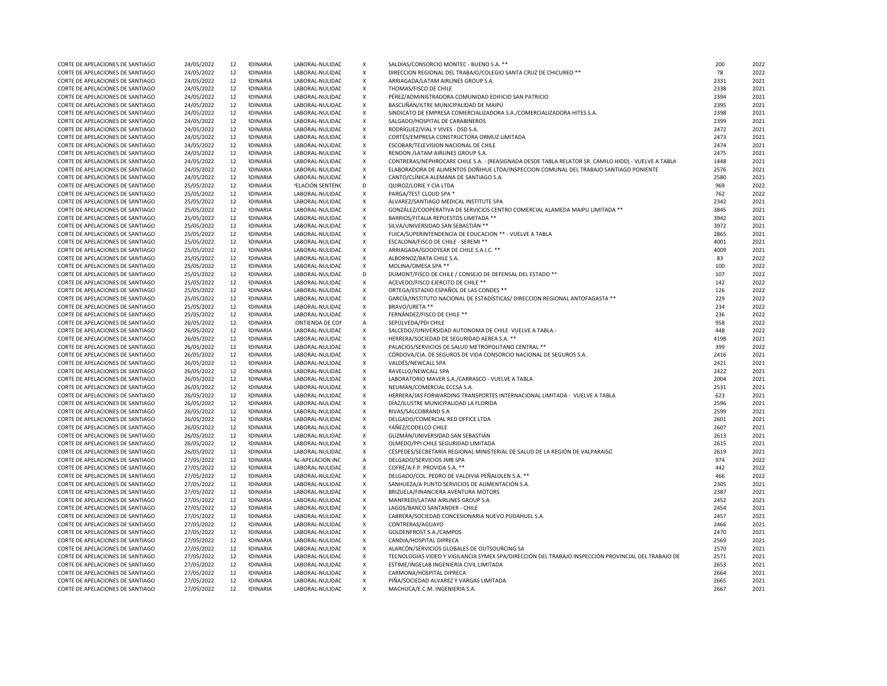| | | | | | | | | |
|---|---|---|---|---|---|---|---|---|
| CORTE DE APELACIONES DE SANTIAGO | 24/05/2022 | 12 | RDINARIA | LABORAL-NULIDAD | X | SALDÍAS/CONSORCIO MONTEC - BUENO S.A. ** | 200 | 2022 |
| CORTE DE APELACIONES DE SANTIAGO | 24/05/2022 | 12 | RDINARIA | LABORAL-NULIDAD | X | DIRECCION REGIONAL DEL TRABAJO/COLEGIO SANTA CRUZ DE CHICUREO ** | 78 | 2022 |
| CORTE DE APELACIONES DE SANTIAGO | 24/05/2022 | 12 | RDINARIA | LABORAL-NULIDAD | X | ARRIAGADA/LATAM AIRLINES GROUP S.A. | 2331 | 2021 |
| CORTE DE APELACIONES DE SANTIAGO | 24/05/2022 | 12 | RDINARIA | LABORAL-NULIDAD | X | THOMAS/FISCO DE CHILE | 2338 | 2021 |
| CORTE DE APELACIONES DE SANTIAGO | 24/05/2022 | 12 | RDINARIA | LABORAL-NULIDAD | X | PÉREZ/ADMINISTRADORA COMUNIDAD EDIFICIO SAN PATRICIO | 2394 | 2021 |
| CORTE DE APELACIONES DE SANTIAGO | 24/05/2022 | 12 | RDINARIA | LABORAL-NULIDAD | X | BASCUÑÁN/ILTRE MUNICIPALIDAD DE MAIPÚ | 2395 | 2021 |
| CORTE DE APELACIONES DE SANTIAGO | 24/05/2022 | 12 | RDINARIA | LABORAL-NULIDAD | X | SINDICATO DE EMPRESA COMERCIALIZADORA S.A./COMERCIALIZADORA HITES S.A. | 2398 | 2021 |
| CORTE DE APELACIONES DE SANTIAGO | 24/05/2022 | 12 | RDINARIA | LABORAL-NULIDAD | X | SALGADO/HOSPITAL DE CARABINEROS | 2399 | 2021 |
| CORTE DE APELACIONES DE SANTIAGO | 24/05/2022 | 12 | RDINARIA | LABORAL-NULIDAD | X | RODRÍGUEZ/VIAL Y VIVES - DSD S.A. | 2472 | 2021 |
| CORTE DE APELACIONES DE SANTIAGO | 24/05/2022 | 12 | RDINARIA | LABORAL-NULIDAD | X | CORTÉS/EMPRESA CONSTRUCTORA ORMUZ LIMITADA | 2473 | 2021 |
| CORTE DE APELACIONES DE SANTIAGO | 24/05/2022 | 12 | RDINARIA | LABORAL-NULIDAD | X | ESCOBAR/TELEVISION NACIONAL DE CHILE | 2474 | 2021 |
| CORTE DE APELACIONES DE SANTIAGO | 24/05/2022 | 12 | RDINARIA | LABORAL-NULIDAD | X | RENDON /LATAM AIRLINES GROUP S.A. | 2475 | 2021 |
| CORTE DE APELACIONES DE SANTIAGO | 24/05/2022 | 12 | RDINARIA | LABORAL-NULIDAD | X | CONTRERAS/NEPHROCARE CHILE S.A. - (REASIGNADA DESDE TABLA RELATOR SR. CAMILO HIDD) - VUELVE A TABLA | 1448 | 2021 |
| CORTE DE APELACIONES DE SANTIAGO | 24/05/2022 | 12 | RDINARIA | LABORAL-NULIDAD | X | ELABORADORA DE ALIMENTOS DOÑIHUE LTDA/INSPECCION COMUNAL DEL TRABAJO SANTIAGO PONIENTE | 2576 | 2021 |
| CORTE DE APELACIONES DE SANTIAGO | 24/05/2022 | 12 | RDINARIA | LABORAL-NULIDAD | X | CANTO/CLÍNICA ALEMANA DE SANTIAGO S.A. | 2580 | 2021 |
| CORTE DE APELACIONES DE SANTIAGO | 25/05/2022 | 12 | RDINARIA | 'ELACIÓN SENTENC | D | QUIROZ/LORIE Y CIA LTDA | 969 | 2022 |
| CORTE DE APELACIONES DE SANTIAGO | 25/05/2022 | 12 | RDINARIA | LABORAL-NULIDAD | X | PARGA/TEST CLOUD SPA * | 762 | 2022 |
| CORTE DE APELACIONES DE SANTIAGO | 25/05/2022 | 12 | RDINARIA | LABORAL-NULIDAD | X | ÁLVAREZ/SANTIAGO MEDICAL INSTITUTE SPA | 2342 | 2021 |
| CORTE DE APELACIONES DE SANTIAGO | 25/05/2022 | 12 | RDINARIA | LABORAL-NULIDAD | X | GONZÁLEZ/COOPERATIVA DE SERVICIOS CENTRO COMERCIAL ALAMEDA MAIPU LIMITADA ** | 3845 | 2021 |
| CORTE DE APELACIONES DE SANTIAGO | 25/05/2022 | 12 | RDINARIA | LABORAL-NULIDAD | X | BARRIOS/FITALIA REPUESTOS LIMITADA ** | 3942 | 2021 |
| CORTE DE APELACIONES DE SANTIAGO | 25/05/2022 | 12 | RDINARIA | LABORAL-NULIDAD | X | SILVA/UNIVERSIDAD SAN SEBASTIÁN ** | 3972 | 2021 |
| CORTE DE APELACIONES DE SANTIAGO | 25/05/2022 | 12 | RDINARIA | LABORAL-NULIDAD | X | FUICA/SUPERINTENDENCIA DE EDUCACION ** - VUELVE A TABLA | 2865 | 2021 |
| CORTE DE APELACIONES DE SANTIAGO | 25/05/2022 | 12 | RDINARIA | LABORAL-NULIDAD | X | ESCALONA/FISCO DE CHILE - SEREMI ** | 4001 | 2021 |
| CORTE DE APELACIONES DE SANTIAGO | 25/05/2022 | 12 | RDINARIA | LABORAL-NULIDAD | X | ARRIAGADA/GOODYEAR DE CHILE S.A.I.C. ** | 4009 | 2021 |
| CORTE DE APELACIONES DE SANTIAGO | 25/05/2022 | 12 | RDINARIA | LABORAL-NULIDAD | X | ALBORNOZ/BATA CHILE S.A. | 83 | 2022 |
| CORTE DE APELACIONES DE SANTIAGO | 25/05/2022 | 12 | RDINARIA | LABORAL-NULIDAD | X | MOLINA/OMESA SPA ** | 100 | 2022 |
| CORTE DE APELACIONES DE SANTIAGO | 25/05/2022 | 12 | RDINARIA | LABORAL-NULIDAD | D | DUMONT/FISCO DE CHILE / CONSEJO DE DEFENSAL DEL ESTADO ** | 107 | 2022 |
| CORTE DE APELACIONES DE SANTIAGO | 25/05/2022 | 12 | RDINARIA | LABORAL-NULIDAD | X | ACEVEDO/FISCO EJERCITO DE CHILE ** | 142 | 2022 |
| CORTE DE APELACIONES DE SANTIAGO | 25/05/2022 | 12 | RDINARIA | LABORAL-NULIDAD | X | ORTEGA/ESTADIO ESPAÑOL DE LAS CONDES ** | 126 | 2022 |
| CORTE DE APELACIONES DE SANTIAGO | 25/05/2022 | 12 | RDINARIA | LABORAL-NULIDAD | X | GARCÍA/INSTITUTO NACIONAL DE ESTADÍSTICAS/ DIRECCION REGIONAL ANTOFAGASTA ** | 229 | 2022 |
| CORTE DE APELACIONES DE SANTIAGO | 25/05/2022 | 12 | RDINARIA | LABORAL-NULIDAD | X | BRAVO/URETA ** | 234 | 2022 |
| CORTE DE APELACIONES DE SANTIAGO | 25/05/2022 | 12 | RDINARIA | LABORAL-NULIDAD | X | FERNÁNDEZ/FISCO DE CHILE ** | 236 | 2022 |
| CORTE DE APELACIONES DE SANTIAGO | 26/05/2022 | 12 | RDINARIA | :ONTIENDA DE COI | A | SEPÚLVEDA/PDI CHILE | 958 | 2022 |
| CORTE DE APELACIONES DE SANTIAGO | 26/05/2022 | 12 | RDINARIA | LABORAL-NULIDAD | X | SALCEDO//UNIVERSIDAD AUTONOMA DE CHILE VUELVE A TABLA.- | 448 | 2022 |
| CORTE DE APELACIONES DE SANTIAGO | 26/05/2022 | 12 | RDINARIA | LABORAL-NULIDAD | X | HERRERA/SOCIEDAD DE SEGURIDAD AEREA S.A. ** | 4198 | 2021 |
| CORTE DE APELACIONES DE SANTIAGO | 26/05/2022 | 12 | RDINARIA | LABORAL-NULIDAD | X | PALACIOS/SERVICIOS DE SALUD METROPOLITANO CENTRAL ** | 399 | 2022 |
| CORTE DE APELACIONES DE SANTIAGO | 26/05/2022 | 12 | RDINARIA | LABORAL-NULIDAD | X | CÓRDOVA/CIA. DE SEGUROS DE VIDA CONSORCIO NACIONAL DE SEGUROS S.A. | 2416 | 2021 |
| CORTE DE APELACIONES DE SANTIAGO | 26/05/2022 | 12 | RDINARIA | LABORAL-NULIDAD | X | VALDÉS/NEWCALL SPA | 2421 | 2021 |
| CORTE DE APELACIONES DE SANTIAGO | 26/05/2022 | 12 | RDINARIA | LABORAL-NULIDAD | X | RAVELLO/NEWCALL SPA | 2422 | 2021 |
| CORTE DE APELACIONES DE SANTIAGO | 26/05/2022 | 12 | RDINARIA | LABORAL-NULIDAD | X | LABORATORIO MAVER S.A./CARRASCO - VUELVE A TABLA | 2004 | 2021 |
| CORTE DE APELACIONES DE SANTIAGO | 26/05/2022 | 12 | RDINARIA | LABORAL-NULIDAD | X | NEUMAN/COMERCIAL ECCSA S.A. | 2531 | 2021 |
| CORTE DE APELACIONES DE SANTIAGO | 26/05/2022 | 12 | RDINARIA | LABORAL-NULIDAD | X | HERRERA/JAS FORWARDING TRANSPORTES INTERNACIONAL LIMITADA - VUELVE A TABLA | 623 | 2021 |
| CORTE DE APELACIONES DE SANTIAGO | 26/05/2022 | 12 | RDINARIA | LABORAL-NULIDAD | X | DÍAZ/ILUSTRE MUNICIPALIDAD LA FLORIDA | 2596 | 2021 |
| CORTE DE APELACIONES DE SANTIAGO | 26/05/2022 | 12 | RDINARIA | LABORAL-NULIDAD | X | RIVAS/SALCOBRAND S.A | 2599 | 2021 |
| CORTE DE APELACIONES DE SANTIAGO | 26/05/2022 | 12 | RDINARIA | LABORAL-NULIDAD | X | DELGADO/COMERCIAL RED OFFICE LTDA | 2601 | 2021 |
| CORTE DE APELACIONES DE SANTIAGO | 26/05/2022 | 12 | RDINARIA | LABORAL-NULIDAD | X | YÁÑEZ/CODELCO CHILE | 2607 | 2021 |
| CORTE DE APELACIONES DE SANTIAGO | 26/05/2022 | 12 | RDINARIA | LABORAL-NULIDAD | X | GUZMÁN/UNIVERSIDAD SAN SEBASTIÁN | 2613 | 2021 |
| CORTE DE APELACIONES DE SANTIAGO | 26/05/2022 | 12 | RDINARIA | LABORAL-NULIDAD | X | OLMEDO/PPI CHILE SEGURIDAD LIMITADA | 2615 | 2021 |
| CORTE DE APELACIONES DE SANTIAGO | 26/05/2022 | 12 | RDINARIA | LABORAL-NULIDAD | X | CÉSPEDES/SECRETARÍA REGIONAL MINISTERIAL DE SALUD DE LA REGIÓN DE VALPARAISO | 2619 | 2021 |
| CORTE DE APELACIONES DE SANTIAGO | 27/05/2022 | 12 | RDINARIA | AL-APELACION INC | A | DELGADO/SERVICIOS JMB SPA | 974 | 2022 |
| CORTE DE APELACIONES DE SANTIAGO | 27/05/2022 | 12 | RDINARIA | LABORAL-NULIDAD | X | COFRÉ/A.F.P. PROVIDA S.A. ** | 442 | 2022 |
| CORTE DE APELACIONES DE SANTIAGO | 27/05/2022 | 12 | RDINARIA | LABORAL-NULIDAD | X | DELGADO/COL. PEDRO DE VALDIVIA PEÑALOLEN S.A. ** | 466 | 2022 |
| CORTE DE APELACIONES DE SANTIAGO | 27/05/2022 | 12 | RDINARIA | LABORAL-NULIDAD | X | SANHUEZA/A PUNTO SERVICIOS DE ALIMENTACIÓN S.A. | 2305 | 2021 |
| CORTE DE APELACIONES DE SANTIAGO | 27/05/2022 | 12 | RDINARIA | LABORAL-NULIDAD | X | BRIZUELA/FINANCIERA AVENTURA MOTORS | 2387 | 2021 |
| CORTE DE APELACIONES DE SANTIAGO | 27/05/2022 | 12 | RDINARIA | LABORAL-NULIDAD | X | MANFREDI/LATAM AIRLINES GROUP S.A. | 2452 | 2021 |
| CORTE DE APELACIONES DE SANTIAGO | 27/05/2022 | 12 | RDINARIA | LABORAL-NULIDAD | X | LAGOS/BANCO SANTANDER - CHILE | 2454 | 2021 |
| CORTE DE APELACIONES DE SANTIAGO | 27/05/2022 | 12 | RDINARIA | LABORAL-NULIDAD | X | CABRERA/SOCIEDAD CONCESIONARIA NUEVO PUDAHUEL S.A. | 2457 | 2021 |
| CORTE DE APELACIONES DE SANTIAGO | 27/05/2022 | 12 | RDINARIA | LABORAL-NULIDAD | X | CONTRERAS/AGUAYO | 2466 | 2021 |
| CORTE DE APELACIONES DE SANTIAGO | 27/05/2022 | 12 | RDINARIA | LABORAL-NULIDAD | X | GOLDENFROST S.A./CAMPOS | 2470 | 2021 |
| CORTE DE APELACIONES DE SANTIAGO | 27/05/2022 | 12 | RDINARIA | LABORAL-NULIDAD | X | CANDIA/HOSPITAL DIPRECA | 2569 | 2021 |
| CORTE DE APELACIONES DE SANTIAGO | 27/05/2022 | 12 | RDINARIA | LABORAL-NULIDAD | X | ALARCÓN/SERVICIOS GLOBALES DE OUTSOURCING SA | 2570 | 2021 |
| CORTE DE APELACIONES DE SANTIAGO | 27/05/2022 | 12 | RDINARIA | LABORAL-NULIDAD | X | TECNOLOGIAS VIDEO Y VIGILANCIA SYMEX SPA/DIRECCIÓN DEL TRABAJO INSPECCIÓN PROVINCIAL DEL TRABAJO DE | 2571 | 2021 |
| CORTE DE APELACIONES DE SANTIAGO | 27/05/2022 | 12 | RDINARIA | LABORAL-NULIDAD | X | ESTIME/INGELAB INGENIERÍA CIVIL LIMITADA | 2653 | 2021 |
| CORTE DE APELACIONES DE SANTIAGO | 27/05/2022 | 12 | RDINARIA | LABORAL-NULIDAD | X | CARMONA/HOSPITAL DIPRECA | 2664 | 2021 |
| CORTE DE APELACIONES DE SANTIAGO | 27/05/2022 | 12 | RDINARIA | LABORAL-NULIDAD | X | PIÑA/SOCIEDAD ALVAREZ Y VARGAS LIMITADA | 2665 | 2021 |
| CORTE DE APELACIONES DE SANTIAGO | 27/05/2022 | 12 | RDINARIA | LABORAL-NULIDAD | X | MACHUCA/E.C.M. INGENIERIA S.A. | 2667 | 2021 |